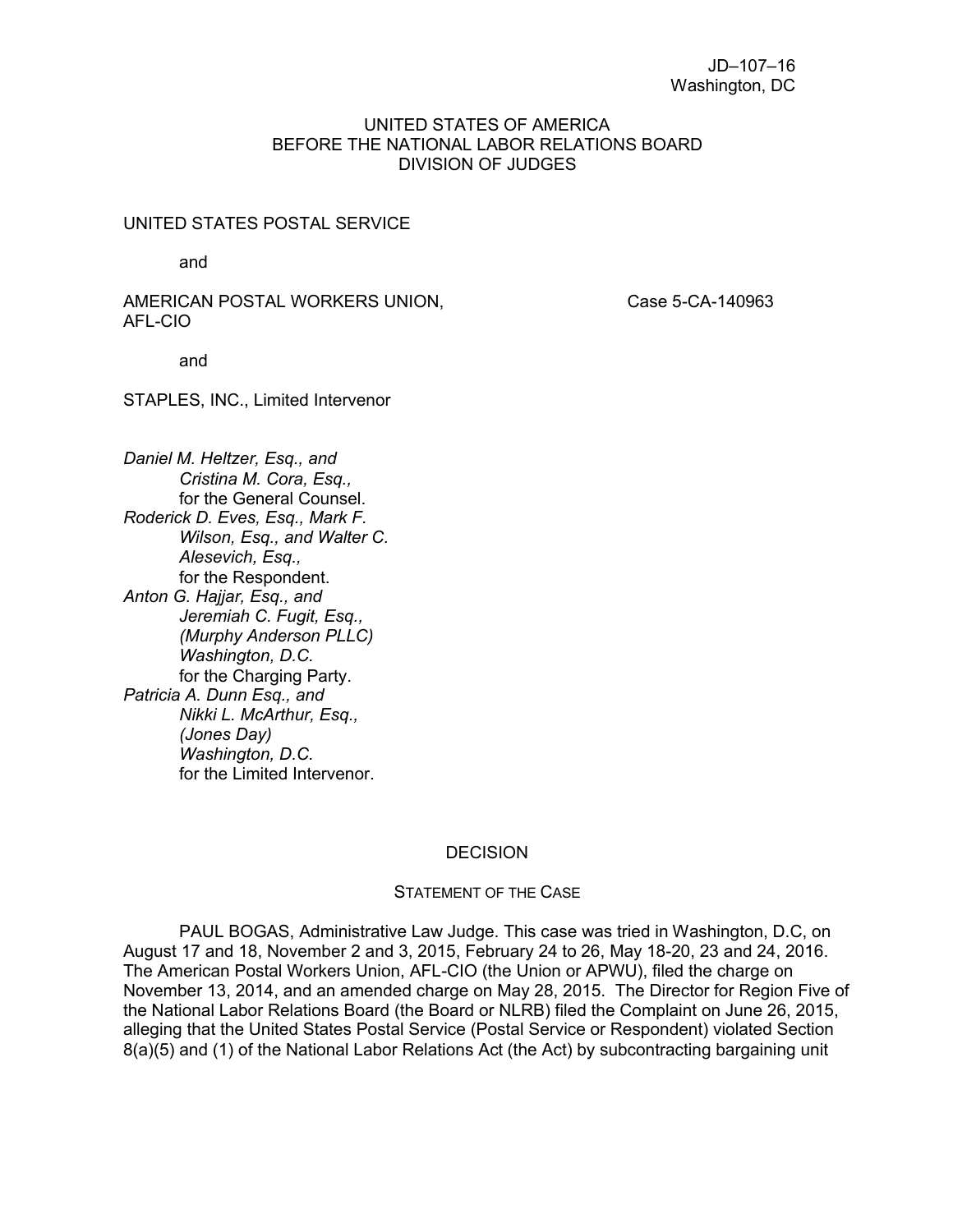JD–107–16
Washington, DC

UNITED STATES OF AMERICA
BEFORE THE NATIONAL LABOR RELATIONS BOARD
DIVISION OF JUDGES

UNITED STATES POSTAL SERVICE

and

AMERICAN POSTAL WORKERS UNION, AFL-CIO — Case 5-CA-140963

and

STAPLES, INC., Limited Intervenor

*Daniel M. Heltzer, Esq., and Cristina M. Cora, Esq.,*
for the General Counsel.
*Roderick D. Eves, Esq., Mark F. Wilson, Esq., and Walter C. Alesevich, Esq.,*
for the Respondent.
*Anton G. Hajjar, Esq., and Jeremiah C. Fugit, Esq., (Murphy Anderson PLLC) Washington, D.C.*
for the Charging Party.
*Patricia A. Dunn Esq., and Nikki L. McArthur, Esq., (Jones Day) Washington, D.C.*
for the Limited Intervenor.

## DECISION

### STATEMENT OF THE CASE

PAUL BOGAS, Administrative Law Judge. This case was tried in Washington, D.C, on August 17 and 18, November 2 and 3, 2015, February 24 to 26, May 18-20, 23 and 24, 2016. The American Postal Workers Union, AFL-CIO (the Union or APWU), filed the charge on November 13, 2014, and an amended charge on May 28, 2015. The Director for Region Five of the National Labor Relations Board (the Board or NLRB) filed the Complaint on June 26, 2015, alleging that the United States Postal Service (Postal Service or Respondent) violated Section 8(a)(5) and (1) of the National Labor Relations Act (the Act) by subcontracting bargaining unit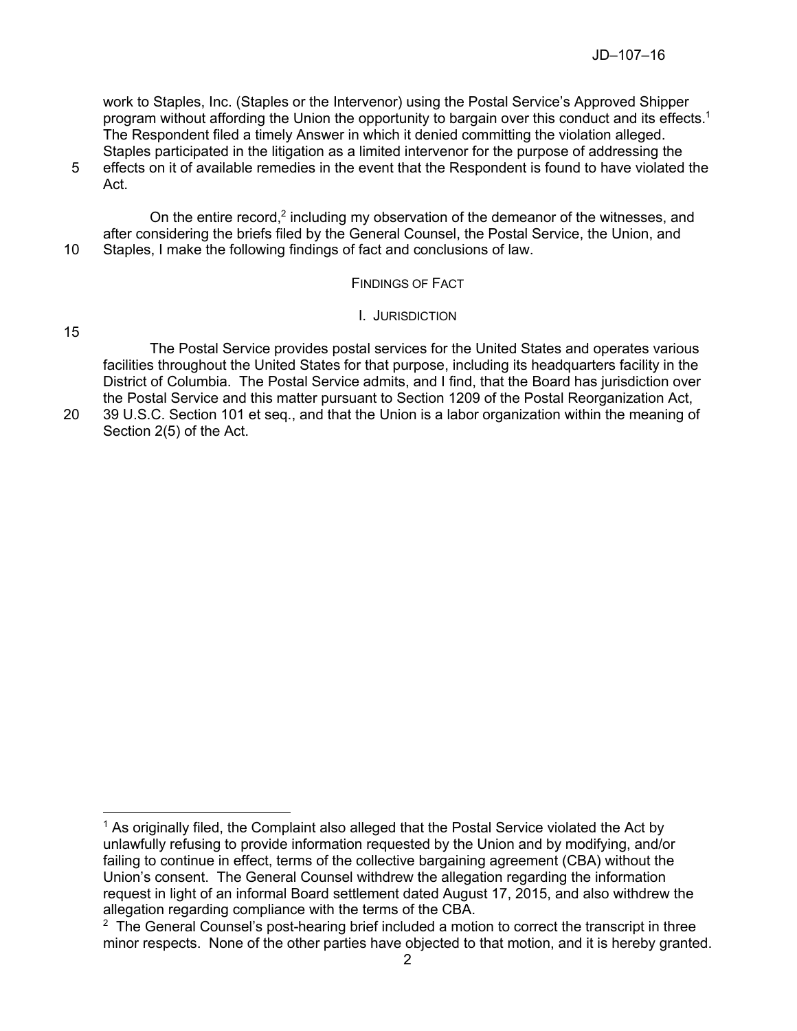work to Staples, Inc. (Staples or the Intervenor) using the Postal Service's Approved Shipper program without affording the Union the opportunity to bargain over this conduct and its effects.[1] The Respondent filed a timely Answer in which it denied committing the violation alleged. Staples participated in the litigation as a limited intervenor for the purpose of addressing the effects on it of available remedies in the event that the Respondent is found to have violated the Act.

On the entire record,[2] including my observation of the demeanor of the witnesses, and after considering the briefs filed by the General Counsel, the Postal Service, the Union, and Staples, I make the following findings of fact and conclusions of law.

## FINDINGS OF FACT

### I. JURISDICTION

The Postal Service provides postal services for the United States and operates various facilities throughout the United States for that purpose, including its headquarters facility in the District of Columbia. The Postal Service admits, and I find, that the Board has jurisdiction over the Postal Service and this matter pursuant to Section 1209 of the Postal Reorganization Act, 39 U.S.C. Section 101 et seq., and that the Union is a labor organization within the meaning of Section 2(5) of the Act.

---

[1] As originally filed, the Complaint also alleged that the Postal Service violated the Act by unlawfully refusing to provide information requested by the Union and by modifying, and/or failing to continue in effect, terms of the collective bargaining agreement (CBA) without the Union's consent. The General Counsel withdrew the allegation regarding the information request in light of an informal Board settlement dated August 17, 2015, and also withdrew the allegation regarding compliance with the terms of the CBA.

[2] The General Counsel's post-hearing brief included a motion to correct the transcript in three minor respects. None of the other parties have objected to that motion, and it is hereby granted.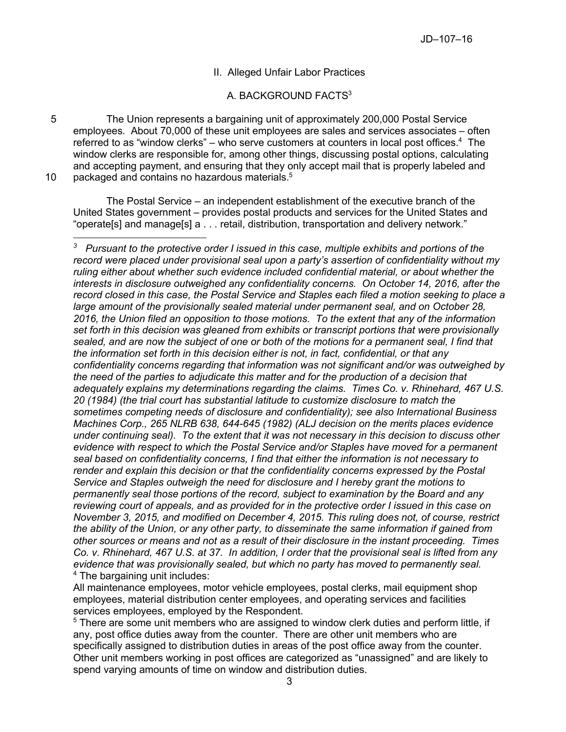## II. Alleged Unfair Labor Practices

### A. BACKGROUND FACTS[3]

The Union represents a bargaining unit of approximately 200,000 Postal Service employees. About 70,000 of these unit employees are sales and services associates – often referred to as "window clerks" – who serve customers at counters in local post offices.[4] The window clerks are responsible for, among other things, discussing postal options, calculating and accepting payment, and ensuring that they only accept mail that is properly labeled and packaged and contains no hazardous materials.[5]

The Postal Service – an independent establishment of the executive branch of the United States government – provides postal products and services for the United States and "operate[s] and manage[s] a . . . retail, distribution, transportation and delivery network."

---

[3] *Pursuant to the protective order I issued in this case, multiple exhibits and portions of the record were placed under provisional seal upon a party's assertion of confidentiality without my ruling either about whether such evidence included confidential material, or about whether the interests in disclosure outweighed any confidentiality concerns. On October 14, 2016, after the record closed in this case, the Postal Service and Staples each filed a motion seeking to place a large amount of the provisionally sealed material under permanent seal, and on October 28, 2016, the Union filed an opposition to those motions. To the extent that any of the information set forth in this decision was gleaned from exhibits or transcript portions that were provisionally sealed, and are now the subject of one or both of the motions for a permanent seal, I find that the information set forth in this decision either is not, in fact, confidential, or that any confidentiality concerns regarding that information was not significant and/or was outweighed by the need of the parties to adjudicate this matter and for the production of a decision that adequately explains my determinations regarding the claims. Times Co. v. Rhinehard, 467 U.S. 20 (1984) (the trial court has substantial latitude to customize disclosure to match the sometimes competing needs of disclosure and confidentiality); see also International Business Machines Corp., 265 NLRB 638, 644-645 (1982) (ALJ decision on the merits places evidence under continuing seal). To the extent that it was not necessary in this decision to discuss other evidence with respect to which the Postal Service and/or Staples have moved for a permanent seal based on confidentiality concerns, I find that either the information is not necessary to render and explain this decision or that the confidentiality concerns expressed by the Postal Service and Staples outweigh the need for disclosure and I hereby grant the motions to permanently seal those portions of the record, subject to examination by the Board and any reviewing court of appeals, and as provided for in the protective order I issued in this case on November 3, 2015, and modified on December 4, 2015. This ruling does not, of course, restrict the ability of the Union, or any other party, to disseminate the same information if gained from other sources or means and not as a result of their disclosure in the instant proceeding. Times Co. v. Rhinehard, 467 U.S. at 37. In addition, I order that the provisional seal is lifted from any evidence that was provisionally sealed, but which no party has moved to permanently seal.*

[4] The bargaining unit includes:
All maintenance employees, motor vehicle employees, postal clerks, mail equipment shop employees, material distribution center employees, and operating services and facilities services employees, employed by the Respondent.

[5] There are some unit members who are assigned to window clerk duties and perform little, if any, post office duties away from the counter. There are other unit members who are specifically assigned to distribution duties in areas of the post office away from the counter. Other unit members working in post offices are categorized as "unassigned" and are likely to spend varying amounts of time on window and distribution duties.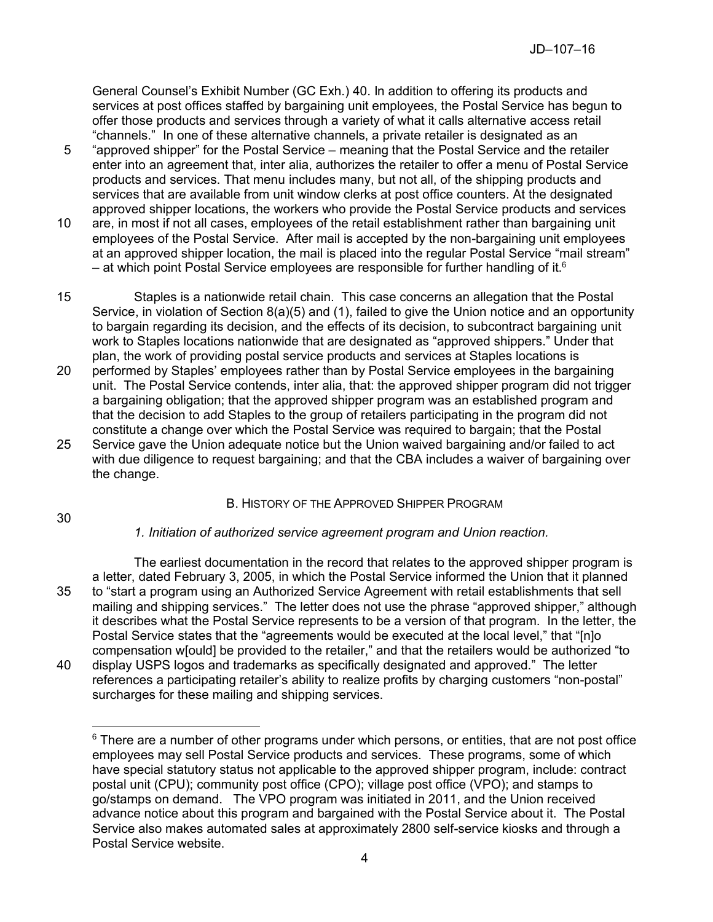General Counsel's Exhibit Number (GC Exh.) 40. In addition to offering its products and services at post offices staffed by bargaining unit employees, the Postal Service has begun to offer those products and services through a variety of what it calls alternative access retail "channels." In one of these alternative channels, a private retailer is designated as an "approved shipper" for the Postal Service – meaning that the Postal Service and the retailer enter into an agreement that, inter alia, authorizes the retailer to offer a menu of Postal Service products and services. That menu includes many, but not all, of the shipping products and services that are available from unit window clerks at post office counters. At the designated approved shipper locations, the workers who provide the Postal Service products and services are, in most if not all cases, employees of the retail establishment rather than bargaining unit employees of the Postal Service. After mail is accepted by the non-bargaining unit employees at an approved shipper location, the mail is placed into the regular Postal Service "mail stream" – at which point Postal Service employees are responsible for further handling of it.[6]

Staples is a nationwide retail chain. This case concerns an allegation that the Postal Service, in violation of Section 8(a)(5) and (1), failed to give the Union notice and an opportunity to bargain regarding its decision, and the effects of its decision, to subcontract bargaining unit work to Staples locations nationwide that are designated as "approved shippers." Under that plan, the work of providing postal service products and services at Staples locations is performed by Staples' employees rather than by Postal Service employees in the bargaining unit. The Postal Service contends, inter alia, that: the approved shipper program did not trigger a bargaining obligation; that the approved shipper program was an established program and that the decision to add Staples to the group of retailers participating in the program did not constitute a change over which the Postal Service was required to bargain; that the Postal Service gave the Union adequate notice but the Union waived bargaining and/or failed to act with due diligence to request bargaining; and that the CBA includes a waiver of bargaining over the change.

## B. History of the Approved Shipper Program

### *1. Initiation of authorized service agreement program and Union reaction.*

The earliest documentation in the record that relates to the approved shipper program is a letter, dated February 3, 2005, in which the Postal Service informed the Union that it planned to "start a program using an Authorized Service Agreement with retail establishments that sell mailing and shipping services." The letter does not use the phrase "approved shipper," although it describes what the Postal Service represents to be a version of that program. In the letter, the Postal Service states that the "agreements would be executed at the local level," that "[n]o compensation w[ould] be provided to the retailer," and that the retailers would be authorized "to display USPS logos and trademarks as specifically designated and approved." The letter references a participating retailer's ability to realize profits by charging customers "non-postal" surcharges for these mailing and shipping services.

---

[6] There are a number of other programs under which persons, or entities, that are not post office employees may sell Postal Service products and services. These programs, some of which have special statutory status not applicable to the approved shipper program, include: contract postal unit (CPU); community post office (CPO); village post office (VPO); and stamps to go/stamps on demand. The VPO program was initiated in 2011, and the Union received advance notice about this program and bargained with the Postal Service about it. The Postal Service also makes automated sales at approximately 2800 self-service kiosks and through a Postal Service website.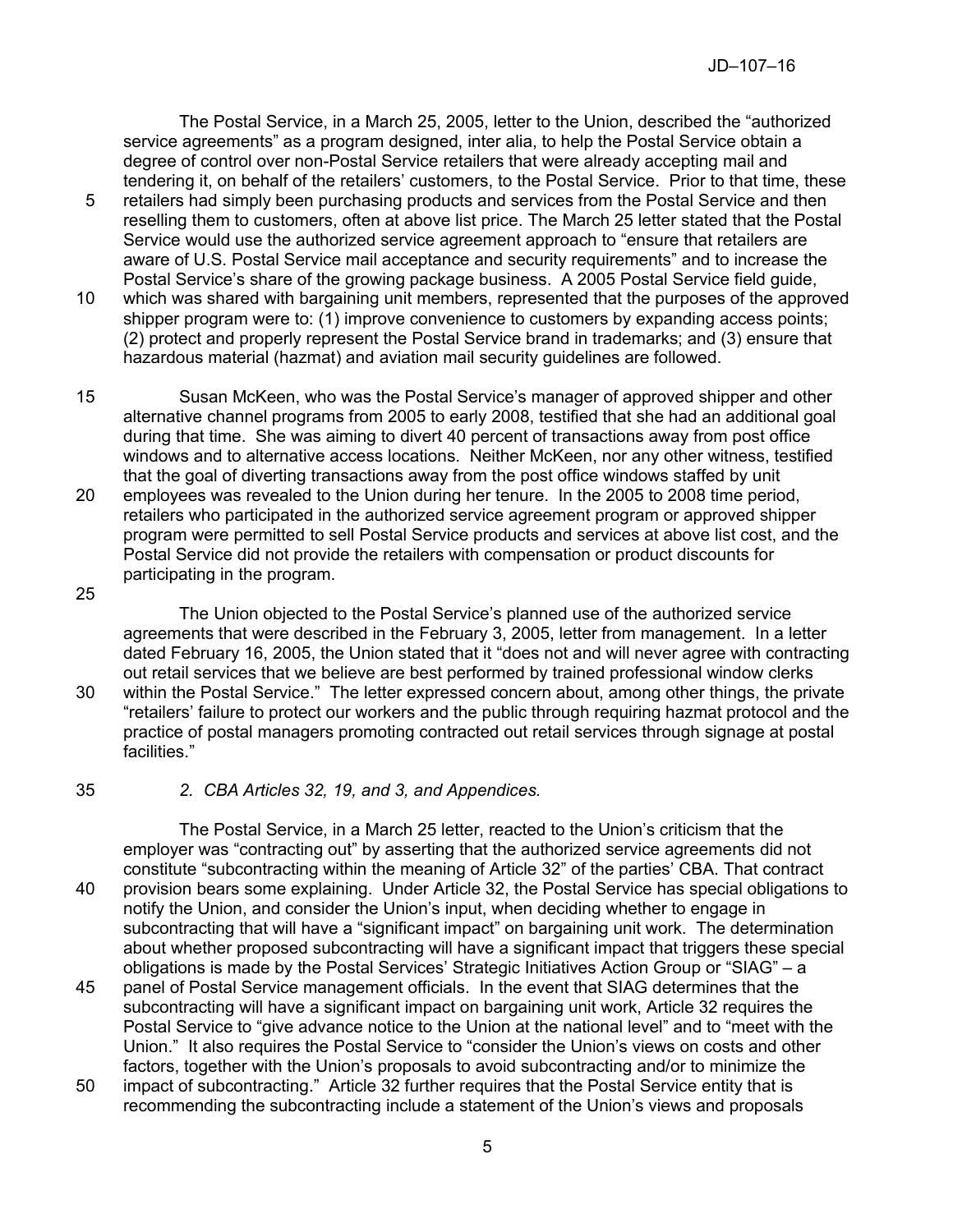The Postal Service, in a March 25, 2005, letter to the Union, described the "authorized service agreements" as a program designed, inter alia, to help the Postal Service obtain a degree of control over non-Postal Service retailers that were already accepting mail and tendering it, on behalf of the retailers' customers, to the Postal Service. Prior to that time, these retailers had simply been purchasing products and services from the Postal Service and then reselling them to customers, often at above list price. The March 25 letter stated that the Postal Service would use the authorized service agreement approach to "ensure that retailers are aware of U.S. Postal Service mail acceptance and security requirements" and to increase the Postal Service's share of the growing package business. A 2005 Postal Service field guide, which was shared with bargaining unit members, represented that the purposes of the approved shipper program were to: (1) improve convenience to customers by expanding access points; (2) protect and properly represent the Postal Service brand in trademarks; and (3) ensure that hazardous material (hazmat) and aviation mail security guidelines are followed.

Susan McKeen, who was the Postal Service's manager of approved shipper and other alternative channel programs from 2005 to early 2008, testified that she had an additional goal during that time. She was aiming to divert 40 percent of transactions away from post office windows and to alternative access locations. Neither McKeen, nor any other witness, testified that the goal of diverting transactions away from the post office windows staffed by unit employees was revealed to the Union during her tenure. In the 2005 to 2008 time period, retailers who participated in the authorized service agreement program or approved shipper program were permitted to sell Postal Service products and services at above list cost, and the Postal Service did not provide the retailers with compensation or product discounts for participating in the program.

The Union objected to the Postal Service's planned use of the authorized service agreements that were described in the February 3, 2005, letter from management. In a letter dated February 16, 2005, the Union stated that it "does not and will never agree with contracting out retail services that we believe are best performed by trained professional window clerks within the Postal Service." The letter expressed concern about, among other things, the private "retailers' failure to protect our workers and the public through requiring hazmat protocol and the practice of postal managers promoting contracted out retail services through signage at postal facilities."

*2. CBA Articles 32, 19, and 3, and Appendices.*

The Postal Service, in a March 25 letter, reacted to the Union's criticism that the employer was "contracting out" by asserting that the authorized service agreements did not constitute "subcontracting within the meaning of Article 32" of the parties' CBA. That contract provision bears some explaining. Under Article 32, the Postal Service has special obligations to notify the Union, and consider the Union's input, when deciding whether to engage in subcontracting that will have a "significant impact" on bargaining unit work. The determination about whether proposed subcontracting will have a significant impact that triggers these special obligations is made by the Postal Services' Strategic Initiatives Action Group or "SIAG" – a panel of Postal Service management officials. In the event that SIAG determines that the subcontracting will have a significant impact on bargaining unit work, Article 32 requires the Postal Service to "give advance notice to the Union at the national level" and to "meet with the Union." It also requires the Postal Service to "consider the Union's views on costs and other factors, together with the Union's proposals to avoid subcontracting and/or to minimize the impact of subcontracting." Article 32 further requires that the Postal Service entity that is recommending the subcontracting include a statement of the Union's views and proposals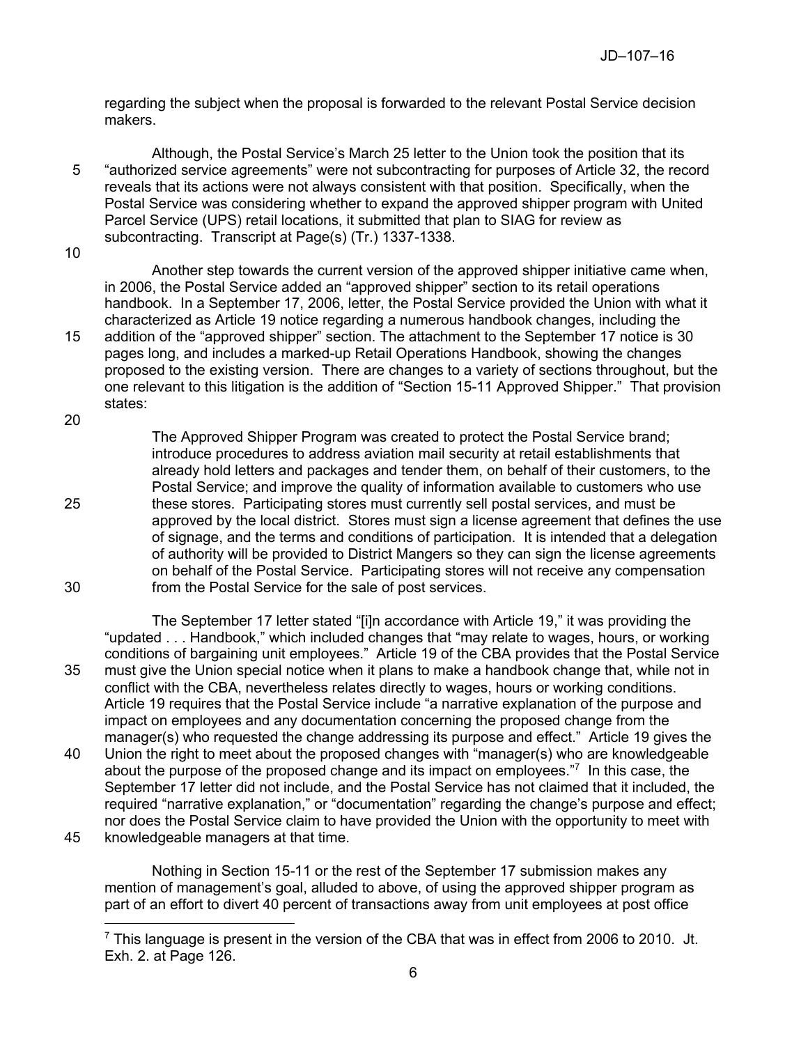regarding the subject when the proposal is forwarded to the relevant Postal Service decision makers.

Although, the Postal Service's March 25 letter to the Union took the position that its "authorized service agreements" were not subcontracting for purposes of Article 32, the record reveals that its actions were not always consistent with that position. Specifically, when the Postal Service was considering whether to expand the approved shipper program with United Parcel Service (UPS) retail locations, it submitted that plan to SIAG for review as subcontracting. Transcript at Page(s) (Tr.) 1337-1338.

Another step towards the current version of the approved shipper initiative came when, in 2006, the Postal Service added an "approved shipper" section to its retail operations handbook. In a September 17, 2006, letter, the Postal Service provided the Union with what it characterized as Article 19 notice regarding a numerous handbook changes, including the addition of the "approved shipper" section. The attachment to the September 17 notice is 30 pages long, and includes a marked-up Retail Operations Handbook, showing the changes proposed to the existing version. There are changes to a variety of sections throughout, but the one relevant to this litigation is the addition of "Section 15-11 Approved Shipper." That provision states:

> The Approved Shipper Program was created to protect the Postal Service brand; introduce procedures to address aviation mail security at retail establishments that already hold letters and packages and tender them, on behalf of their customers, to the Postal Service; and improve the quality of information available to customers who use these stores. Participating stores must currently sell postal services, and must be approved by the local district. Stores must sign a license agreement that defines the use of signage, and the terms and conditions of participation. It is intended that a delegation of authority will be provided to District Mangers so they can sign the license agreements on behalf of the Postal Service. Participating stores will not receive any compensation from the Postal Service for the sale of post services.

The September 17 letter stated "[i]n accordance with Article 19," it was providing the "updated . . . Handbook," which included changes that "may relate to wages, hours, or working conditions of bargaining unit employees." Article 19 of the CBA provides that the Postal Service must give the Union special notice when it plans to make a handbook change that, while not in conflict with the CBA, nevertheless relates directly to wages, hours or working conditions. Article 19 requires that the Postal Service include "a narrative explanation of the purpose and impact on employees and any documentation concerning the proposed change from the manager(s) who requested the change addressing its purpose and effect." Article 19 gives the Union the right to meet about the proposed changes with "manager(s) who are knowledgeable about the purpose of the proposed change and its impact on employees."[7] In this case, the September 17 letter did not include, and the Postal Service has not claimed that it included, the required "narrative explanation," or "documentation" regarding the change's purpose and effect; nor does the Postal Service claim to have provided the Union with the opportunity to meet with knowledgeable managers at that time.

Nothing in Section 15-11 or the rest of the September 17 submission makes any mention of management's goal, alluded to above, of using the approved shipper program as part of an effort to divert 40 percent of transactions away from unit employees at post office

---

[7] This language is present in the version of the CBA that was in effect from 2006 to 2010. Jt. Exh. 2. at Page 126.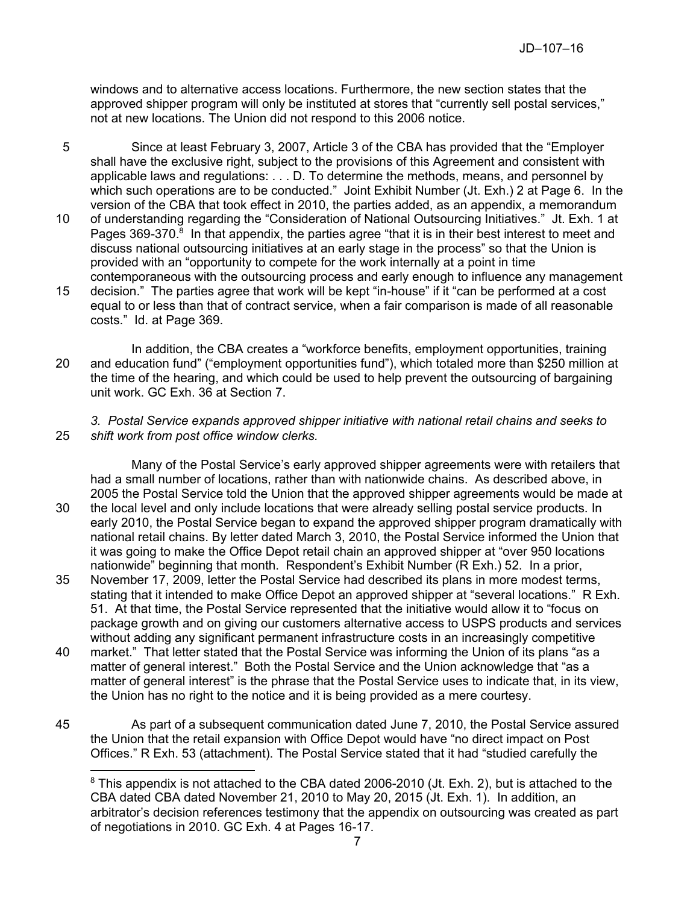windows and to alternative access locations. Furthermore, the new section states that the approved shipper program will only be instituted at stores that "currently sell postal services," not at new locations. The Union did not respond to this 2006 notice.

Since at least February 3, 2007, Article 3 of the CBA has provided that the "Employer shall have the exclusive right, subject to the provisions of this Agreement and consistent with applicable laws and regulations: . . . D. To determine the methods, means, and personnel by which such operations are to be conducted." Joint Exhibit Number (Jt. Exh.) 2 at Page 6. In the version of the CBA that took effect in 2010, the parties added, as an appendix, a memorandum of understanding regarding the "Consideration of National Outsourcing Initiatives." Jt. Exh. 1 at Pages 369-370.[8] In that appendix, the parties agree "that it is in their best interest to meet and discuss national outsourcing initiatives at an early stage in the process" so that the Union is provided with an "opportunity to compete for the work internally at a point in time contemporaneous with the outsourcing process and early enough to influence any management decision." The parties agree that work will be kept "in-house" if it "can be performed at a cost equal to or less than that of contract service, when a fair comparison is made of all reasonable costs." Id. at Page 369.

In addition, the CBA creates a "workforce benefits, employment opportunities, training and education fund" ("employment opportunities fund"), which totaled more than $250 million at the time of the hearing, and which could be used to help prevent the outsourcing of bargaining unit work. GC Exh. 36 at Section 7.

*3. Postal Service expands approved shipper initiative with national retail chains and seeks to shift work from post office window clerks.*

Many of the Postal Service's early approved shipper agreements were with retailers that had a small number of locations, rather than with nationwide chains. As described above, in 2005 the Postal Service told the Union that the approved shipper agreements would be made at the local level and only include locations that were already selling postal service products. In early 2010, the Postal Service began to expand the approved shipper program dramatically with national retail chains. By letter dated March 3, 2010, the Postal Service informed the Union that it was going to make the Office Depot retail chain an approved shipper at "over 950 locations nationwide" beginning that month. Respondent's Exhibit Number (R Exh.) 52. In a prior, November 17, 2009, letter the Postal Service had described its plans in more modest terms, stating that it intended to make Office Depot an approved shipper at "several locations." R Exh. 51. At that time, the Postal Service represented that the initiative would allow it to "focus on package growth and on giving our customers alternative access to USPS products and services without adding any significant permanent infrastructure costs in an increasingly competitive market." That letter stated that the Postal Service was informing the Union of its plans "as a matter of general interest." Both the Postal Service and the Union acknowledge that "as a matter of general interest" is the phrase that the Postal Service uses to indicate that, in its view, the Union has no right to the notice and it is being provided as a mere courtesy.

As part of a subsequent communication dated June 7, 2010, the Postal Service assured the Union that the retail expansion with Office Depot would have "no direct impact on Post Offices." R Exh. 53 (attachment). The Postal Service stated that it had "studied carefully the

[8] This appendix is not attached to the CBA dated 2006-2010 (Jt. Exh. 2), but is attached to the CBA dated CBA dated November 21, 2010 to May 20, 2015 (Jt. Exh. 1). In addition, an arbitrator's decision references testimony that the appendix on outsourcing was created as part of negotiations in 2010. GC Exh. 4 at Pages 16-17.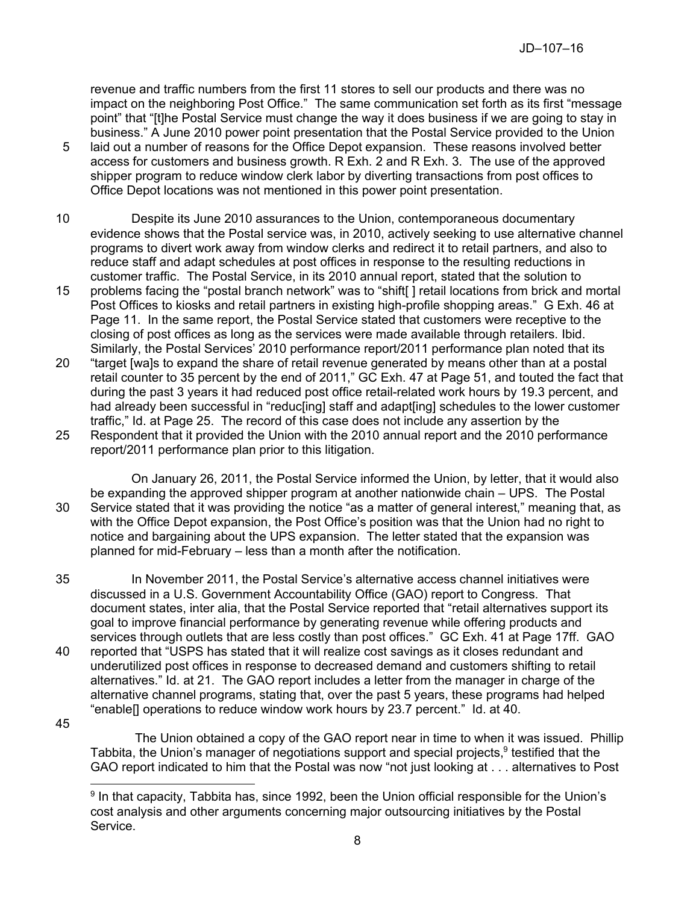revenue and traffic numbers from the first 11 stores to sell our products and there was no impact on the neighboring Post Office." The same communication set forth as its first "message point" that "[t]he Postal Service must change the way it does business if we are going to stay in business." A June 2010 power point presentation that the Postal Service provided to the Union laid out a number of reasons for the Office Depot expansion. These reasons involved better access for customers and business growth. R Exh. 2 and R Exh. 3. The use of the approved shipper program to reduce window clerk labor by diverting transactions from post offices to Office Depot locations was not mentioned in this power point presentation.

Despite its June 2010 assurances to the Union, contemporaneous documentary evidence shows that the Postal service was, in 2010, actively seeking to use alternative channel programs to divert work away from window clerks and redirect it to retail partners, and also to reduce staff and adapt schedules at post offices in response to the resulting reductions in customer traffic. The Postal Service, in its 2010 annual report, stated that the solution to problems facing the "postal branch network" was to "shift[ ] retail locations from brick and mortal Post Offices to kiosks and retail partners in existing high-profile shopping areas." G Exh. 46 at Page 11. In the same report, the Postal Service stated that customers were receptive to the closing of post offices as long as the services were made available through retailers. Ibid. Similarly, the Postal Services' 2010 performance report/2011 performance plan noted that its "target [wa]s to expand the share of retail revenue generated by means other than at a postal retail counter to 35 percent by the end of 2011," GC Exh. 47 at Page 51, and touted the fact that during the past 3 years it had reduced post office retail-related work hours by 19.3 percent, and had already been successful in "reduc[ing] staff and adapt[ing] schedules to the lower customer traffic," Id. at Page 25. The record of this case does not include any assertion by the Respondent that it provided the Union with the 2010 annual report and the 2010 performance report/2011 performance plan prior to this litigation.

On January 26, 2011, the Postal Service informed the Union, by letter, that it would also be expanding the approved shipper program at another nationwide chain – UPS. The Postal Service stated that it was providing the notice "as a matter of general interest," meaning that, as with the Office Depot expansion, the Post Office's position was that the Union had no right to notice and bargaining about the UPS expansion. The letter stated that the expansion was planned for mid-February – less than a month after the notification.

In November 2011, the Postal Service's alternative access channel initiatives were discussed in a U.S. Government Accountability Office (GAO) report to Congress. That document states, inter alia, that the Postal Service reported that "retail alternatives support its goal to improve financial performance by generating revenue while offering products and services through outlets that are less costly than post offices." GC Exh. 41 at Page 17ff. GAO reported that "USPS has stated that it will realize cost savings as it closes redundant and underutilized post offices in response to decreased demand and customers shifting to retail alternatives." Id. at 21. The GAO report includes a letter from the manager in charge of the alternative channel programs, stating that, over the past 5 years, these programs had helped "enable[] operations to reduce window work hours by 23.7 percent." Id. at 40.

The Union obtained a copy of the GAO report near in time to when it was issued. Phillip Tabbita, the Union's manager of negotiations support and special projects,[9] testified that the GAO report indicated to him that the Postal was now "not just looking at . . . alternatives to Post

[9] In that capacity, Tabbita has, since 1992, been the Union official responsible for the Union's cost analysis and other arguments concerning major outsourcing initiatives by the Postal Service.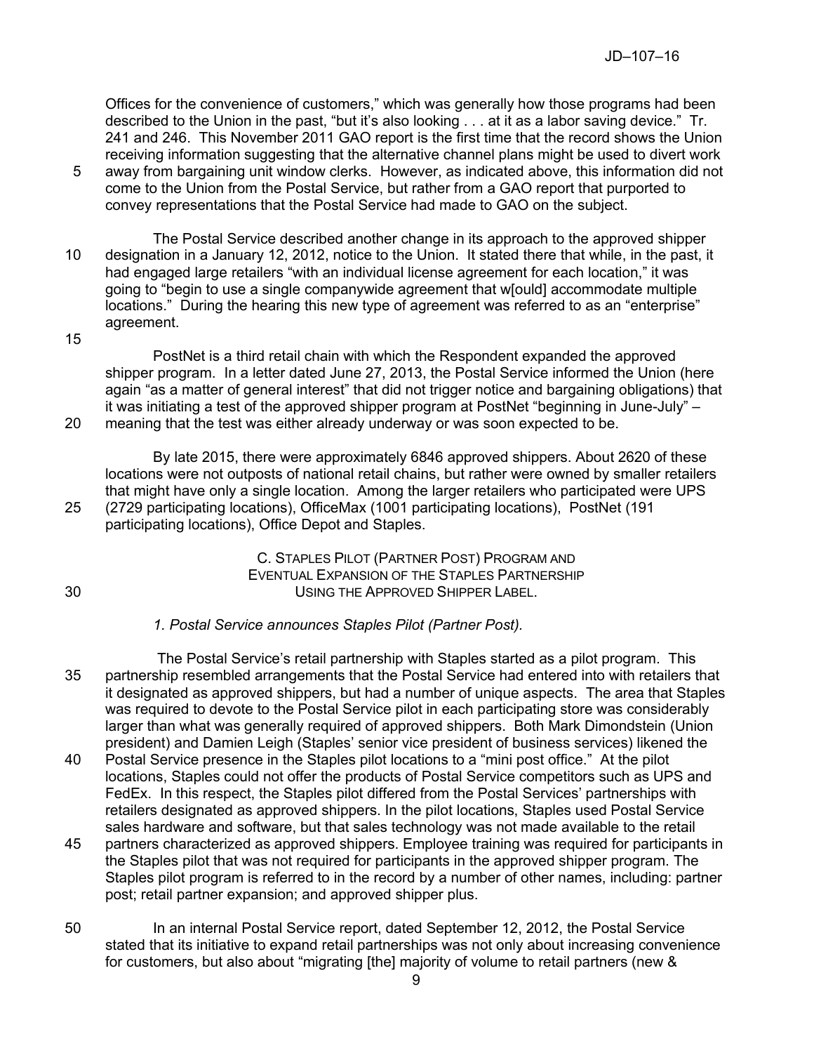Offices for the convenience of customers," which was generally how those programs had been described to the Union in the past, "but it's also looking . . . at it as a labor saving device." Tr. 241 and 246. This November 2011 GAO report is the first time that the record shows the Union receiving information suggesting that the alternative channel plans might be used to divert work away from bargaining unit window clerks. However, as indicated above, this information did not come to the Union from the Postal Service, but rather from a GAO report that purported to convey representations that the Postal Service had made to GAO on the subject.

The Postal Service described another change in its approach to the approved shipper designation in a January 12, 2012, notice to the Union. It stated there that while, in the past, it had engaged large retailers "with an individual license agreement for each location," it was going to "begin to use a single companywide agreement that w[ould] accommodate multiple locations." During the hearing this new type of agreement was referred to as an "enterprise" agreement.

PostNet is a third retail chain with which the Respondent expanded the approved shipper program. In a letter dated June 27, 2013, the Postal Service informed the Union (here again "as a matter of general interest" that did not trigger notice and bargaining obligations) that it was initiating a test of the approved shipper program at PostNet "beginning in June-July" – meaning that the test was either already underway or was soon expected to be.

By late 2015, there were approximately 6846 approved shippers. About 2620 of these locations were not outposts of national retail chains, but rather were owned by smaller retailers that might have only a single location. Among the larger retailers who participated were UPS (2729 participating locations), OfficeMax (1001 participating locations), PostNet (191 participating locations), Office Depot and Staples.

### C. Staples Pilot (Partner Post) Program and Eventual Expansion of the Staples Partnership Using the Approved Shipper Label.

#### *1. Postal Service announces Staples Pilot (Partner Post).*

The Postal Service's retail partnership with Staples started as a pilot program. This partnership resembled arrangements that the Postal Service had entered into with retailers that it designated as approved shippers, but had a number of unique aspects. The area that Staples was required to devote to the Postal Service pilot in each participating store was considerably larger than what was generally required of approved shippers. Both Mark Dimondstein (Union president) and Damien Leigh (Staples' senior vice president of business services) likened the Postal Service presence in the Staples pilot locations to a "mini post office." At the pilot locations, Staples could not offer the products of Postal Service competitors such as UPS and FedEx. In this respect, the Staples pilot differed from the Postal Services' partnerships with retailers designated as approved shippers. In the pilot locations, Staples used Postal Service sales hardware and software, but that sales technology was not made available to the retail partners characterized as approved shippers. Employee training was required for participants in the Staples pilot that was not required for participants in the approved shipper program. The Staples pilot program is referred to in the record by a number of other names, including: partner post; retail partner expansion; and approved shipper plus.

In an internal Postal Service report, dated September 12, 2012, the Postal Service stated that its initiative to expand retail partnerships was not only about increasing convenience for customers, but also about "migrating [the] majority of volume to retail partners (new &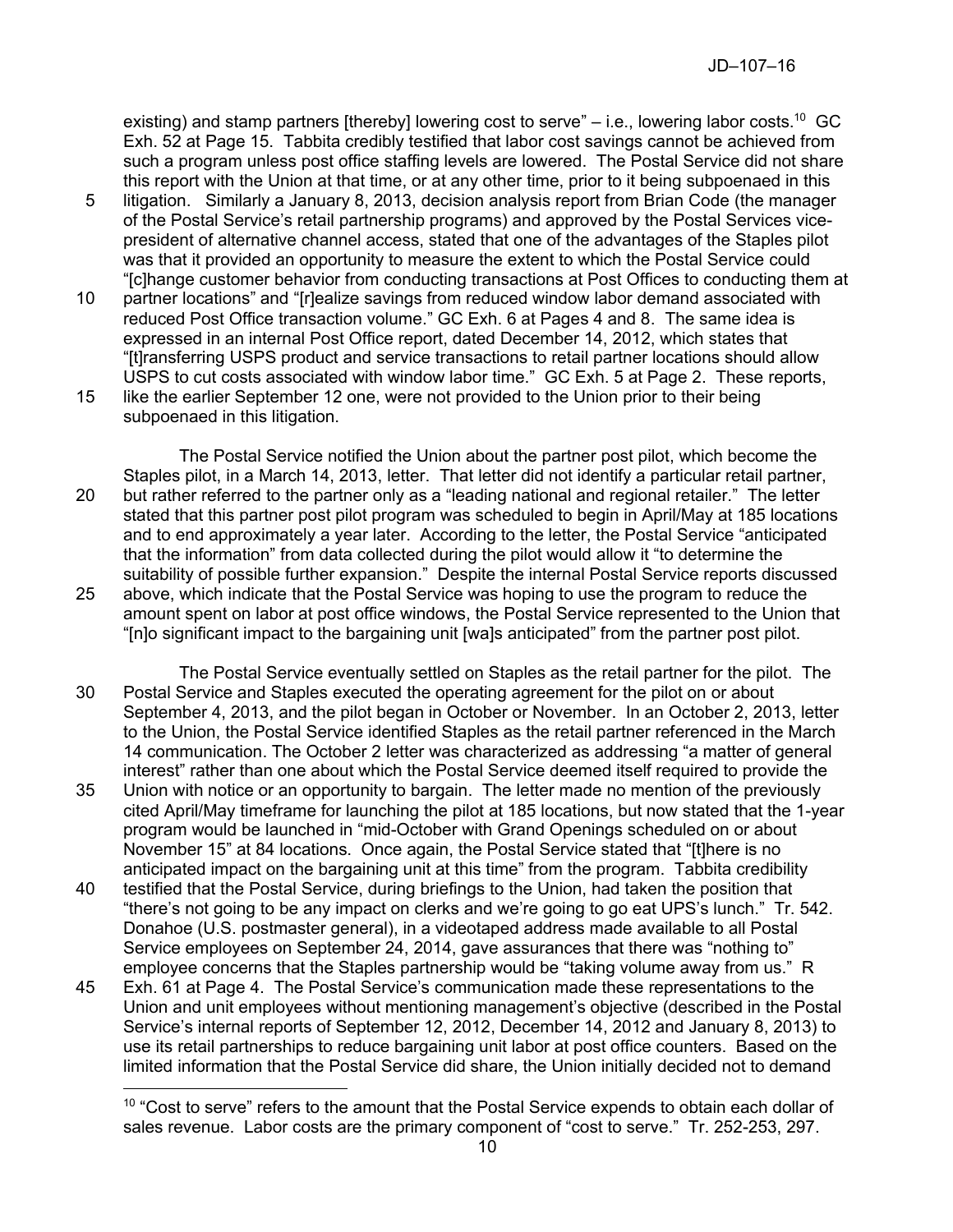existing) and stamp partners [thereby] lowering cost to serve" – i.e., lowering labor costs.[10] GC Exh. 52 at Page 15. Tabbita credibly testified that labor cost savings cannot be achieved from such a program unless post office staffing levels are lowered. The Postal Service did not share this report with the Union at that time, or at any other time, prior to it being subpoenaed in this litigation. Similarly a January 8, 2013, decision analysis report from Brian Code (the manager of the Postal Service's retail partnership programs) and approved by the Postal Services vice-president of alternative channel access, stated that one of the advantages of the Staples pilot was that it provided an opportunity to measure the extent to which the Postal Service could "[c]hange customer behavior from conducting transactions at Post Offices to conducting them at partner locations" and "[r]ealize savings from reduced window labor demand associated with reduced Post Office transaction volume." GC Exh. 6 at Pages 4 and 8. The same idea is expressed in an internal Post Office report, dated December 14, 2012, which states that "[t]ransferring USPS product and service transactions to retail partner locations should allow USPS to cut costs associated with window labor time." GC Exh. 5 at Page 2. These reports, like the earlier September 12 one, were not provided to the Union prior to their being subpoenaed in this litigation.

The Postal Service notified the Union about the partner post pilot, which become the Staples pilot, in a March 14, 2013, letter. That letter did not identify a particular retail partner, but rather referred to the partner only as a "leading national and regional retailer." The letter stated that this partner post pilot program was scheduled to begin in April/May at 185 locations and to end approximately a year later. According to the letter, the Postal Service "anticipated that the information" from data collected during the pilot would allow it "to determine the suitability of possible further expansion." Despite the internal Postal Service reports discussed above, which indicate that the Postal Service was hoping to use the program to reduce the amount spent on labor at post office windows, the Postal Service represented to the Union that "[n]o significant impact to the bargaining unit [wa]s anticipated" from the partner post pilot.

The Postal Service eventually settled on Staples as the retail partner for the pilot. The Postal Service and Staples executed the operating agreement for the pilot on or about September 4, 2013, and the pilot began in October or November. In an October 2, 2013, letter to the Union, the Postal Service identified Staples as the retail partner referenced in the March 14 communication. The October 2 letter was characterized as addressing "a matter of general interest" rather than one about which the Postal Service deemed itself required to provide the Union with notice or an opportunity to bargain. The letter made no mention of the previously cited April/May timeframe for launching the pilot at 185 locations, but now stated that the 1-year program would be launched in "mid-October with Grand Openings scheduled on or about November 15" at 84 locations. Once again, the Postal Service stated that "[t]here is no anticipated impact on the bargaining unit at this time" from the program. Tabbita credibility testified that the Postal Service, during briefings to the Union, had taken the position that "there's not going to be any impact on clerks and we're going to go eat UPS's lunch." Tr. 542. Donahoe (U.S. postmaster general), in a videotaped address made available to all Postal Service employees on September 24, 2014, gave assurances that there was "nothing to" employee concerns that the Staples partnership would be "taking volume away from us." R Exh. 61 at Page 4. The Postal Service's communication made these representations to the Union and unit employees without mentioning management's objective (described in the Postal Service's internal reports of September 12, 2012, December 14, 2012 and January 8, 2013) to use its retail partnerships to reduce bargaining unit labor at post office counters. Based on the limited information that the Postal Service did share, the Union initially decided not to demand

[10] "Cost to serve" refers to the amount that the Postal Service expends to obtain each dollar of sales revenue. Labor costs are the primary component of "cost to serve." Tr. 252-253, 297.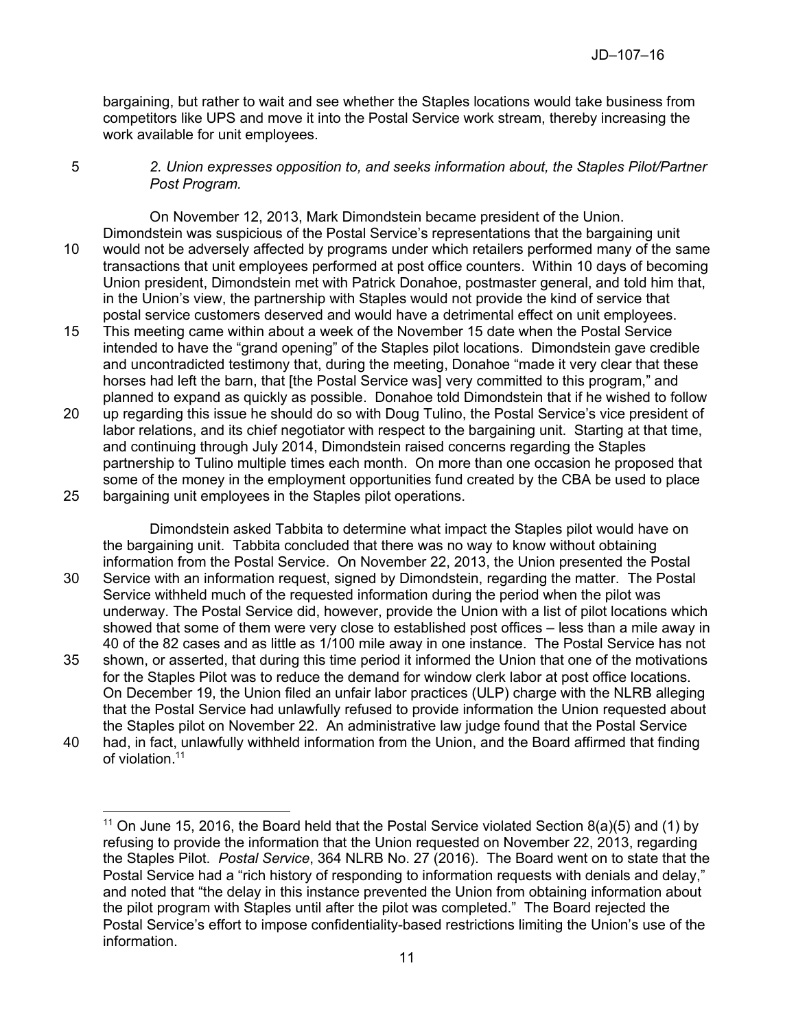bargaining, but rather to wait and see whether the Staples locations would take business from competitors like UPS and move it into the Postal Service work stream, thereby increasing the work available for unit employees.

*2. Union expresses opposition to, and seeks information about, the Staples Pilot/Partner Post Program.*

On November 12, 2013, Mark Dimondstein became president of the Union. Dimondstein was suspicious of the Postal Service's representations that the bargaining unit would not be adversely affected by programs under which retailers performed many of the same transactions that unit employees performed at post office counters. Within 10 days of becoming Union president, Dimondstein met with Patrick Donahoe, postmaster general, and told him that, in the Union's view, the partnership with Staples would not provide the kind of service that postal service customers deserved and would have a detrimental effect on unit employees. This meeting came within about a week of the November 15 date when the Postal Service intended to have the "grand opening" of the Staples pilot locations. Dimondstein gave credible and uncontradicted testimony that, during the meeting, Donahoe "made it very clear that these horses had left the barn, that [the Postal Service was] very committed to this program," and planned to expand as quickly as possible. Donahoe told Dimondstein that if he wished to follow up regarding this issue he should do so with Doug Tulino, the Postal Service's vice president of labor relations, and its chief negotiator with respect to the bargaining unit. Starting at that time, and continuing through July 2014, Dimondstein raised concerns regarding the Staples partnership to Tulino multiple times each month. On more than one occasion he proposed that some of the money in the employment opportunities fund created by the CBA be used to place bargaining unit employees in the Staples pilot operations.

Dimondstein asked Tabbita to determine what impact the Staples pilot would have on the bargaining unit. Tabbita concluded that there was no way to know without obtaining information from the Postal Service. On November 22, 2013, the Union presented the Postal Service with an information request, signed by Dimondstein, regarding the matter. The Postal Service withheld much of the requested information during the period when the pilot was underway. The Postal Service did, however, provide the Union with a list of pilot locations which showed that some of them were very close to established post offices – less than a mile away in 40 of the 82 cases and as little as 1/100 mile away in one instance. The Postal Service has not shown, or asserted, that during this time period it informed the Union that one of the motivations for the Staples Pilot was to reduce the demand for window clerk labor at post office locations. On December 19, the Union filed an unfair labor practices (ULP) charge with the NLRB alleging that the Postal Service had unlawfully refused to provide information the Union requested about the Staples pilot on November 22. An administrative law judge found that the Postal Service had, in fact, unlawfully withheld information from the Union, and the Board affirmed that finding of violation.[11]

[11] On June 15, 2016, the Board held that the Postal Service violated Section 8(a)(5) and (1) by refusing to provide the information that the Union requested on November 22, 2013, regarding the Staples Pilot. *Postal Service*, 364 NLRB No. 27 (2016). The Board went on to state that the Postal Service had a "rich history of responding to information requests with denials and delay," and noted that "the delay in this instance prevented the Union from obtaining information about the pilot program with Staples until after the pilot was completed." The Board rejected the Postal Service's effort to impose confidentiality-based restrictions limiting the Union's use of the information.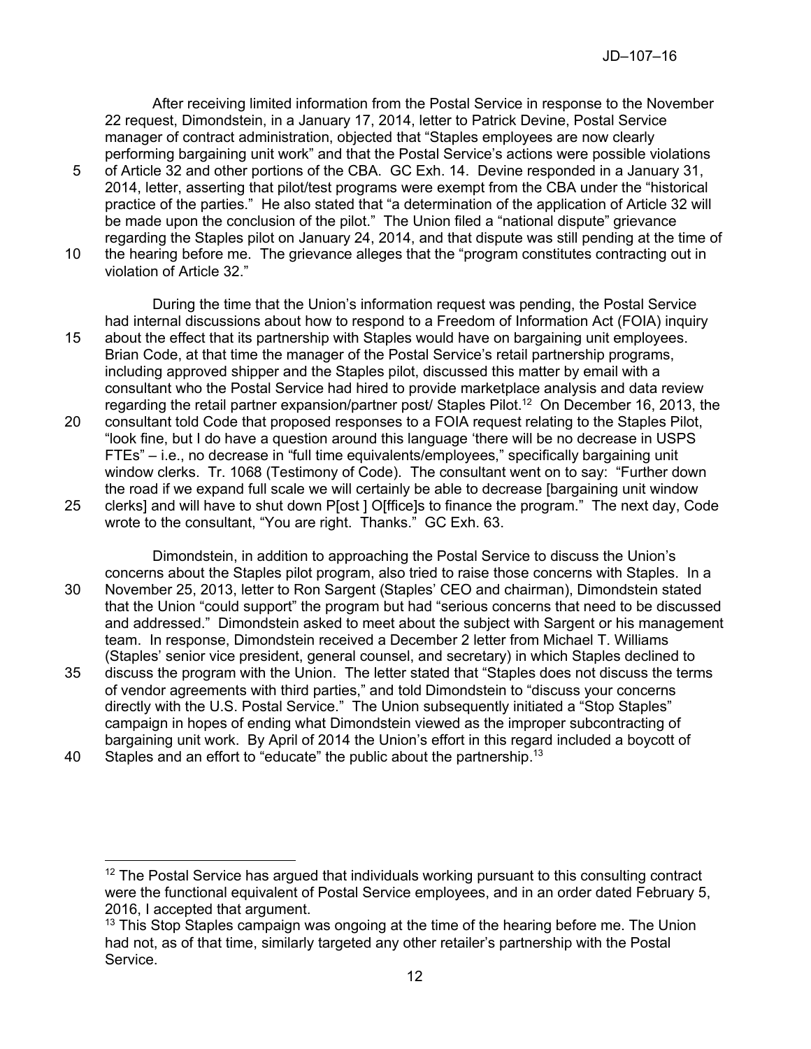After receiving limited information from the Postal Service in response to the November 22 request, Dimondstein, in a January 17, 2014, letter to Patrick Devine, Postal Service manager of contract administration, objected that "Staples employees are now clearly performing bargaining unit work" and that the Postal Service's actions were possible violations of Article 32 and other portions of the CBA. GC Exh. 14. Devine responded in a January 31, 2014, letter, asserting that pilot/test programs were exempt from the CBA under the "historical practice of the parties." He also stated that "a determination of the application of Article 32 will be made upon the conclusion of the pilot." The Union filed a "national dispute" grievance regarding the Staples pilot on January 24, 2014, and that dispute was still pending at the time of the hearing before me. The grievance alleges that the "program constitutes contracting out in violation of Article 32."

During the time that the Union's information request was pending, the Postal Service had internal discussions about how to respond to a Freedom of Information Act (FOIA) inquiry about the effect that its partnership with Staples would have on bargaining unit employees. Brian Code, at that time the manager of the Postal Service's retail partnership programs, including approved shipper and the Staples pilot, discussed this matter by email with a consultant who the Postal Service had hired to provide marketplace analysis and data review regarding the retail partner expansion/partner post/ Staples Pilot.[12] On December 16, 2013, the consultant told Code that proposed responses to a FOIA request relating to the Staples Pilot, "look fine, but I do have a question around this language 'there will be no decrease in USPS FTEs" – i.e., no decrease in "full time equivalents/employees," specifically bargaining unit window clerks. Tr. 1068 (Testimony of Code). The consultant went on to say: "Further down the road if we expand full scale we will certainly be able to decrease [bargaining unit window clerks] and will have to shut down P[ost ] O[ffice]s to finance the program." The next day, Code wrote to the consultant, "You are right. Thanks." GC Exh. 63.

Dimondstein, in addition to approaching the Postal Service to discuss the Union's concerns about the Staples pilot program, also tried to raise those concerns with Staples. In a November 25, 2013, letter to Ron Sargent (Staples' CEO and chairman), Dimondstein stated that the Union "could support" the program but had "serious concerns that need to be discussed and addressed." Dimondstein asked to meet about the subject with Sargent or his management team. In response, Dimondstein received a December 2 letter from Michael T. Williams (Staples' senior vice president, general counsel, and secretary) in which Staples declined to discuss the program with the Union. The letter stated that "Staples does not discuss the terms of vendor agreements with third parties," and told Dimondstein to "discuss your concerns directly with the U.S. Postal Service." The Union subsequently initiated a "Stop Staples" campaign in hopes of ending what Dimondstein viewed as the improper subcontracting of bargaining unit work. By April of 2014 the Union's effort in this regard included a boycott of Staples and an effort to "educate" the public about the partnership.[13]

---

[12] The Postal Service has argued that individuals working pursuant to this consulting contract were the functional equivalent of Postal Service employees, and in an order dated February 5, 2016, I accepted that argument.

[13] This Stop Staples campaign was ongoing at the time of the hearing before me. The Union had not, as of that time, similarly targeted any other retailer's partnership with the Postal Service.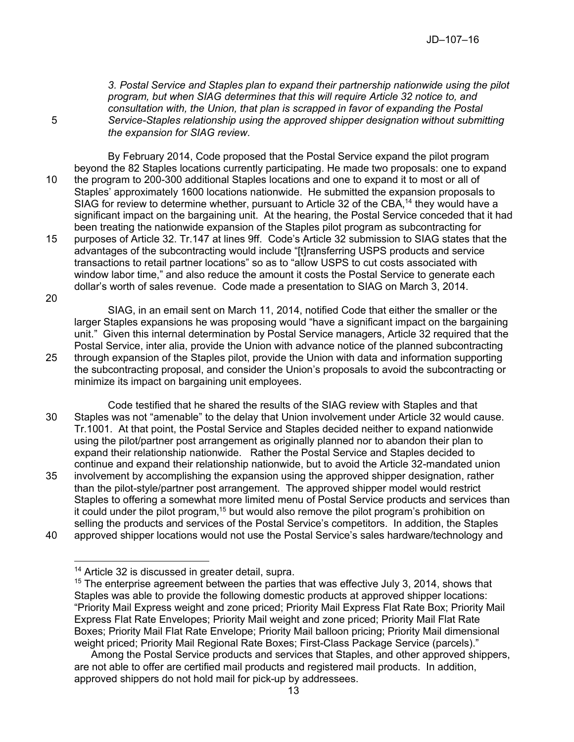*3. Postal Service and Staples plan to expand their partnership nationwide using the pilot program, but when SIAG determines that this will require Article 32 notice to, and consultation with, the Union, that plan is scrapped in favor of expanding the Postal Service-Staples relationship using the approved shipper designation without submitting the expansion for SIAG review.*

By February 2014, Code proposed that the Postal Service expand the pilot program beyond the 82 Staples locations currently participating. He made two proposals: one to expand the program to 200-300 additional Staples locations and one to expand it to most or all of Staples' approximately 1600 locations nationwide. He submitted the expansion proposals to SIAG for review to determine whether, pursuant to Article 32 of the CBA,[14] they would have a significant impact on the bargaining unit. At the hearing, the Postal Service conceded that it had been treating the nationwide expansion of the Staples pilot program as subcontracting for purposes of Article 32. Tr.147 at lines 9ff. Code's Article 32 submission to SIAG states that the advantages of the subcontracting would include "[t]ransferring USPS products and service transactions to retail partner locations" so as to "allow USPS to cut costs associated with window labor time," and also reduce the amount it costs the Postal Service to generate each dollar's worth of sales revenue. Code made a presentation to SIAG on March 3, 2014.

SIAG, in an email sent on March 11, 2014, notified Code that either the smaller or the larger Staples expansions he was proposing would "have a significant impact on the bargaining unit." Given this internal determination by Postal Service managers, Article 32 required that the Postal Service, inter alia, provide the Union with advance notice of the planned subcontracting through expansion of the Staples pilot, provide the Union with data and information supporting the subcontracting proposal, and consider the Union's proposals to avoid the subcontracting or minimize its impact on bargaining unit employees.

Code testified that he shared the results of the SIAG review with Staples and that Staples was not "amenable" to the delay that Union involvement under Article 32 would cause. Tr.1001. At that point, the Postal Service and Staples decided neither to expand nationwide using the pilot/partner post arrangement as originally planned nor to abandon their plan to expand their relationship nationwide. Rather the Postal Service and Staples decided to continue and expand their relationship nationwide, but to avoid the Article 32-mandated union involvement by accomplishing the expansion using the approved shipper designation, rather than the pilot-style/partner post arrangement. The approved shipper model would restrict Staples to offering a somewhat more limited menu of Postal Service products and services than it could under the pilot program,[15] but would also remove the pilot program's prohibition on selling the products and services of the Postal Service's competitors. In addition, the Staples approved shipper locations would not use the Postal Service's sales hardware/technology and

[14] Article 32 is discussed in greater detail, supra.

[15] The enterprise agreement between the parties that was effective July 3, 2014, shows that Staples was able to provide the following domestic products at approved shipper locations: "Priority Mail Express weight and zone priced; Priority Mail Express Flat Rate Box; Priority Mail Express Flat Rate Envelopes; Priority Mail weight and zone priced; Priority Mail Flat Rate Boxes; Priority Mail Flat Rate Envelope; Priority Mail balloon pricing; Priority Mail dimensional weight priced; Priority Mail Regional Rate Boxes; First-Class Package Service (parcels)."

Among the Postal Service products and services that Staples, and other approved shippers, are not able to offer are certified mail products and registered mail products. In addition, approved shippers do not hold mail for pick-up by addressees.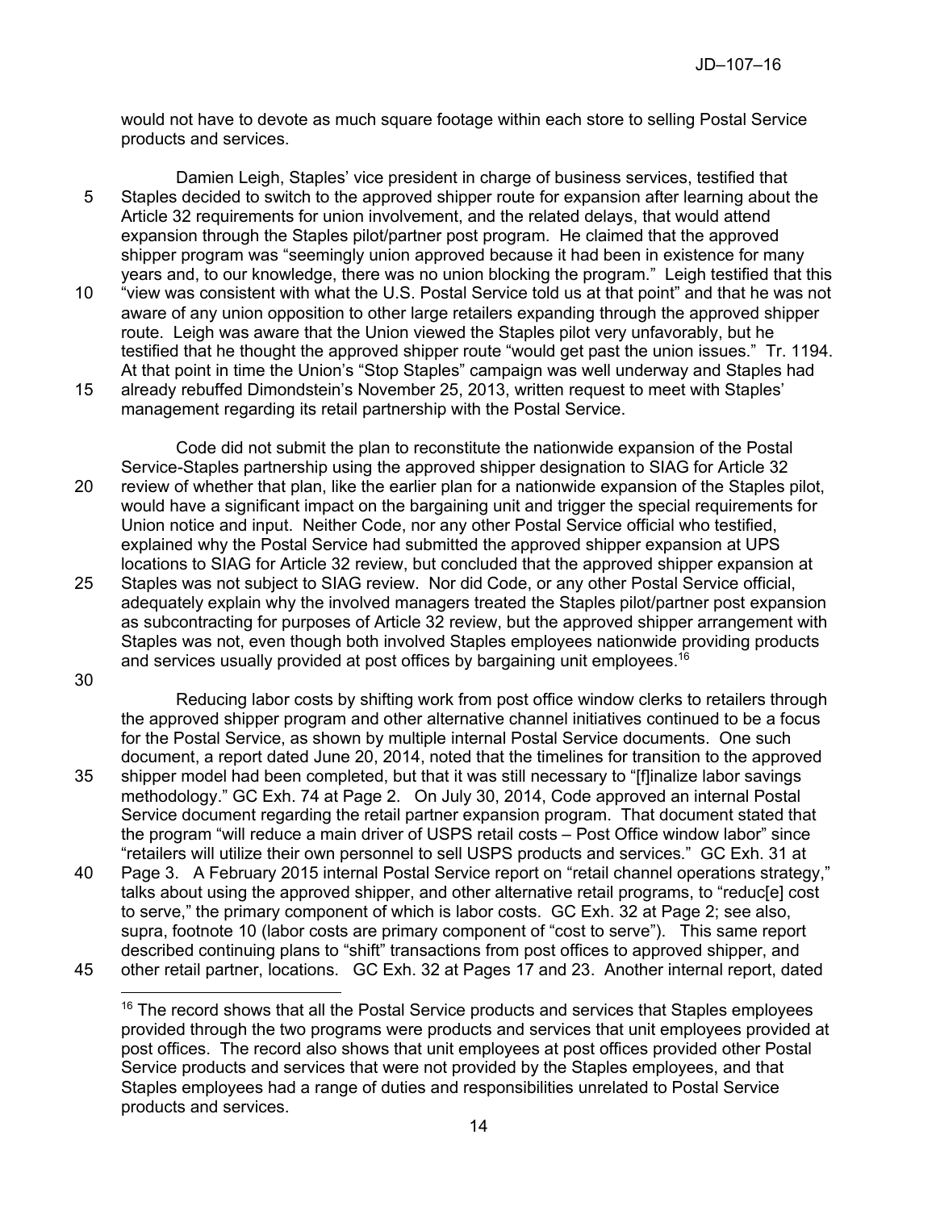would not have to devote as much square footage within each store to selling Postal Service products and services.

Damien Leigh, Staples' vice president in charge of business services, testified that Staples decided to switch to the approved shipper route for expansion after learning about the Article 32 requirements for union involvement, and the related delays, that would attend expansion through the Staples pilot/partner post program. He claimed that the approved shipper program was "seemingly union approved because it had been in existence for many years and, to our knowledge, there was no union blocking the program." Leigh testified that this "view was consistent with what the U.S. Postal Service told us at that point" and that he was not aware of any union opposition to other large retailers expanding through the approved shipper route. Leigh was aware that the Union viewed the Staples pilot very unfavorably, but he testified that he thought the approved shipper route "would get past the union issues." Tr. 1194. At that point in time the Union's "Stop Staples" campaign was well underway and Staples had already rebuffed Dimondstein's November 25, 2013, written request to meet with Staples' management regarding its retail partnership with the Postal Service.

Code did not submit the plan to reconstitute the nationwide expansion of the Postal Service-Staples partnership using the approved shipper designation to SIAG for Article 32 review of whether that plan, like the earlier plan for a nationwide expansion of the Staples pilot, would have a significant impact on the bargaining unit and trigger the special requirements for Union notice and input. Neither Code, nor any other Postal Service official who testified, explained why the Postal Service had submitted the approved shipper expansion at UPS locations to SIAG for Article 32 review, but concluded that the approved shipper expansion at Staples was not subject to SIAG review. Nor did Code, or any other Postal Service official, adequately explain why the involved managers treated the Staples pilot/partner post expansion as subcontracting for purposes of Article 32 review, but the approved shipper arrangement with Staples was not, even though both involved Staples employees nationwide providing products and services usually provided at post offices by bargaining unit employees.[16]

Reducing labor costs by shifting work from post office window clerks to retailers through the approved shipper program and other alternative channel initiatives continued to be a focus for the Postal Service, as shown by multiple internal Postal Service documents. One such document, a report dated June 20, 2014, noted that the timelines for transition to the approved shipper model had been completed, but that it was still necessary to "[f]inalize labor savings methodology." GC Exh. 74 at Page 2. On July 30, 2014, Code approved an internal Postal Service document regarding the retail partner expansion program. That document stated that the program "will reduce a main driver of USPS retail costs – Post Office window labor" since "retailers will utilize their own personnel to sell USPS products and services." GC Exh. 31 at Page 3. A February 2015 internal Postal Service report on "retail channel operations strategy," talks about using the approved shipper, and other alternative retail programs, to "reduc[e] cost to serve," the primary component of which is labor costs. GC Exh. 32 at Page 2; see also, supra, footnote 10 (labor costs are primary component of "cost to serve"). This same report described continuing plans to "shift" transactions from post offices to approved shipper, and other retail partner, locations. GC Exh. 32 at Pages 17 and 23. Another internal report, dated

[16] The record shows that all the Postal Service products and services that Staples employees provided through the two programs were products and services that unit employees provided at post offices. The record also shows that unit employees at post offices provided other Postal Service products and services that were not provided by the Staples employees, and that Staples employees had a range of duties and responsibilities unrelated to Postal Service products and services.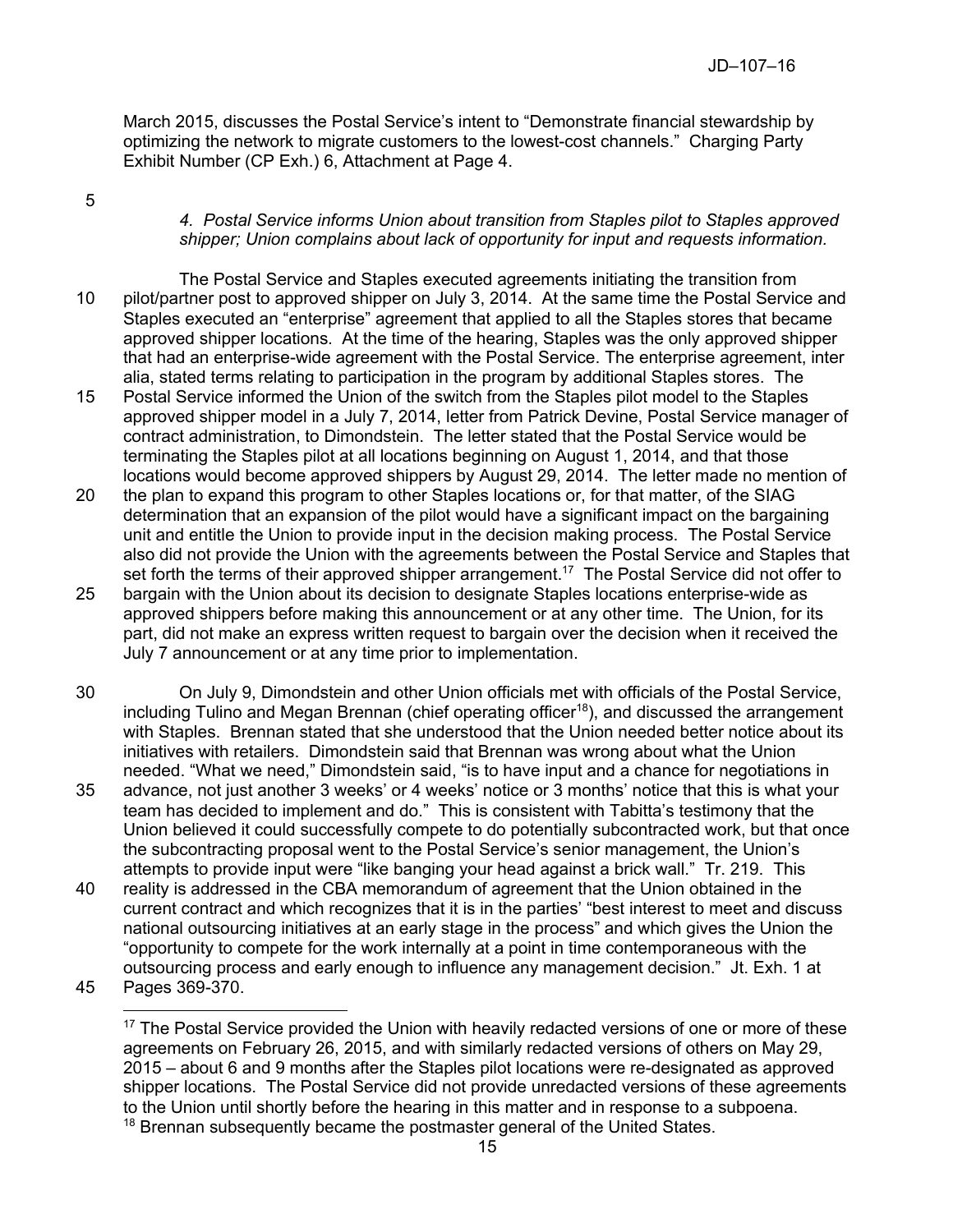March 2015, discusses the Postal Service's intent to "Demonstrate financial stewardship by optimizing the network to migrate customers to the lowest-cost channels." Charging Party Exhibit Number (CP Exh.) 6, Attachment at Page 4.

*4. Postal Service informs Union about transition from Staples pilot to Staples approved shipper; Union complains about lack of opportunity for input and requests information.*

The Postal Service and Staples executed agreements initiating the transition from pilot/partner post to approved shipper on July 3, 2014. At the same time the Postal Service and Staples executed an "enterprise" agreement that applied to all the Staples stores that became approved shipper locations. At the time of the hearing, Staples was the only approved shipper that had an enterprise-wide agreement with the Postal Service. The enterprise agreement, inter alia, stated terms relating to participation in the program by additional Staples stores. The Postal Service informed the Union of the switch from the Staples pilot model to the Staples approved shipper model in a July 7, 2014, letter from Patrick Devine, Postal Service manager of contract administration, to Dimondstein. The letter stated that the Postal Service would be terminating the Staples pilot at all locations beginning on August 1, 2014, and that those locations would become approved shippers by August 29, 2014. The letter made no mention of the plan to expand this program to other Staples locations or, for that matter, of the SIAG determination that an expansion of the pilot would have a significant impact on the bargaining unit and entitle the Union to provide input in the decision making process. The Postal Service also did not provide the Union with the agreements between the Postal Service and Staples that set forth the terms of their approved shipper arrangement.[17] The Postal Service did not offer to bargain with the Union about its decision to designate Staples locations enterprise-wide as approved shippers before making this announcement or at any other time. The Union, for its part, did not make an express written request to bargain over the decision when it received the July 7 announcement or at any time prior to implementation.

On July 9, Dimondstein and other Union officials met with officials of the Postal Service, including Tulino and Megan Brennan (chief operating officer[18]), and discussed the arrangement with Staples. Brennan stated that she understood that the Union needed better notice about its initiatives with retailers. Dimondstein said that Brennan was wrong about what the Union needed. "What we need," Dimondstein said, "is to have input and a chance for negotiations in advance, not just another 3 weeks' or 4 weeks' notice or 3 months' notice that this is what your team has decided to implement and do." This is consistent with Tabitta's testimony that the Union believed it could successfully compete to do potentially subcontracted work, but that once the subcontracting proposal went to the Postal Service's senior management, the Union's attempts to provide input were "like banging your head against a brick wall." Tr. 219. This reality is addressed in the CBA memorandum of agreement that the Union obtained in the current contract and which recognizes that it is in the parties' "best interest to meet and discuss national outsourcing initiatives at an early stage in the process" and which gives the Union the "opportunity to compete for the work internally at a point in time contemporaneous with the outsourcing process and early enough to influence any management decision." Jt. Exh. 1 at Pages 369-370.

---

[17] The Postal Service provided the Union with heavily redacted versions of one or more of these agreements on February 26, 2015, and with similarly redacted versions of others on May 29, 2015 – about 6 and 9 months after the Staples pilot locations were re-designated as approved shipper locations. The Postal Service did not provide unredacted versions of these agreements to the Union until shortly before the hearing in this matter and in response to a subpoena.

[18] Brennan subsequently became the postmaster general of the United States.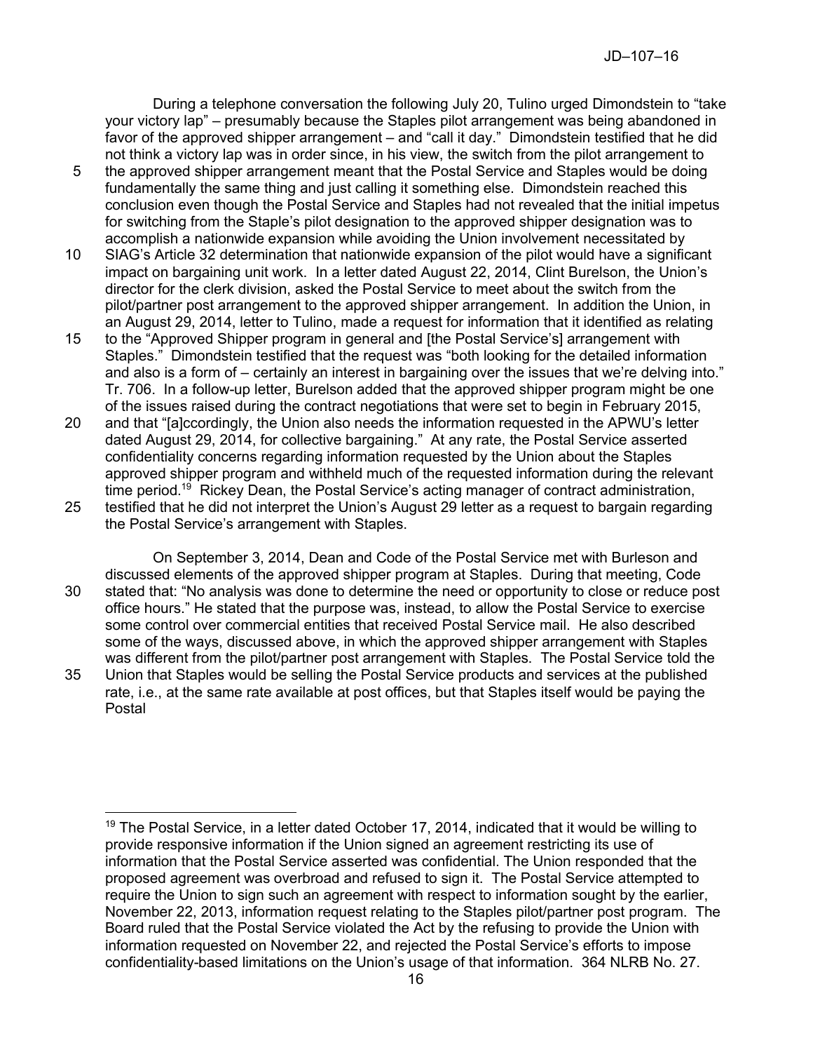During a telephone conversation the following July 20, Tulino urged Dimondstein to "take your victory lap" – presumably because the Staples pilot arrangement was being abandoned in favor of the approved shipper arrangement – and "call it day." Dimondstein testified that he did not think a victory lap was in order since, in his view, the switch from the pilot arrangement to the approved shipper arrangement meant that the Postal Service and Staples would be doing fundamentally the same thing and just calling it something else. Dimondstein reached this conclusion even though the Postal Service and Staples had not revealed that the initial impetus for switching from the Staple's pilot designation to the approved shipper designation was to accomplish a nationwide expansion while avoiding the Union involvement necessitated by SIAG's Article 32 determination that nationwide expansion of the pilot would have a significant impact on bargaining unit work. In a letter dated August 22, 2014, Clint Burelson, the Union's director for the clerk division, asked the Postal Service to meet about the switch from the pilot/partner post arrangement to the approved shipper arrangement. In addition the Union, in an August 29, 2014, letter to Tulino, made a request for information that it identified as relating to the "Approved Shipper program in general and [the Postal Service's] arrangement with Staples." Dimondstein testified that the request was "both looking for the detailed information and also is a form of – certainly an interest in bargaining over the issues that we're delving into." Tr. 706. In a follow-up letter, Burelson added that the approved shipper program might be one of the issues raised during the contract negotiations that were set to begin in February 2015, and that "[a]ccordingly, the Union also needs the information requested in the APWU's letter dated August 29, 2014, for collective bargaining." At any rate, the Postal Service asserted confidentiality concerns regarding information requested by the Union about the Staples approved shipper program and withheld much of the requested information during the relevant time period.[19] Rickey Dean, the Postal Service's acting manager of contract administration, testified that he did not interpret the Union's August 29 letter as a request to bargain regarding the Postal Service's arrangement with Staples.

On September 3, 2014, Dean and Code of the Postal Service met with Burleson and discussed elements of the approved shipper program at Staples. During that meeting, Code stated that: "No analysis was done to determine the need or opportunity to close or reduce post office hours." He stated that the purpose was, instead, to allow the Postal Service to exercise some control over commercial entities that received Postal Service mail. He also described some of the ways, discussed above, in which the approved shipper arrangement with Staples was different from the pilot/partner post arrangement with Staples. The Postal Service told the Union that Staples would be selling the Postal Service products and services at the published rate, i.e., at the same rate available at post offices, but that Staples itself would be paying the Postal

[19] The Postal Service, in a letter dated October 17, 2014, indicated that it would be willing to provide responsive information if the Union signed an agreement restricting its use of information that the Postal Service asserted was confidential. The Union responded that the proposed agreement was overbroad and refused to sign it. The Postal Service attempted to require the Union to sign such an agreement with respect to information sought by the earlier, November 22, 2013, information request relating to the Staples pilot/partner post program. The Board ruled that the Postal Service violated the Act by the refusing to provide the Union with information requested on November 22, and rejected the Postal Service's efforts to impose confidentiality-based limitations on the Union's usage of that information. 364 NLRB No. 27.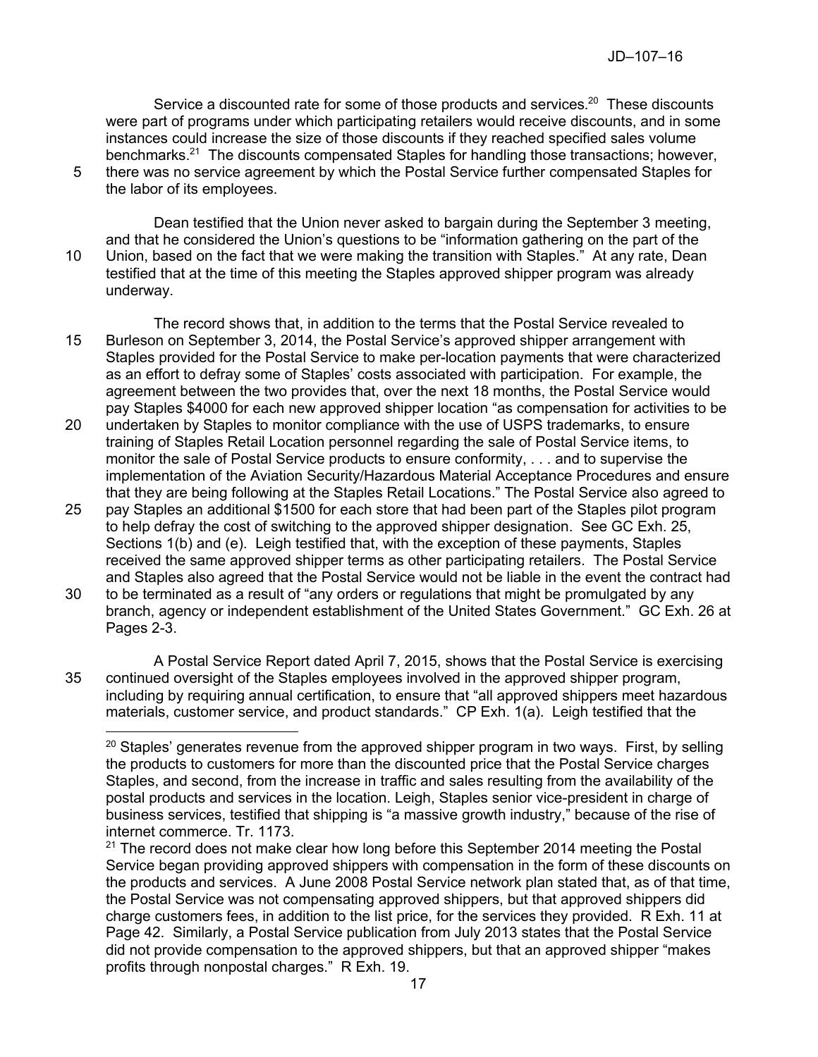Service a discounted rate for some of those products and services.[20] These discounts were part of programs under which participating retailers would receive discounts, and in some instances could increase the size of those discounts if they reached specified sales volume benchmarks.[21] The discounts compensated Staples for handling those transactions; however, there was no service agreement by which the Postal Service further compensated Staples for the labor of its employees.

Dean testified that the Union never asked to bargain during the September 3 meeting, and that he considered the Union's questions to be "information gathering on the part of the Union, based on the fact that we were making the transition with Staples." At any rate, Dean testified that at the time of this meeting the Staples approved shipper program was already underway.

The record shows that, in addition to the terms that the Postal Service revealed to Burleson on September 3, 2014, the Postal Service's approved shipper arrangement with Staples provided for the Postal Service to make per-location payments that were characterized as an effort to defray some of Staples' costs associated with participation. For example, the agreement between the two provides that, over the next 18 months, the Postal Service would pay Staples $4000 for each new approved shipper location "as compensation for activities to be undertaken by Staples to monitor compliance with the use of USPS trademarks, to ensure training of Staples Retail Location personnel regarding the sale of Postal Service items, to monitor the sale of Postal Service products to ensure conformity, . . . and to supervise the implementation of the Aviation Security/Hazardous Material Acceptance Procedures and ensure that they are being following at the Staples Retail Locations." The Postal Service also agreed to pay Staples an additional $1500 for each store that had been part of the Staples pilot program to help defray the cost of switching to the approved shipper designation. See GC Exh. 25, Sections 1(b) and (e). Leigh testified that, with the exception of these payments, Staples received the same approved shipper terms as other participating retailers. The Postal Service and Staples also agreed that the Postal Service would not be liable in the event the contract had to be terminated as a result of "any orders or regulations that might be promulgated by any branch, agency or independent establishment of the United States Government." GC Exh. 26 at Pages 2-3.

A Postal Service Report dated April 7, 2015, shows that the Postal Service is exercising continued oversight of the Staples employees involved in the approved shipper program, including by requiring annual certification, to ensure that "all approved shippers meet hazardous materials, customer service, and product standards." CP Exh. 1(a). Leigh testified that the

---

[20] Staples' generates revenue from the approved shipper program in two ways. First, by selling the products to customers for more than the discounted price that the Postal Service charges Staples, and second, from the increase in traffic and sales resulting from the availability of the postal products and services in the location. Leigh, Staples senior vice-president in charge of business services, testified that shipping is "a massive growth industry," because of the rise of internet commerce. Tr. 1173.

[21] The record does not make clear how long before this September 2014 meeting the Postal Service began providing approved shippers with compensation in the form of these discounts on the products and services. A June 2008 Postal Service network plan stated that, as of that time, the Postal Service was not compensating approved shippers, but that approved shippers did charge customers fees, in addition to the list price, for the services they provided. R Exh. 11 at Page 42. Similarly, a Postal Service publication from July 2013 states that the Postal Service did not provide compensation to the approved shippers, but that an approved shipper "makes profits through nonpostal charges." R Exh. 19.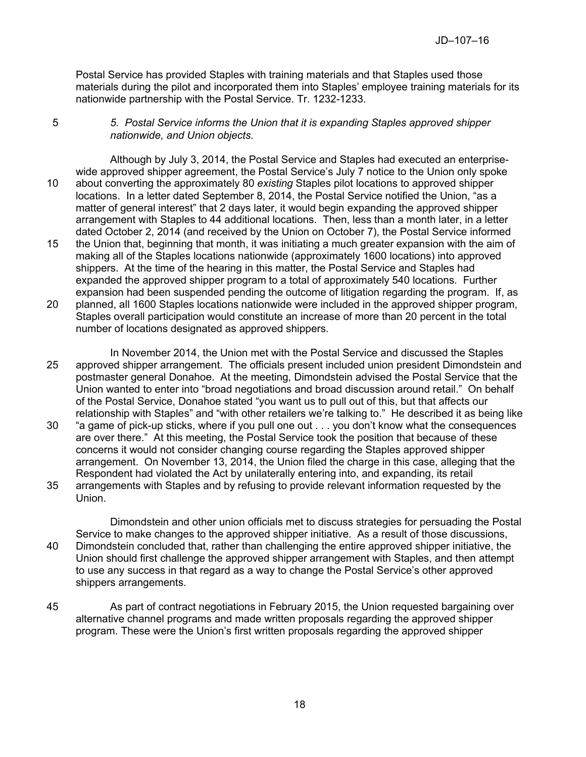Postal Service has provided Staples with training materials and that Staples used those materials during the pilot and incorporated them into Staples' employee training materials for its nationwide partnership with the Postal Service. Tr. 1232-1233.

*5. Postal Service informs the Union that it is expanding Staples approved shipper nationwide, and Union objects.*

Although by July 3, 2014, the Postal Service and Staples had executed an enterprise-wide approved shipper agreement, the Postal Service's July 7 notice to the Union only spoke about converting the approximately 80 *existing* Staples pilot locations to approved shipper locations. In a letter dated September 8, 2014, the Postal Service notified the Union, "as a matter of general interest" that 2 days later, it would begin expanding the approved shipper arrangement with Staples to 44 additional locations. Then, less than a month later, in a letter dated October 2, 2014 (and received by the Union on October 7), the Postal Service informed the Union that, beginning that month, it was initiating a much greater expansion with the aim of making all of the Staples locations nationwide (approximately 1600 locations) into approved shippers. At the time of the hearing in this matter, the Postal Service and Staples had expanded the approved shipper program to a total of approximately 540 locations. Further expansion had been suspended pending the outcome of litigation regarding the program. If, as planned, all 1600 Staples locations nationwide were included in the approved shipper program, Staples overall participation would constitute an increase of more than 20 percent in the total number of locations designated as approved shippers.

In November 2014, the Union met with the Postal Service and discussed the Staples approved shipper arrangement. The officials present included union president Dimondstein and postmaster general Donahoe. At the meeting, Dimondstein advised the Postal Service that the Union wanted to enter into "broad negotiations and broad discussion around retail." On behalf of the Postal Service, Donahoe stated "you want us to pull out of this, but that affects our relationship with Staples" and "with other retailers we're talking to." He described it as being like "a game of pick-up sticks, where if you pull one out . . . you don't know what the consequences are over there." At this meeting, the Postal Service took the position that because of these concerns it would not consider changing course regarding the Staples approved shipper arrangement. On November 13, 2014, the Union filed the charge in this case, alleging that the Respondent had violated the Act by unilaterally entering into, and expanding, its retail arrangements with Staples and by refusing to provide relevant information requested by the Union.

Dimondstein and other union officials met to discuss strategies for persuading the Postal Service to make changes to the approved shipper initiative. As a result of those discussions, Dimondstein concluded that, rather than challenging the entire approved shipper initiative, the Union should first challenge the approved shipper arrangement with Staples, and then attempt to use any success in that regard as a way to change the Postal Service's other approved shippers arrangements.

As part of contract negotiations in February 2015, the Union requested bargaining over alternative channel programs and made written proposals regarding the approved shipper program. These were the Union's first written proposals regarding the approved shipper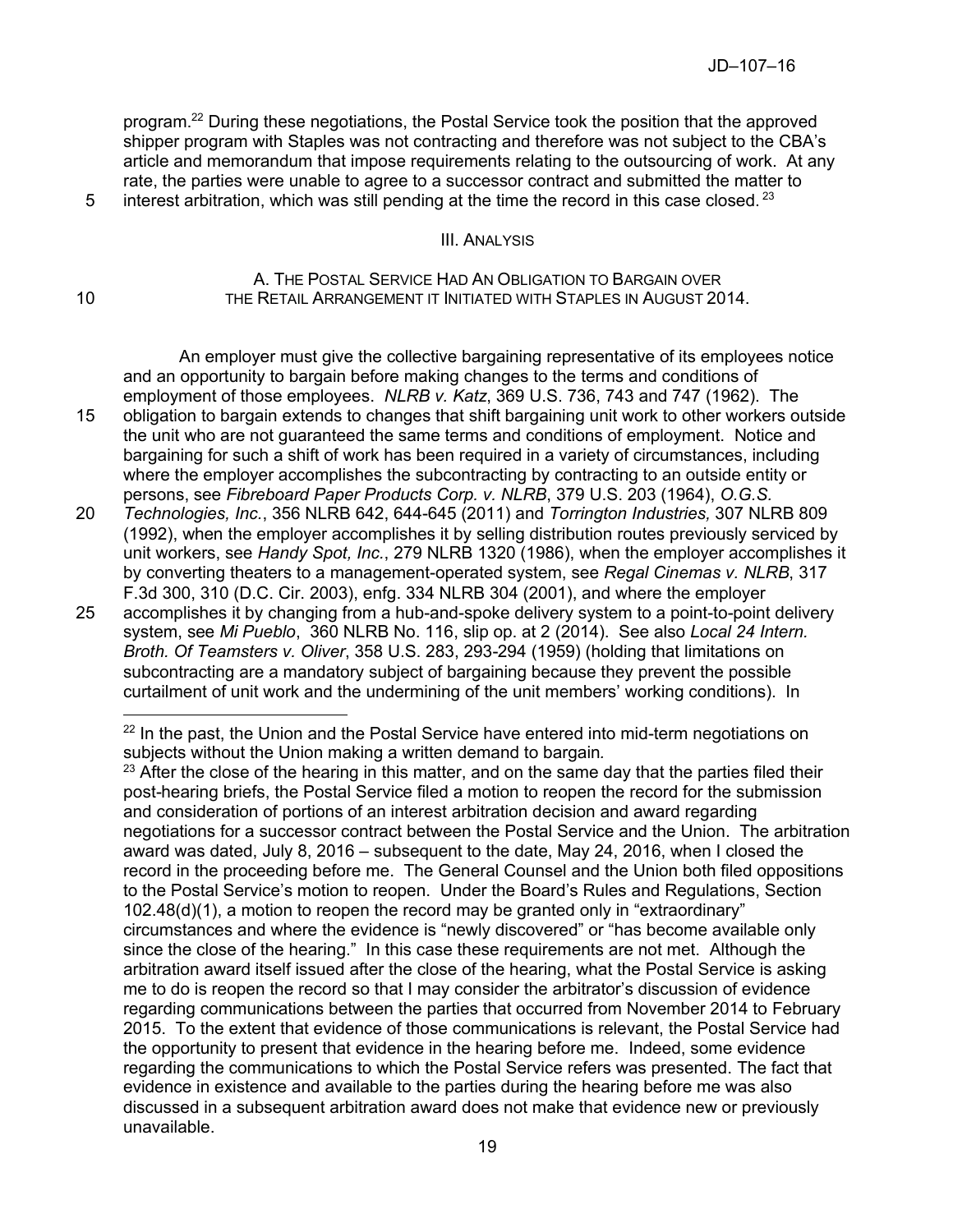program.[22] During these negotiations, the Postal Service took the position that the approved shipper program with Staples was not contracting and therefore was not subject to the CBA's article and memorandum that impose requirements relating to the outsourcing of work. At any rate, the parties were unable to agree to a successor contract and submitted the matter to interest arbitration, which was still pending at the time the record in this case closed.[23]

## III. Analysis

### A. The Postal Service Had An Obligation to Bargain over the Retail Arrangement it Initiated with Staples in August 2014.

An employer must give the collective bargaining representative of its employees notice and an opportunity to bargain before making changes to the terms and conditions of employment of those employees. *NLRB v. Katz*, 369 U.S. 736, 743 and 747 (1962). The obligation to bargain extends to changes that shift bargaining unit work to other workers outside the unit who are not guaranteed the same terms and conditions of employment. Notice and bargaining for such a shift of work has been required in a variety of circumstances, including where the employer accomplishes the subcontracting by contracting to an outside entity or persons, see *Fibreboard Paper Products Corp. v. NLRB*, 379 U.S. 203 (1964), *O.G.S. Technologies, Inc.*, 356 NLRB 642, 644-645 (2011) and *Torrington Industries,* 307 NLRB 809 (1992), when the employer accomplishes it by selling distribution routes previously serviced by unit workers, see *Handy Spot, Inc.*, 279 NLRB 1320 (1986), when the employer accomplishes it by converting theaters to a management-operated system, see *Regal Cinemas v. NLRB*, 317 F.3d 300, 310 (D.C. Cir. 2003), enfg. 334 NLRB 304 (2001), and where the employer accomplishes it by changing from a hub-and-spoke delivery system to a point-to-point delivery system, see *Mi Pueblo*, 360 NLRB No. 116, slip op. at 2 (2014). See also *Local 24 Intern. Broth. Of Teamsters v. Oliver*, 358 U.S. 283, 293-294 (1959) (holding that limitations on subcontracting are a mandatory subject of bargaining because they prevent the possible curtailment of unit work and the undermining of the unit members' working conditions). In

---

[22] In the past, the Union and the Postal Service have entered into mid-term negotiations on subjects without the Union making a written demand to bargain*.*

[23] After the close of the hearing in this matter, and on the same day that the parties filed their post-hearing briefs, the Postal Service filed a motion to reopen the record for the submission and consideration of portions of an interest arbitration decision and award regarding negotiations for a successor contract between the Postal Service and the Union. The arbitration award was dated, July 8, 2016 – subsequent to the date, May 24, 2016, when I closed the record in the proceeding before me. The General Counsel and the Union both filed oppositions to the Postal Service's motion to reopen. Under the Board's Rules and Regulations, Section 102.48(d)(1), a motion to reopen the record may be granted only in "extraordinary" circumstances and where the evidence is "newly discovered" or "has become available only since the close of the hearing." In this case these requirements are not met. Although the arbitration award itself issued after the close of the hearing, what the Postal Service is asking me to do is reopen the record so that I may consider the arbitrator's discussion of evidence regarding communications between the parties that occurred from November 2014 to February 2015. To the extent that evidence of those communications is relevant, the Postal Service had the opportunity to present that evidence in the hearing before me. Indeed, some evidence regarding the communications to which the Postal Service refers was presented. The fact that evidence in existence and available to the parties during the hearing before me was also discussed in a subsequent arbitration award does not make that evidence new or previously unavailable.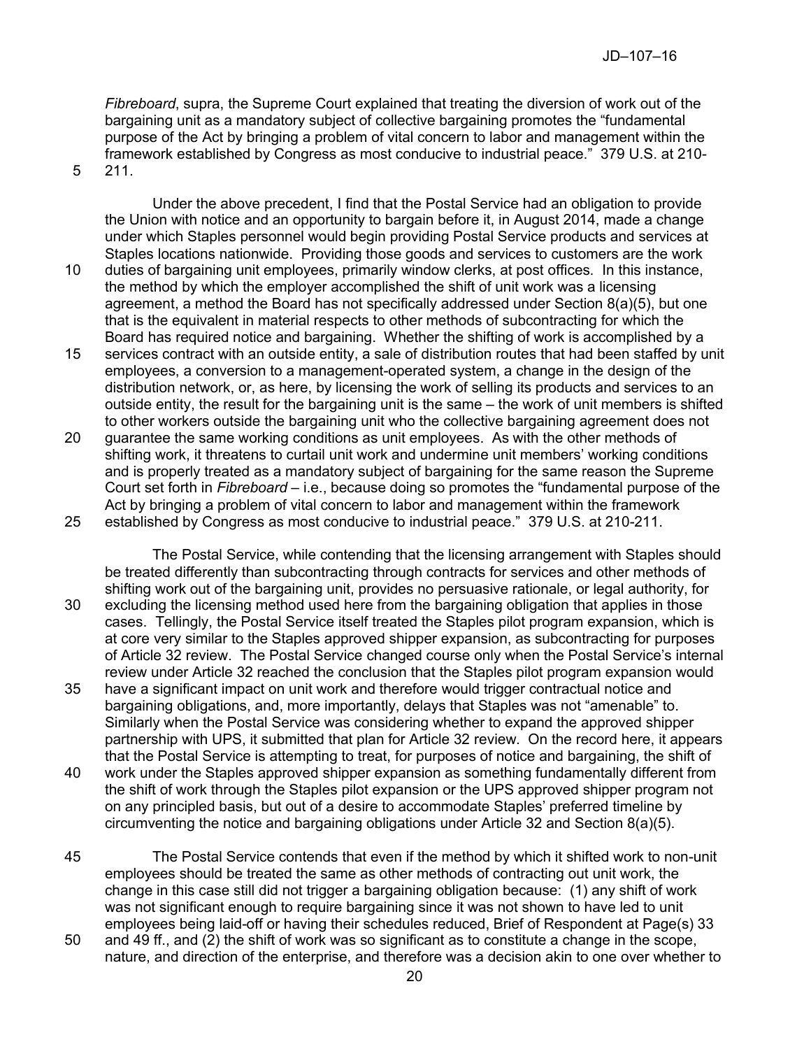*Fibreboard*, supra, the Supreme Court explained that treating the diversion of work out of the bargaining unit as a mandatory subject of collective bargaining promotes the "fundamental purpose of the Act by bringing a problem of vital concern to labor and management within the framework established by Congress as most conducive to industrial peace." 379 U.S. at 210-211.

Under the above precedent, I find that the Postal Service had an obligation to provide the Union with notice and an opportunity to bargain before it, in August 2014, made a change under which Staples personnel would begin providing Postal Service products and services at Staples locations nationwide. Providing those goods and services to customers are the work duties of bargaining unit employees, primarily window clerks, at post offices. In this instance, the method by which the employer accomplished the shift of unit work was a licensing agreement, a method the Board has not specifically addressed under Section 8(a)(5), but one that is the equivalent in material respects to other methods of subcontracting for which the Board has required notice and bargaining. Whether the shifting of work is accomplished by a services contract with an outside entity, a sale of distribution routes that had been staffed by unit employees, a conversion to a management-operated system, a change in the design of the distribution network, or, as here, by licensing the work of selling its products and services to an outside entity, the result for the bargaining unit is the same – the work of unit members is shifted to other workers outside the bargaining unit who the collective bargaining agreement does not guarantee the same working conditions as unit employees. As with the other methods of shifting work, it threatens to curtail unit work and undermine unit members' working conditions and is properly treated as a mandatory subject of bargaining for the same reason the Supreme Court set forth in *Fibreboard* – i.e., because doing so promotes the "fundamental purpose of the Act by bringing a problem of vital concern to labor and management within the framework established by Congress as most conducive to industrial peace." 379 U.S. at 210-211.

The Postal Service, while contending that the licensing arrangement with Staples should be treated differently than subcontracting through contracts for services and other methods of shifting work out of the bargaining unit, provides no persuasive rationale, or legal authority, for excluding the licensing method used here from the bargaining obligation that applies in those cases. Tellingly, the Postal Service itself treated the Staples pilot program expansion, which is at core very similar to the Staples approved shipper expansion, as subcontracting for purposes of Article 32 review. The Postal Service changed course only when the Postal Service's internal review under Article 32 reached the conclusion that the Staples pilot program expansion would have a significant impact on unit work and therefore would trigger contractual notice and bargaining obligations, and, more importantly, delays that Staples was not "amenable" to. Similarly when the Postal Service was considering whether to expand the approved shipper partnership with UPS, it submitted that plan for Article 32 review. On the record here, it appears that the Postal Service is attempting to treat, for purposes of notice and bargaining, the shift of work under the Staples approved shipper expansion as something fundamentally different from the shift of work through the Staples pilot expansion or the UPS approved shipper program not on any principled basis, but out of a desire to accommodate Staples' preferred timeline by circumventing the notice and bargaining obligations under Article 32 and Section 8(a)(5).

The Postal Service contends that even if the method by which it shifted work to non-unit employees should be treated the same as other methods of contracting out unit work, the change in this case still did not trigger a bargaining obligation because: (1) any shift of work was not significant enough to require bargaining since it was not shown to have led to unit employees being laid-off or having their schedules reduced, Brief of Respondent at Page(s) 33 and 49 ff., and (2) the shift of work was so significant as to constitute a change in the scope, nature, and direction of the enterprise, and therefore was a decision akin to one over whether to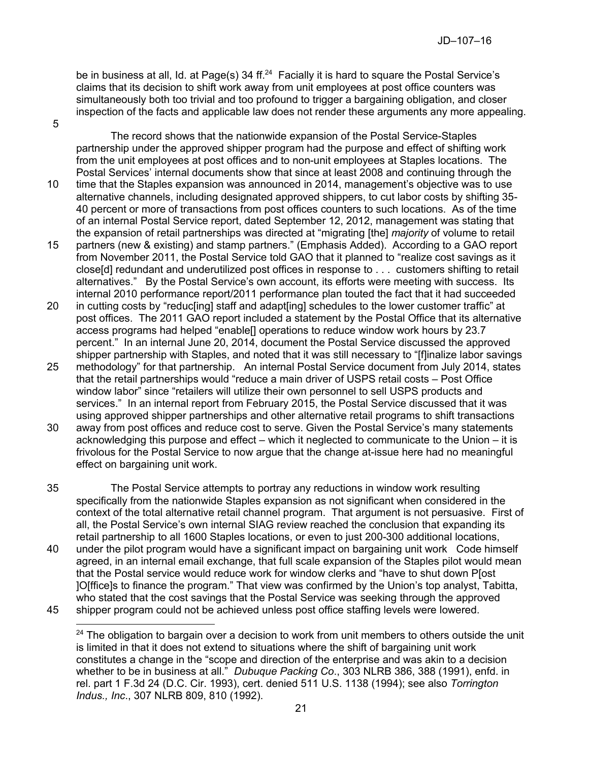be in business at all, Id. at Page(s) 34 ff.[24] Facially it is hard to square the Postal Service's claims that its decision to shift work away from unit employees at post office counters was simultaneously both too trivial and too profound to trigger a bargaining obligation, and closer inspection of the facts and applicable law does not render these arguments any more appealing.

The record shows that the nationwide expansion of the Postal Service-Staples partnership under the approved shipper program had the purpose and effect of shifting work from the unit employees at post offices and to non-unit employees at Staples locations. The Postal Services' internal documents show that since at least 2008 and continuing through the time that the Staples expansion was announced in 2014, management's objective was to use alternative channels, including designated approved shippers, to cut labor costs by shifting 35-40 percent or more of transactions from post offices counters to such locations. As of the time of an internal Postal Service report, dated September 12, 2012, management was stating that the expansion of retail partnerships was directed at "migrating [the] *majority* of volume to retail partners (new & existing) and stamp partners." (Emphasis Added). According to a GAO report from November 2011, the Postal Service told GAO that it planned to "realize cost savings as it close[d] redundant and underutilized post offices in response to . . . customers shifting to retail alternatives." By the Postal Service's own account, its efforts were meeting with success. Its internal 2010 performance report/2011 performance plan touted the fact that it had succeeded in cutting costs by "reduc[ing] staff and adapt[ing] schedules to the lower customer traffic" at post offices. The 2011 GAO report included a statement by the Postal Office that its alternative access programs had helped "enable[] operations to reduce window work hours by 23.7 percent." In an internal June 20, 2014, document the Postal Service discussed the approved shipper partnership with Staples, and noted that it was still necessary to "[f]inalize labor savings methodology" for that partnership. An internal Postal Service document from July 2014, states that the retail partnerships would "reduce a main driver of USPS retail costs – Post Office window labor" since "retailers will utilize their own personnel to sell USPS products and services." In an internal report from February 2015, the Postal Service discussed that it was using approved shipper partnerships and other alternative retail programs to shift transactions away from post offices and reduce cost to serve. Given the Postal Service's many statements acknowledging this purpose and effect – which it neglected to communicate to the Union – it is frivolous for the Postal Service to now argue that the change at-issue here had no meaningful effect on bargaining unit work.

The Postal Service attempts to portray any reductions in window work resulting specifically from the nationwide Staples expansion as not significant when considered in the context of the total alternative retail channel program. That argument is not persuasive. First of all, the Postal Service's own internal SIAG review reached the conclusion that expanding its retail partnership to all 1600 Staples locations, or even to just 200-300 additional locations, under the pilot program would have a significant impact on bargaining unit work Code himself agreed, in an internal email exchange, that full scale expansion of the Staples pilot would mean that the Postal service would reduce work for window clerks and "have to shut down P[ost ]O[ffice]s to finance the program." That view was confirmed by the Union's top analyst, Tabitta, who stated that the cost savings that the Postal Service was seeking through the approved shipper program could not be achieved unless post office staffing levels were lowered.

[24] The obligation to bargain over a decision to work from unit members to others outside the unit is limited in that it does not extend to situations where the shift of bargaining unit work constitutes a change in the "scope and direction of the enterprise and was akin to a decision whether to be in business at all." *Dubuque Packing Co*., 303 NLRB 386, 388 (1991), enfd. in rel. part 1 F.3d 24 (D.C. Cir. 1993), cert. denied 511 U.S. 1138 (1994); see also *Torrington Indus., Inc*., 307 NLRB 809, 810 (1992).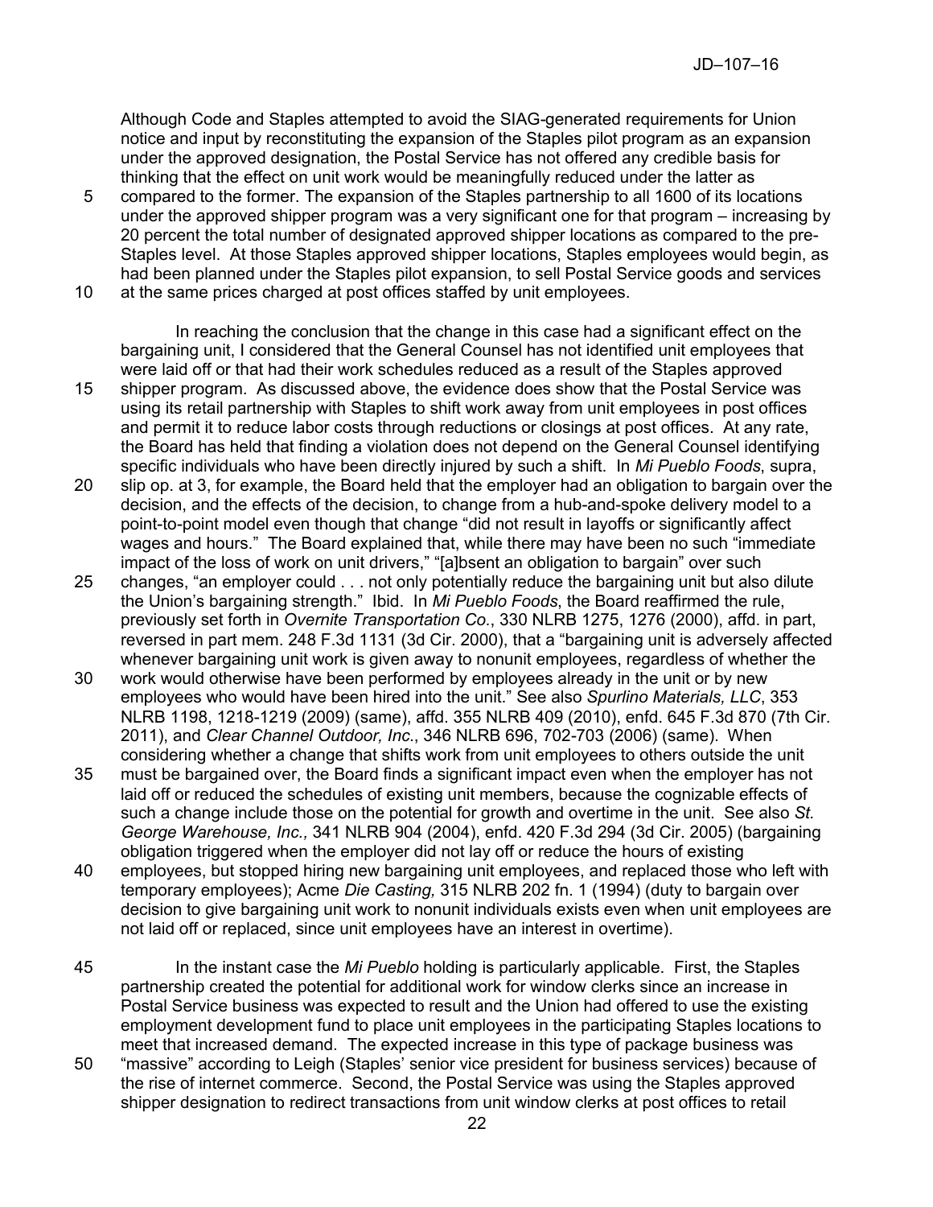Although Code and Staples attempted to avoid the SIAG-generated requirements for Union notice and input by reconstituting the expansion of the Staples pilot program as an expansion under the approved designation, the Postal Service has not offered any credible basis for thinking that the effect on unit work would be meaningfully reduced under the latter as compared to the former. The expansion of the Staples partnership to all 1600 of its locations under the approved shipper program was a very significant one for that program – increasing by 20 percent the total number of designated approved shipper locations as compared to the pre-Staples level. At those Staples approved shipper locations, Staples employees would begin, as had been planned under the Staples pilot expansion, to sell Postal Service goods and services at the same prices charged at post offices staffed by unit employees.

In reaching the conclusion that the change in this case had a significant effect on the bargaining unit, I considered that the General Counsel has not identified unit employees that were laid off or that had their work schedules reduced as a result of the Staples approved shipper program. As discussed above, the evidence does show that the Postal Service was using its retail partnership with Staples to shift work away from unit employees in post offices and permit it to reduce labor costs through reductions or closings at post offices. At any rate, the Board has held that finding a violation does not depend on the General Counsel identifying specific individuals who have been directly injured by such a shift. In *Mi Pueblo Foods*, supra, slip op. at 3, for example, the Board held that the employer had an obligation to bargain over the decision, and the effects of the decision, to change from a hub-and-spoke delivery model to a point-to-point model even though that change "did not result in layoffs or significantly affect wages and hours." The Board explained that, while there may have been no such "immediate impact of the loss of work on unit drivers," "[a]bsent an obligation to bargain" over such changes, "an employer could . . . not only potentially reduce the bargaining unit but also dilute the Union's bargaining strength." Ibid. In *Mi Pueblo Foods*, the Board reaffirmed the rule, previously set forth in *Overnite Transportation Co.*, 330 NLRB 1275, 1276 (2000), affd. in part, reversed in part mem. 248 F.3d 1131 (3d Cir. 2000), that a "bargaining unit is adversely affected whenever bargaining unit work is given away to nonunit employees, regardless of whether the work would otherwise have been performed by employees already in the unit or by new employees who would have been hired into the unit." See also *Spurlino Materials, LLC*, 353 NLRB 1198, 1218-1219 (2009) (same), affd. 355 NLRB 409 (2010), enfd. 645 F.3d 870 (7th Cir. 2011), and *Clear Channel Outdoor, Inc.*, 346 NLRB 696, 702-703 (2006) (same). When considering whether a change that shifts work from unit employees to others outside the unit must be bargained over, the Board finds a significant impact even when the employer has not laid off or reduced the schedules of existing unit members, because the cognizable effects of such a change include those on the potential for growth and overtime in the unit. See also *St. George Warehouse, Inc.,* 341 NLRB 904 (2004), enfd. 420 F.3d 294 (3d Cir. 2005) (bargaining obligation triggered when the employer did not lay off or reduce the hours of existing employees, but stopped hiring new bargaining unit employees, and replaced those who left with temporary employees); Acme *Die Casting,* 315 NLRB 202 fn. 1 (1994) (duty to bargain over decision to give bargaining unit work to nonunit individuals exists even when unit employees are not laid off or replaced, since unit employees have an interest in overtime).

In the instant case the *Mi Pueblo* holding is particularly applicable. First, the Staples partnership created the potential for additional work for window clerks since an increase in Postal Service business was expected to result and the Union had offered to use the existing employment development fund to place unit employees in the participating Staples locations to meet that increased demand. The expected increase in this type of package business was "massive" according to Leigh (Staples' senior vice president for business services) because of the rise of internet commerce. Second, the Postal Service was using the Staples approved shipper designation to redirect transactions from unit window clerks at post offices to retail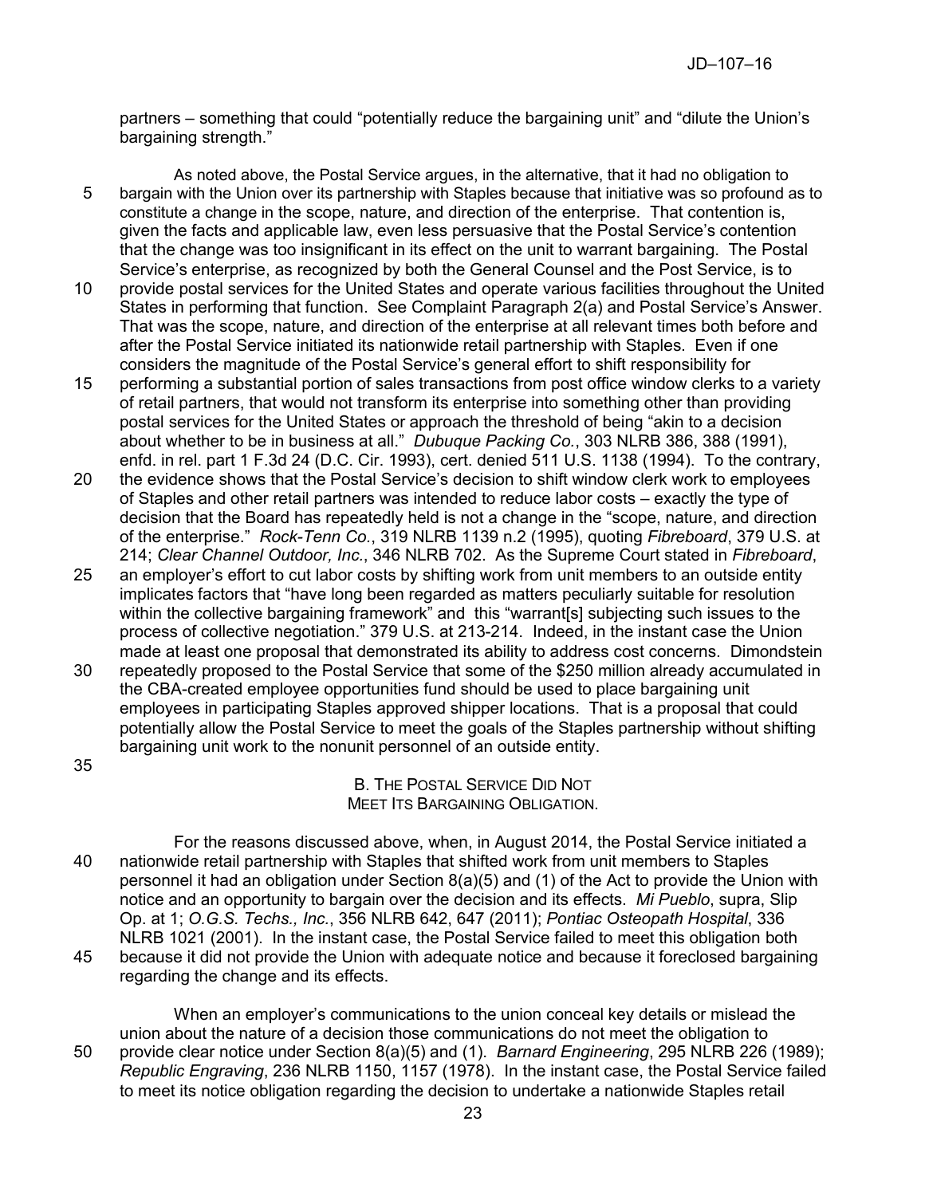partners – something that could "potentially reduce the bargaining unit" and "dilute the Union's bargaining strength."

As noted above, the Postal Service argues, in the alternative, that it had no obligation to bargain with the Union over its partnership with Staples because that initiative was so profound as to constitute a change in the scope, nature, and direction of the enterprise. That contention is, given the facts and applicable law, even less persuasive that the Postal Service's contention that the change was too insignificant in its effect on the unit to warrant bargaining. The Postal Service's enterprise, as recognized by both the General Counsel and the Post Service, is to provide postal services for the United States and operate various facilities throughout the United States in performing that function. See Complaint Paragraph 2(a) and Postal Service's Answer. That was the scope, nature, and direction of the enterprise at all relevant times both before and after the Postal Service initiated its nationwide retail partnership with Staples. Even if one considers the magnitude of the Postal Service's general effort to shift responsibility for performing a substantial portion of sales transactions from post office window clerks to a variety of retail partners, that would not transform its enterprise into something other than providing postal services for the United States or approach the threshold of being "akin to a decision about whether to be in business at all." *Dubuque Packing Co.*, 303 NLRB 386, 388 (1991), enfd. in rel. part 1 F.3d 24 (D.C. Cir. 1993), cert. denied 511 U.S. 1138 (1994). To the contrary, the evidence shows that the Postal Service's decision to shift window clerk work to employees of Staples and other retail partners was intended to reduce labor costs – exactly the type of decision that the Board has repeatedly held is not a change in the "scope, nature, and direction of the enterprise." *Rock-Tenn Co.*, 319 NLRB 1139 n.2 (1995), quoting *Fibreboard*, 379 U.S. at 214; *Clear Channel Outdoor, Inc.*, 346 NLRB 702. As the Supreme Court stated in *Fibreboard*, an employer's effort to cut labor costs by shifting work from unit members to an outside entity implicates factors that "have long been regarded as matters peculiarly suitable for resolution within the collective bargaining framework" and this "warrant[s] subjecting such issues to the process of collective negotiation." 379 U.S. at 213-214. Indeed, in the instant case the Union made at least one proposal that demonstrated its ability to address cost concerns. Dimondstein repeatedly proposed to the Postal Service that some of the $250 million already accumulated in the CBA-created employee opportunities fund should be used to place bargaining unit employees in participating Staples approved shipper locations. That is a proposal that could potentially allow the Postal Service to meet the goals of the Staples partnership without shifting bargaining unit work to the nonunit personnel of an outside entity.

### B. The Postal Service Did Not Meet Its Bargaining Obligation.

For the reasons discussed above, when, in August 2014, the Postal Service initiated a nationwide retail partnership with Staples that shifted work from unit members to Staples personnel it had an obligation under Section 8(a)(5) and (1) of the Act to provide the Union with notice and an opportunity to bargain over the decision and its effects. *Mi Pueblo*, supra, Slip Op. at 1; *O.G.S. Techs., Inc.*, 356 NLRB 642, 647 (2011); *Pontiac Osteopath Hospital*, 336 NLRB 1021 (2001). In the instant case, the Postal Service failed to meet this obligation both because it did not provide the Union with adequate notice and because it foreclosed bargaining regarding the change and its effects.

When an employer's communications to the union conceal key details or mislead the union about the nature of a decision those communications do not meet the obligation to provide clear notice under Section 8(a)(5) and (1). *Barnard Engineering*, 295 NLRB 226 (1989); *Republic Engraving*, 236 NLRB 1150, 1157 (1978). In the instant case, the Postal Service failed to meet its notice obligation regarding the decision to undertake a nationwide Staples retail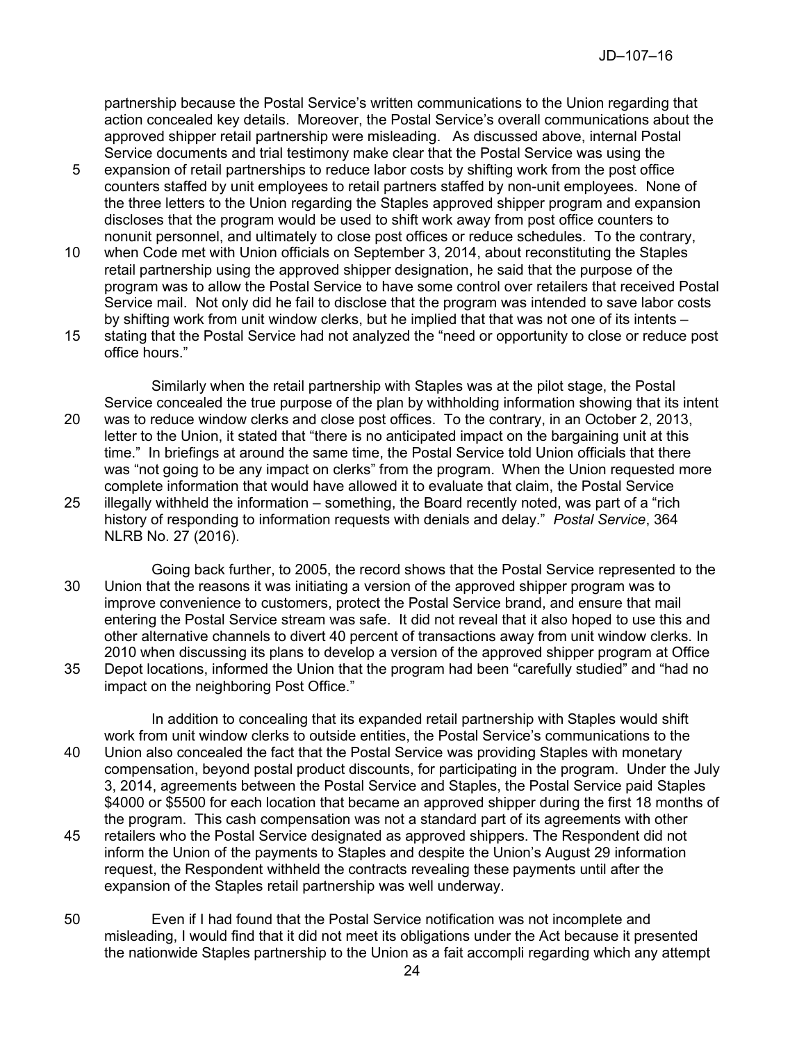partnership because the Postal Service's written communications to the Union regarding that action concealed key details. Moreover, the Postal Service's overall communications about the approved shipper retail partnership were misleading. As discussed above, internal Postal Service documents and trial testimony make clear that the Postal Service was using the expansion of retail partnerships to reduce labor costs by shifting work from the post office counters staffed by unit employees to retail partners staffed by non-unit employees. None of the three letters to the Union regarding the Staples approved shipper program and expansion discloses that the program would be used to shift work away from post office counters to nonunit personnel, and ultimately to close post offices or reduce schedules. To the contrary, when Code met with Union officials on September 3, 2014, about reconstituting the Staples retail partnership using the approved shipper designation, he said that the purpose of the program was to allow the Postal Service to have some control over retailers that received Postal Service mail. Not only did he fail to disclose that the program was intended to save labor costs by shifting work from unit window clerks, but he implied that that was not one of its intents – stating that the Postal Service had not analyzed the "need or opportunity to close or reduce post office hours."

Similarly when the retail partnership with Staples was at the pilot stage, the Postal Service concealed the true purpose of the plan by withholding information showing that its intent was to reduce window clerks and close post offices. To the contrary, in an October 2, 2013, letter to the Union, it stated that "there is no anticipated impact on the bargaining unit at this time." In briefings at around the same time, the Postal Service told Union officials that there was "not going to be any impact on clerks" from the program. When the Union requested more complete information that would have allowed it to evaluate that claim, the Postal Service illegally withheld the information – something, the Board recently noted, was part of a "rich history of responding to information requests with denials and delay." *Postal Service*, 364 NLRB No. 27 (2016).

Going back further, to 2005, the record shows that the Postal Service represented to the Union that the reasons it was initiating a version of the approved shipper program was to improve convenience to customers, protect the Postal Service brand, and ensure that mail entering the Postal Service stream was safe. It did not reveal that it also hoped to use this and other alternative channels to divert 40 percent of transactions away from unit window clerks. In 2010 when discussing its plans to develop a version of the approved shipper program at Office Depot locations, informed the Union that the program had been "carefully studied" and "had no impact on the neighboring Post Office."

In addition to concealing that its expanded retail partnership with Staples would shift work from unit window clerks to outside entities, the Postal Service's communications to the Union also concealed the fact that the Postal Service was providing Staples with monetary compensation, beyond postal product discounts, for participating in the program. Under the July 3, 2014, agreements between the Postal Service and Staples, the Postal Service paid Staples $4000 or $5500 for each location that became an approved shipper during the first 18 months of the program. This cash compensation was not a standard part of its agreements with other retailers who the Postal Service designated as approved shippers. The Respondent did not inform the Union of the payments to Staples and despite the Union's August 29 information request, the Respondent withheld the contracts revealing these payments until after the expansion of the Staples retail partnership was well underway.

Even if I had found that the Postal Service notification was not incomplete and misleading, I would find that it did not meet its obligations under the Act because it presented the nationwide Staples partnership to the Union as a fait accompli regarding which any attempt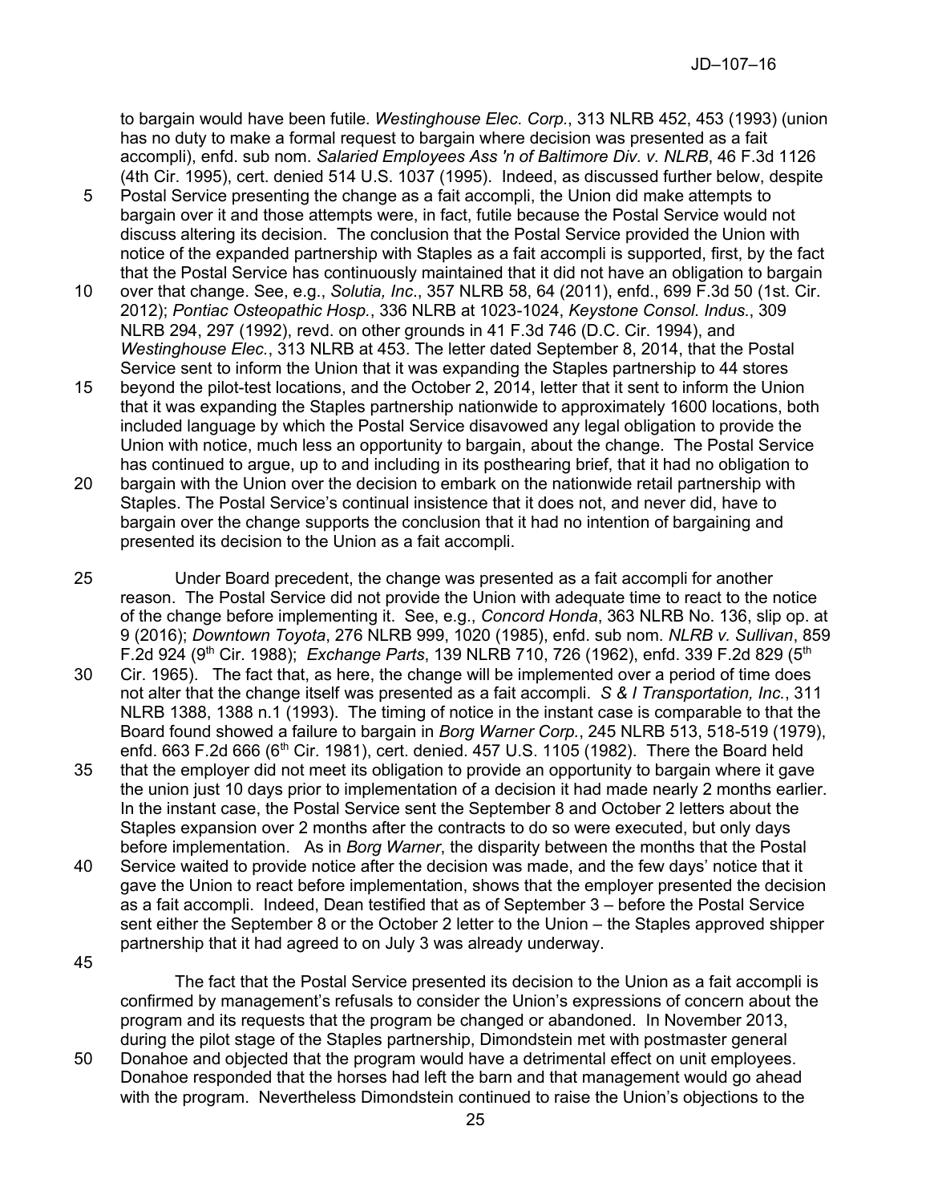to bargain would have been futile. *Westinghouse Elec. Corp.*, 313 NLRB 452, 453 (1993) (union has no duty to make a formal request to bargain where decision was presented as a fait accompli), enfd. sub nom. *Salaried Employees Ass 'n of Baltimore Div. v. NLRB*, 46 F.3d 1126 (4th Cir. 1995), cert. denied 514 U.S. 1037 (1995). Indeed, as discussed further below, despite Postal Service presenting the change as a fait accompli, the Union did make attempts to bargain over it and those attempts were, in fact, futile because the Postal Service would not discuss altering its decision. The conclusion that the Postal Service provided the Union with notice of the expanded partnership with Staples as a fait accompli is supported, first, by the fact that the Postal Service has continuously maintained that it did not have an obligation to bargain over that change. See, e.g., *Solutia, Inc*., 357 NLRB 58, 64 (2011), enfd., 699 F.3d 50 (1st. Cir. 2012); *Pontiac Osteopathic Hosp.*, 336 NLRB at 1023-1024, *Keystone Consol. Indus.*, 309 NLRB 294, 297 (1992), revd. on other grounds in 41 F.3d 746 (D.C. Cir. 1994), and *Westinghouse Elec.*, 313 NLRB at 453. The letter dated September 8, 2014, that the Postal Service sent to inform the Union that it was expanding the Staples partnership to 44 stores beyond the pilot-test locations, and the October 2, 2014, letter that it sent to inform the Union that it was expanding the Staples partnership nationwide to approximately 1600 locations, both included language by which the Postal Service disavowed any legal obligation to provide the Union with notice, much less an opportunity to bargain, about the change. The Postal Service has continued to argue, up to and including in its posthearing brief, that it had no obligation to bargain with the Union over the decision to embark on the nationwide retail partnership with Staples. The Postal Service's continual insistence that it does not, and never did, have to bargain over the change supports the conclusion that it had no intention of bargaining and presented its decision to the Union as a fait accompli.

Under Board precedent, the change was presented as a fait accompli for another reason. The Postal Service did not provide the Union with adequate time to react to the notice of the change before implementing it. See, e.g., *Concord Honda*, 363 NLRB No. 136, slip op. at 9 (2016); *Downtown Toyota*, 276 NLRB 999, 1020 (1985), enfd. sub nom. *NLRB v. Sullivan*, 859 F.2d 924 (9th Cir. 1988); *Exchange Parts*, 139 NLRB 710, 726 (1962), enfd. 339 F.2d 829 (5th Cir. 1965). The fact that, as here, the change will be implemented over a period of time does not alter that the change itself was presented as a fait accompli. *S & I Transportation, Inc.*, 311 NLRB 1388, 1388 n.1 (1993). The timing of notice in the instant case is comparable to that the Board found showed a failure to bargain in *Borg Warner Corp.*, 245 NLRB 513, 518-519 (1979), enfd. 663 F.2d 666 (6th Cir. 1981), cert. denied. 457 U.S. 1105 (1982). There the Board held that the employer did not meet its obligation to provide an opportunity to bargain where it gave the union just 10 days prior to implementation of a decision it had made nearly 2 months earlier. In the instant case, the Postal Service sent the September 8 and October 2 letters about the Staples expansion over 2 months after the contracts to do so were executed, but only days before implementation. As in *Borg Warner*, the disparity between the months that the Postal Service waited to provide notice after the decision was made, and the few days' notice that it gave the Union to react before implementation, shows that the employer presented the decision as a fait accompli. Indeed, Dean testified that as of September 3 – before the Postal Service sent either the September 8 or the October 2 letter to the Union – the Staples approved shipper partnership that it had agreed to on July 3 was already underway.

The fact that the Postal Service presented its decision to the Union as a fait accompli is confirmed by management's refusals to consider the Union's expressions of concern about the program and its requests that the program be changed or abandoned. In November 2013, during the pilot stage of the Staples partnership, Dimondstein met with postmaster general Donahoe and objected that the program would have a detrimental effect on unit employees. Donahoe responded that the horses had left the barn and that management would go ahead with the program. Nevertheless Dimondstein continued to raise the Union's objections to the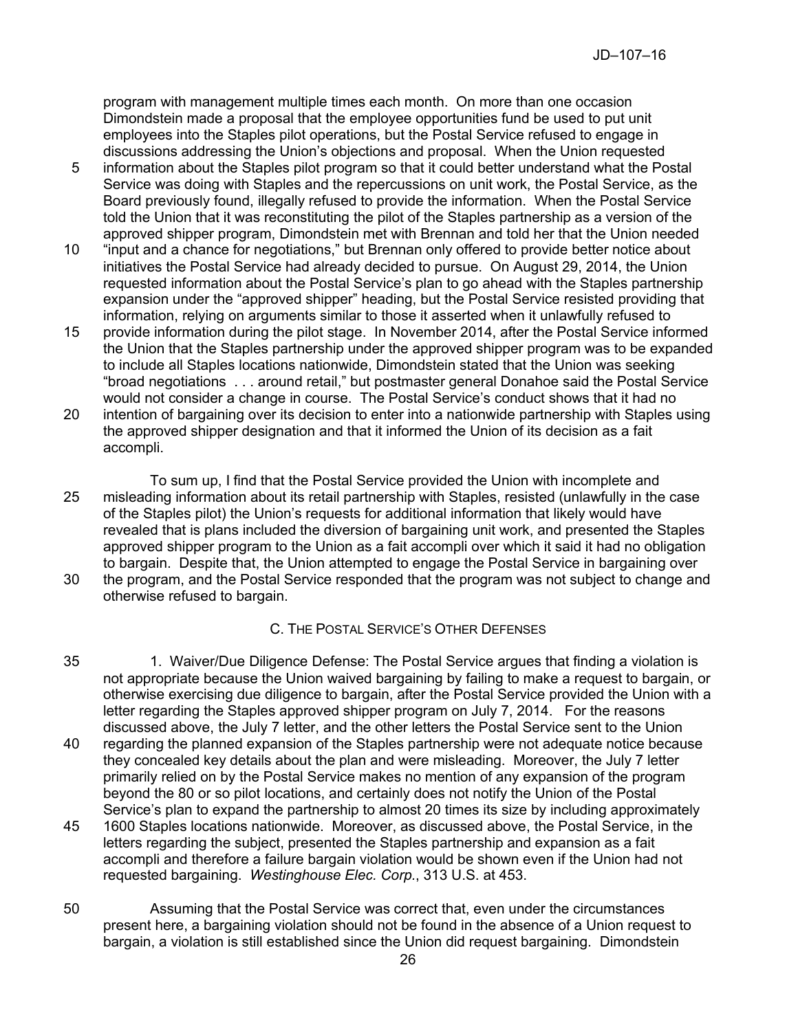program with management multiple times each month. On more than one occasion Dimondstein made a proposal that the employee opportunities fund be used to put unit employees into the Staples pilot operations, but the Postal Service refused to engage in discussions addressing the Union's objections and proposal. When the Union requested information about the Staples pilot program so that it could better understand what the Postal Service was doing with Staples and the repercussions on unit work, the Postal Service, as the Board previously found, illegally refused to provide the information. When the Postal Service told the Union that it was reconstituting the pilot of the Staples partnership as a version of the approved shipper program, Dimondstein met with Brennan and told her that the Union needed "input and a chance for negotiations," but Brennan only offered to provide better notice about initiatives the Postal Service had already decided to pursue. On August 29, 2014, the Union requested information about the Postal Service's plan to go ahead with the Staples partnership expansion under the "approved shipper" heading, but the Postal Service resisted providing that information, relying on arguments similar to those it asserted when it unlawfully refused to provide information during the pilot stage. In November 2014, after the Postal Service informed the Union that the Staples partnership under the approved shipper program was to be expanded to include all Staples locations nationwide, Dimondstein stated that the Union was seeking "broad negotiations . . . around retail," but postmaster general Donahoe said the Postal Service would not consider a change in course. The Postal Service's conduct shows that it had no intention of bargaining over its decision to enter into a nationwide partnership with Staples using the approved shipper designation and that it informed the Union of its decision as a fait accompli.

To sum up, I find that the Postal Service provided the Union with incomplete and misleading information about its retail partnership with Staples, resisted (unlawfully in the case of the Staples pilot) the Union's requests for additional information that likely would have revealed that is plans included the diversion of bargaining unit work, and presented the Staples approved shipper program to the Union as a fait accompli over which it said it had no obligation to bargain. Despite that, the Union attempted to engage the Postal Service in bargaining over the program, and the Postal Service responded that the program was not subject to change and otherwise refused to bargain.

### C. The Postal Service's Other Defenses

1. Waiver/Due Diligence Defense: The Postal Service argues that finding a violation is not appropriate because the Union waived bargaining by failing to make a request to bargain, or otherwise exercising due diligence to bargain, after the Postal Service provided the Union with a letter regarding the Staples approved shipper program on July 7, 2014. For the reasons discussed above, the July 7 letter, and the other letters the Postal Service sent to the Union regarding the planned expansion of the Staples partnership were not adequate notice because they concealed key details about the plan and were misleading. Moreover, the July 7 letter primarily relied on by the Postal Service makes no mention of any expansion of the program beyond the 80 or so pilot locations, and certainly does not notify the Union of the Postal Service's plan to expand the partnership to almost 20 times its size by including approximately 1600 Staples locations nationwide. Moreover, as discussed above, the Postal Service, in the letters regarding the subject, presented the Staples partnership and expansion as a fait accompli and therefore a failure bargain violation would be shown even if the Union had not requested bargaining. *Westinghouse Elec. Corp.*, 313 U.S. at 453.

Assuming that the Postal Service was correct that, even under the circumstances present here, a bargaining violation should not be found in the absence of a Union request to bargain, a violation is still established since the Union did request bargaining. Dimondstein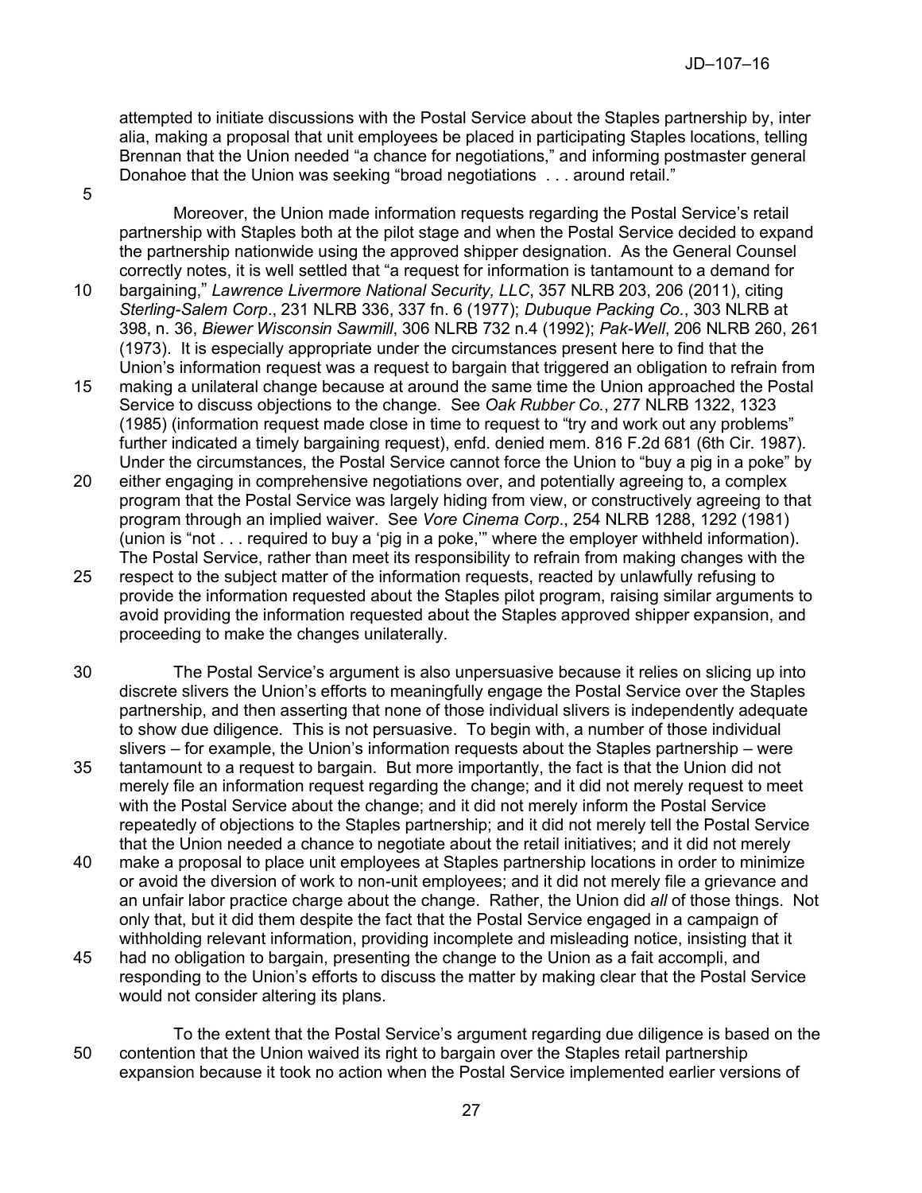attempted to initiate discussions with the Postal Service about the Staples partnership by, inter alia, making a proposal that unit employees be placed in participating Staples locations, telling Brennan that the Union needed "a chance for negotiations," and informing postmaster general Donahoe that the Union was seeking "broad negotiations . . . around retail."

Moreover, the Union made information requests regarding the Postal Service's retail partnership with Staples both at the pilot stage and when the Postal Service decided to expand the partnership nationwide using the approved shipper designation. As the General Counsel correctly notes, it is well settled that "a request for information is tantamount to a demand for bargaining," *Lawrence Livermore National Security, LLC*, 357 NLRB 203, 206 (2011), citing *Sterling-Salem Corp*., 231 NLRB 336, 337 fn. 6 (1977); *Dubuque Packing Co.*, 303 NLRB at 398, n. 36, *Biewer Wisconsin Sawmill*, 306 NLRB 732 n.4 (1992); *Pak-Well*, 206 NLRB 260, 261 (1973). It is especially appropriate under the circumstances present here to find that the Union's information request was a request to bargain that triggered an obligation to refrain from making a unilateral change because at around the same time the Union approached the Postal Service to discuss objections to the change. See *Oak Rubber Co.*, 277 NLRB 1322, 1323 (1985) (information request made close in time to request to "try and work out any problems" further indicated a timely bargaining request), enfd. denied mem. 816 F.2d 681 (6th Cir. 1987). Under the circumstances, the Postal Service cannot force the Union to "buy a pig in a poke" by either engaging in comprehensive negotiations over, and potentially agreeing to, a complex program that the Postal Service was largely hiding from view, or constructively agreeing to that program through an implied waiver. See *Vore Cinema Corp*., 254 NLRB 1288, 1292 (1981) (union is "not . . . required to buy a 'pig in a poke,'" where the employer withheld information). The Postal Service, rather than meet its responsibility to refrain from making changes with the respect to the subject matter of the information requests, reacted by unlawfully refusing to provide the information requested about the Staples pilot program, raising similar arguments to avoid providing the information requested about the Staples approved shipper expansion, and proceeding to make the changes unilaterally.

The Postal Service's argument is also unpersuasive because it relies on slicing up into discrete slivers the Union's efforts to meaningfully engage the Postal Service over the Staples partnership, and then asserting that none of those individual slivers is independently adequate to show due diligence. This is not persuasive. To begin with, a number of those individual slivers – for example, the Union's information requests about the Staples partnership – were tantamount to a request to bargain. But more importantly, the fact is that the Union did not merely file an information request regarding the change; and it did not merely request to meet with the Postal Service about the change; and it did not merely inform the Postal Service repeatedly of objections to the Staples partnership; and it did not merely tell the Postal Service that the Union needed a chance to negotiate about the retail initiatives; and it did not merely make a proposal to place unit employees at Staples partnership locations in order to minimize or avoid the diversion of work to non-unit employees; and it did not merely file a grievance and an unfair labor practice charge about the change. Rather, the Union did *all* of those things. Not only that, but it did them despite the fact that the Postal Service engaged in a campaign of withholding relevant information, providing incomplete and misleading notice, insisting that it had no obligation to bargain, presenting the change to the Union as a fait accompli, and responding to the Union's efforts to discuss the matter by making clear that the Postal Service would not consider altering its plans.

To the extent that the Postal Service's argument regarding due diligence is based on the contention that the Union waived its right to bargain over the Staples retail partnership expansion because it took no action when the Postal Service implemented earlier versions of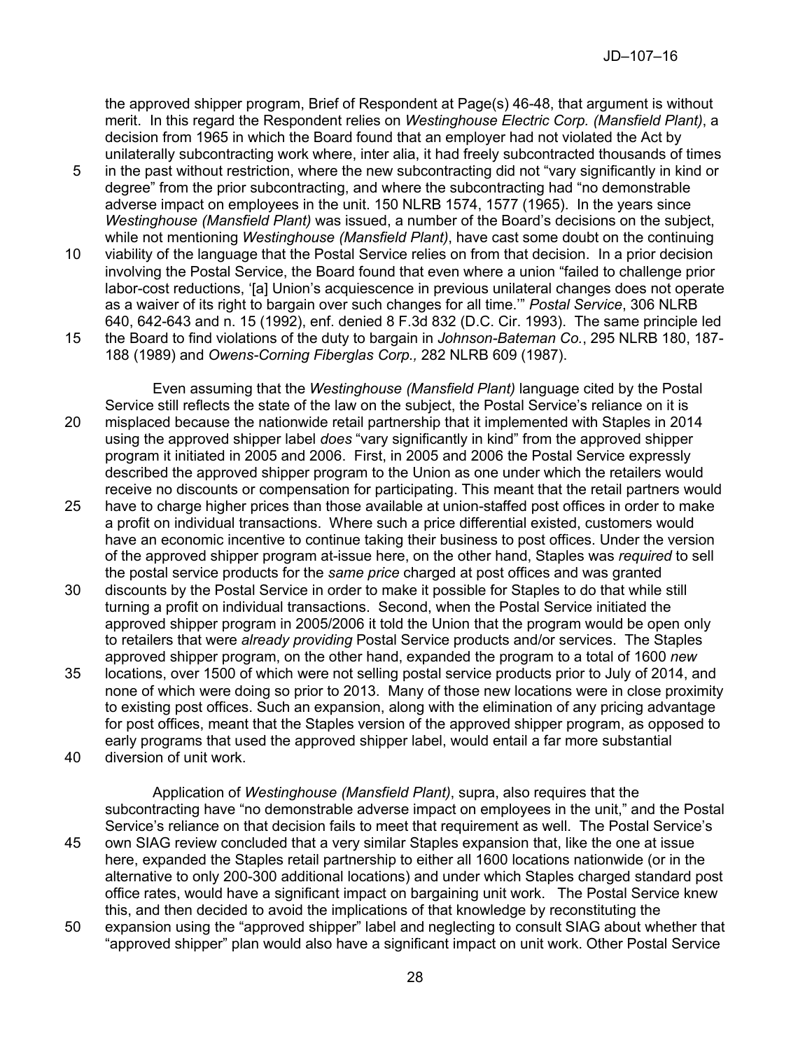the approved shipper program, Brief of Respondent at Page(s) 46-48, that argument is without merit. In this regard the Respondent relies on *Westinghouse Electric Corp. (Mansfield Plant)*, a decision from 1965 in which the Board found that an employer had not violated the Act by unilaterally subcontracting work where, inter alia, it had freely subcontracted thousands of times in the past without restriction, where the new subcontracting did not "vary significantly in kind or degree" from the prior subcontracting, and where the subcontracting had "no demonstrable adverse impact on employees in the unit. 150 NLRB 1574, 1577 (1965). In the years since *Westinghouse (Mansfield Plant)* was issued, a number of the Board's decisions on the subject, while not mentioning *Westinghouse (Mansfield Plant)*, have cast some doubt on the continuing viability of the language that the Postal Service relies on from that decision. In a prior decision involving the Postal Service, the Board found that even where a union "failed to challenge prior labor-cost reductions, '[a] Union's acquiescence in previous unilateral changes does not operate as a waiver of its right to bargain over such changes for all time.'" *Postal Service*, 306 NLRB 640, 642-643 and n. 15 (1992), enf. denied 8 F.3d 832 (D.C. Cir. 1993). The same principle led the Board to find violations of the duty to bargain in *Johnson-Bateman Co.*, 295 NLRB 180, 187-188 (1989) and *Owens-Corning Fiberglas Corp.,* 282 NLRB 609 (1987).

Even assuming that the *Westinghouse (Mansfield Plant)* language cited by the Postal Service still reflects the state of the law on the subject, the Postal Service's reliance on it is misplaced because the nationwide retail partnership that it implemented with Staples in 2014 using the approved shipper label *does* "vary significantly in kind" from the approved shipper program it initiated in 2005 and 2006. First, in 2005 and 2006 the Postal Service expressly described the approved shipper program to the Union as one under which the retailers would receive no discounts or compensation for participating. This meant that the retail partners would have to charge higher prices than those available at union-staffed post offices in order to make a profit on individual transactions. Where such a price differential existed, customers would have an economic incentive to continue taking their business to post offices. Under the version of the approved shipper program at-issue here, on the other hand, Staples was *required* to sell the postal service products for the *same price* charged at post offices and was granted discounts by the Postal Service in order to make it possible for Staples to do that while still turning a profit on individual transactions. Second, when the Postal Service initiated the approved shipper program in 2005/2006 it told the Union that the program would be open only to retailers that were *already providing* Postal Service products and/or services. The Staples approved shipper program, on the other hand, expanded the program to a total of 1600 *new* locations, over 1500 of which were not selling postal service products prior to July of 2014, and none of which were doing so prior to 2013. Many of those new locations were in close proximity to existing post offices. Such an expansion, along with the elimination of any pricing advantage for post offices, meant that the Staples version of the approved shipper program, as opposed to early programs that used the approved shipper label, would entail a far more substantial diversion of unit work.

Application of *Westinghouse (Mansfield Plant)*, supra, also requires that the subcontracting have "no demonstrable adverse impact on employees in the unit," and the Postal Service's reliance on that decision fails to meet that requirement as well. The Postal Service's own SIAG review concluded that a very similar Staples expansion that, like the one at issue here, expanded the Staples retail partnership to either all 1600 locations nationwide (or in the alternative to only 200-300 additional locations) and under which Staples charged standard post office rates, would have a significant impact on bargaining unit work. The Postal Service knew this, and then decided to avoid the implications of that knowledge by reconstituting the expansion using the "approved shipper" label and neglecting to consult SIAG about whether that "approved shipper" plan would also have a significant impact on unit work. Other Postal Service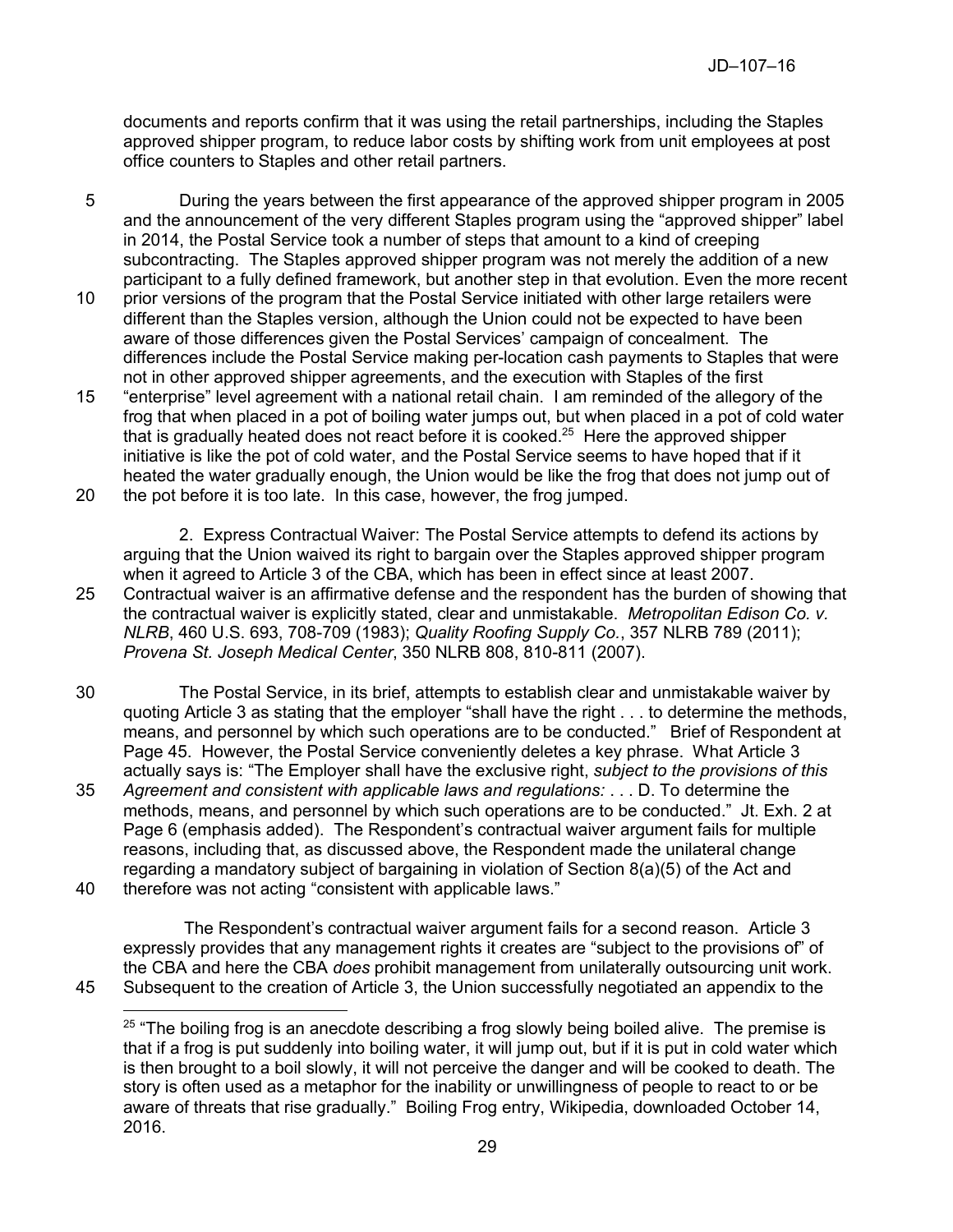documents and reports confirm that it was using the retail partnerships, including the Staples approved shipper program, to reduce labor costs by shifting work from unit employees at post office counters to Staples and other retail partners.

During the years between the first appearance of the approved shipper program in 2005 and the announcement of the very different Staples program using the "approved shipper" label in 2014, the Postal Service took a number of steps that amount to a kind of creeping subcontracting. The Staples approved shipper program was not merely the addition of a new participant to a fully defined framework, but another step in that evolution. Even the more recent prior versions of the program that the Postal Service initiated with other large retailers were different than the Staples version, although the Union could not be expected to have been aware of those differences given the Postal Services' campaign of concealment. The differences include the Postal Service making per-location cash payments to Staples that were not in other approved shipper agreements, and the execution with Staples of the first "enterprise" level agreement with a national retail chain. I am reminded of the allegory of the frog that when placed in a pot of boiling water jumps out, but when placed in a pot of cold water that is gradually heated does not react before it is cooked.[25] Here the approved shipper initiative is like the pot of cold water, and the Postal Service seems to have hoped that if it heated the water gradually enough, the Union would be like the frog that does not jump out of the pot before it is too late. In this case, however, the frog jumped.

2. Express Contractual Waiver: The Postal Service attempts to defend its actions by arguing that the Union waived its right to bargain over the Staples approved shipper program when it agreed to Article 3 of the CBA, which has been in effect since at least 2007. Contractual waiver is an affirmative defense and the respondent has the burden of showing that the contractual waiver is explicitly stated, clear and unmistakable. *Metropolitan Edison Co. v. NLRB*, 460 U.S. 693, 708-709 (1983); *Quality Roofing Supply Co.*, 357 NLRB 789 (2011); *Provena St. Joseph Medical Center*, 350 NLRB 808, 810-811 (2007).

The Postal Service, in its brief, attempts to establish clear and unmistakable waiver by quoting Article 3 as stating that the employer "shall have the right . . . to determine the methods, means, and personnel by which such operations are to be conducted." Brief of Respondent at Page 45. However, the Postal Service conveniently deletes a key phrase. What Article 3 actually says is: "The Employer shall have the exclusive right, *subject to the provisions of this Agreement and consistent with applicable laws and regulations:* . . . D. To determine the methods, means, and personnel by which such operations are to be conducted." Jt. Exh. 2 at Page 6 (emphasis added). The Respondent's contractual waiver argument fails for multiple reasons, including that, as discussed above, the Respondent made the unilateral change regarding a mandatory subject of bargaining in violation of Section 8(a)(5) of the Act and therefore was not acting "consistent with applicable laws."

The Respondent's contractual waiver argument fails for a second reason. Article 3 expressly provides that any management rights it creates are "subject to the provisions of" of the CBA and here the CBA *does* prohibit management from unilaterally outsourcing unit work. Subsequent to the creation of Article 3, the Union successfully negotiated an appendix to the

[25] "The boiling frog is an anecdote describing a frog slowly being boiled alive. The premise is that if a frog is put suddenly into boiling water, it will jump out, but if it is put in cold water which is then brought to a boil slowly, it will not perceive the danger and will be cooked to death. The story is often used as a metaphor for the inability or unwillingness of people to react to or be aware of threats that rise gradually." Boiling Frog entry, Wikipedia, downloaded October 14, 2016.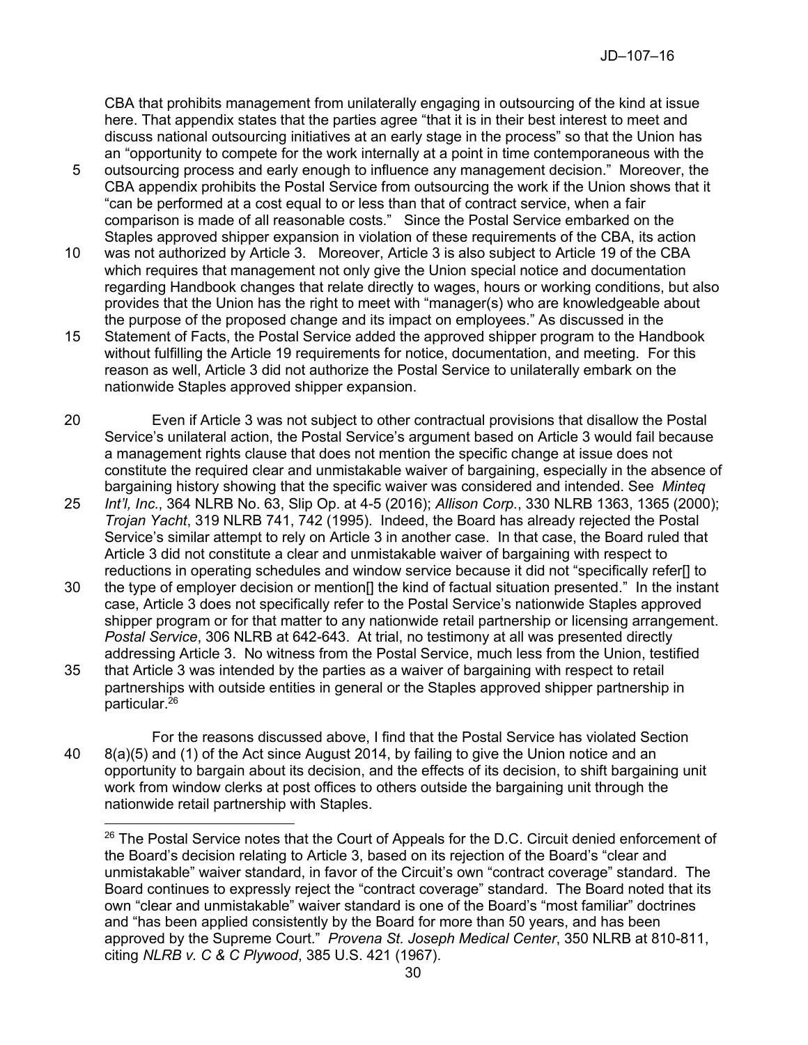CBA that prohibits management from unilaterally engaging in outsourcing of the kind at issue here. That appendix states that the parties agree "that it is in their best interest to meet and discuss national outsourcing initiatives at an early stage in the process" so that the Union has an "opportunity to compete for the work internally at a point in time contemporaneous with the outsourcing process and early enough to influence any management decision." Moreover, the CBA appendix prohibits the Postal Service from outsourcing the work if the Union shows that it "can be performed at a cost equal to or less than that of contract service, when a fair comparison is made of all reasonable costs." Since the Postal Service embarked on the Staples approved shipper expansion in violation of these requirements of the CBA, its action was not authorized by Article 3. Moreover, Article 3 is also subject to Article 19 of the CBA which requires that management not only give the Union special notice and documentation regarding Handbook changes that relate directly to wages, hours or working conditions, but also provides that the Union has the right to meet with "manager(s) who are knowledgeable about the purpose of the proposed change and its impact on employees." As discussed in the Statement of Facts, the Postal Service added the approved shipper program to the Handbook without fulfilling the Article 19 requirements for notice, documentation, and meeting. For this reason as well, Article 3 did not authorize the Postal Service to unilaterally embark on the nationwide Staples approved shipper expansion.

Even if Article 3 was not subject to other contractual provisions that disallow the Postal Service's unilateral action, the Postal Service's argument based on Article 3 would fail because a management rights clause that does not mention the specific change at issue does not constitute the required clear and unmistakable waiver of bargaining, especially in the absence of bargaining history showing that the specific waiver was considered and intended. See *Minteq Int'l, Inc.*, 364 NLRB No. 63, Slip Op. at 4-5 (2016); *Allison Corp.*, 330 NLRB 1363, 1365 (2000); *Trojan Yacht*, 319 NLRB 741, 742 (1995). Indeed, the Board has already rejected the Postal Service's similar attempt to rely on Article 3 in another case. In that case, the Board ruled that Article 3 did not constitute a clear and unmistakable waiver of bargaining with respect to reductions in operating schedules and window service because it did not "specifically refer[] to the type of employer decision or mention[] the kind of factual situation presented." In the instant case, Article 3 does not specifically refer to the Postal Service's nationwide Staples approved shipper program or for that matter to any nationwide retail partnership or licensing arrangement. *Postal Service*, 306 NLRB at 642-643. At trial, no testimony at all was presented directly addressing Article 3. No witness from the Postal Service, much less from the Union, testified that Article 3 was intended by the parties as a waiver of bargaining with respect to retail partnerships with outside entities in general or the Staples approved shipper partnership in particular.[26]

For the reasons discussed above, I find that the Postal Service has violated Section 8(a)(5) and (1) of the Act since August 2014, by failing to give the Union notice and an opportunity to bargain about its decision, and the effects of its decision, to shift bargaining unit work from window clerks at post offices to others outside the bargaining unit through the nationwide retail partnership with Staples.

---

[26] The Postal Service notes that the Court of Appeals for the D.C. Circuit denied enforcement of the Board's decision relating to Article 3, based on its rejection of the Board's "clear and unmistakable" waiver standard, in favor of the Circuit's own "contract coverage" standard. The Board continues to expressly reject the "contract coverage" standard. The Board noted that its own "clear and unmistakable" waiver standard is one of the Board's "most familiar" doctrines and "has been applied consistently by the Board for more than 50 years, and has been approved by the Supreme Court." *Provena St. Joseph Medical Center*, 350 NLRB at 810-811, citing *NLRB v. C & C Plywood*, 385 U.S. 421 (1967).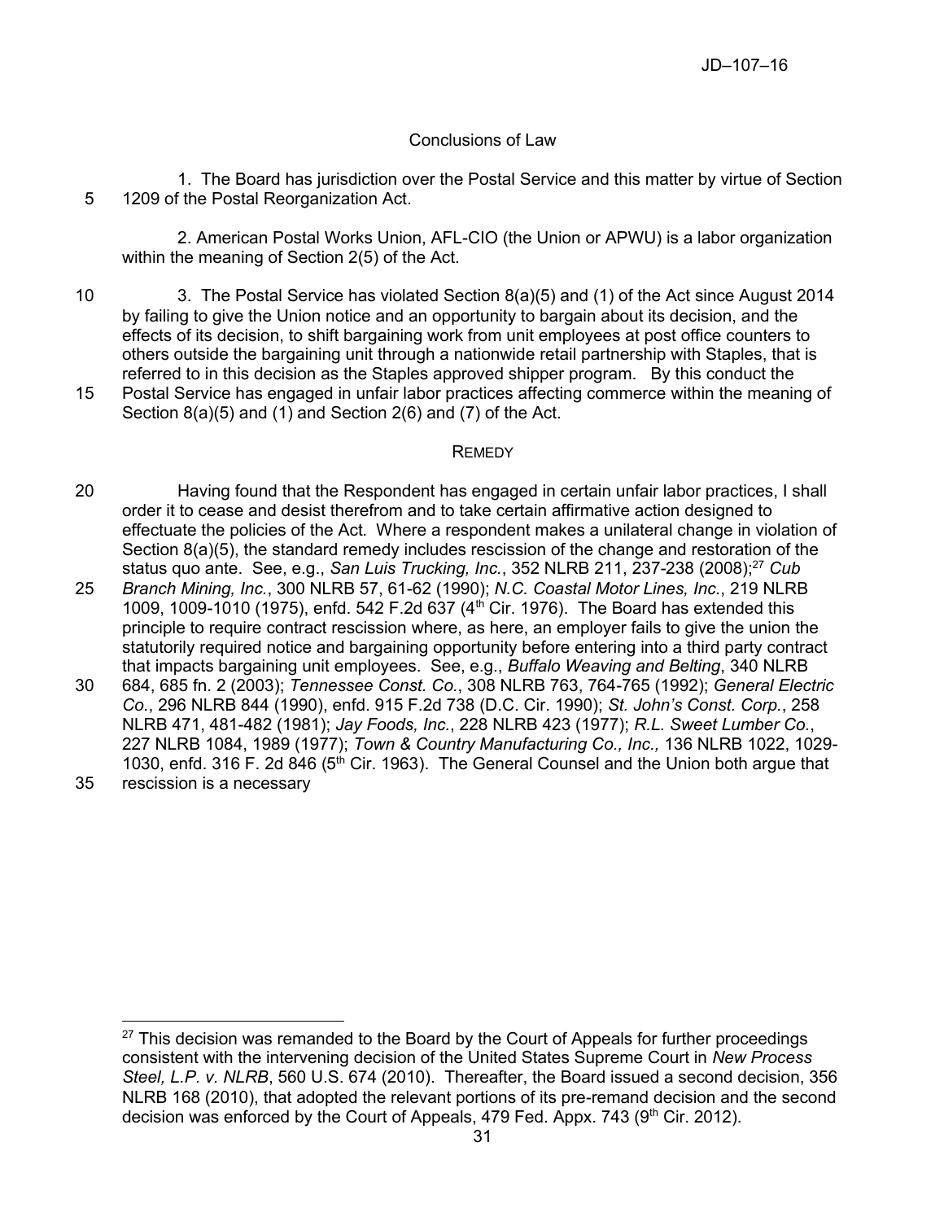## Conclusions of Law

1. The Board has jurisdiction over the Postal Service and this matter by virtue of Section 1209 of the Postal Reorganization Act.

2. American Postal Works Union, AFL-CIO (the Union or APWU) is a labor organization within the meaning of Section 2(5) of the Act.

3. The Postal Service has violated Section 8(a)(5) and (1) of the Act since August 2014 by failing to give the Union notice and an opportunity to bargain about its decision, and the effects of its decision, to shift bargaining work from unit employees at post office counters to others outside the bargaining unit through a nationwide retail partnership with Staples, that is referred to in this decision as the Staples approved shipper program. By this conduct the Postal Service has engaged in unfair labor practices affecting commerce within the meaning of Section 8(a)(5) and (1) and Section 2(6) and (7) of the Act.

## Remedy

Having found that the Respondent has engaged in certain unfair labor practices, I shall order it to cease and desist therefrom and to take certain affirmative action designed to effectuate the policies of the Act. Where a respondent makes a unilateral change in violation of Section 8(a)(5), the standard remedy includes rescission of the change and restoration of the status quo ante. See, e.g., *San Luis Trucking, Inc.*, 352 NLRB 211, 237-238 (2008);[27] *Cub Branch Mining, Inc.*, 300 NLRB 57, 61-62 (1990); *N.C. Coastal Motor Lines, Inc.*, 219 NLRB 1009, 1009-1010 (1975), enfd. 542 F.2d 637 (4th Cir. 1976). The Board has extended this principle to require contract rescission where, as here, an employer fails to give the union the statutorily required notice and bargaining opportunity before entering into a third party contract that impacts bargaining unit employees. See, e.g., *Buffalo Weaving and Belting*, 340 NLRB 684, 685 fn. 2 (2003); *Tennessee Const. Co.*, 308 NLRB 763, 764-765 (1992); *General Electric Co.*, 296 NLRB 844 (1990), enfd. 915 F.2d 738 (D.C. Cir. 1990); *St. John's Const. Corp.*, 258 NLRB 471, 481-482 (1981); *Jay Foods, Inc.*, 228 NLRB 423 (1977); *R.L. Sweet Lumber Co.*, 227 NLRB 1084, 1989 (1977); *Town & Country Manufacturing Co., Inc.,* 136 NLRB 1022, 1029-1030, enfd. 316 F. 2d 846 (5th Cir. 1963). The General Counsel and the Union both argue that rescission is a necessary

[27] This decision was remanded to the Board by the Court of Appeals for further proceedings consistent with the intervening decision of the United States Supreme Court in *New Process Steel, L.P. v. NLRB*, 560 U.S. 674 (2010). Thereafter, the Board issued a second decision, 356 NLRB 168 (2010), that adopted the relevant portions of its pre-remand decision and the second decision was enforced by the Court of Appeals, 479 Fed. Appx. 743 (9th Cir. 2012).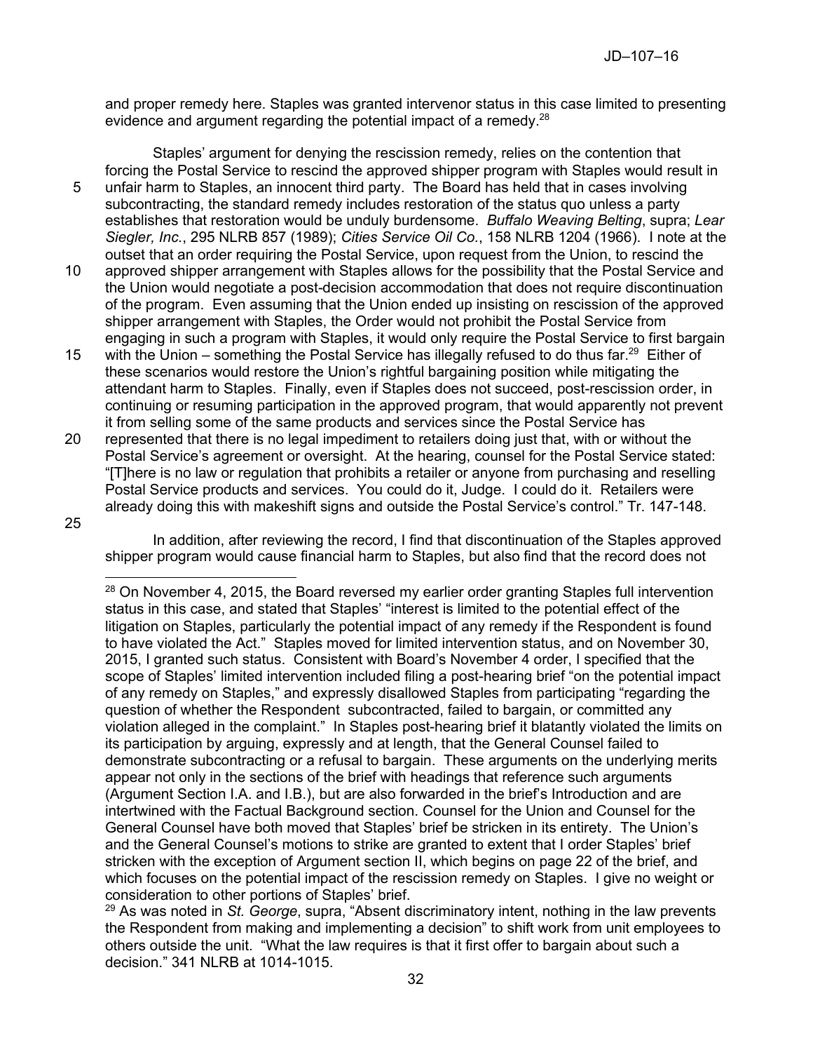and proper remedy here. Staples was granted intervenor status in this case limited to presenting evidence and argument regarding the potential impact of a remedy.[28]

Staples' argument for denying the rescission remedy, relies on the contention that forcing the Postal Service to rescind the approved shipper program with Staples would result in unfair harm to Staples, an innocent third party. The Board has held that in cases involving subcontracting, the standard remedy includes restoration of the status quo unless a party establishes that restoration would be unduly burdensome. *Buffalo Weaving Belting*, supra; *Lear Siegler, Inc.*, 295 NLRB 857 (1989); *Cities Service Oil Co.*, 158 NLRB 1204 (1966). I note at the outset that an order requiring the Postal Service, upon request from the Union, to rescind the approved shipper arrangement with Staples allows for the possibility that the Postal Service and the Union would negotiate a post-decision accommodation that does not require discontinuation of the program. Even assuming that the Union ended up insisting on rescission of the approved shipper arrangement with Staples, the Order would not prohibit the Postal Service from engaging in such a program with Staples, it would only require the Postal Service to first bargain with the Union – something the Postal Service has illegally refused to do thus far.[29] Either of these scenarios would restore the Union's rightful bargaining position while mitigating the attendant harm to Staples. Finally, even if Staples does not succeed, post-rescission order, in continuing or resuming participation in the approved program, that would apparently not prevent it from selling some of the same products and services since the Postal Service has represented that there is no legal impediment to retailers doing just that, with or without the Postal Service's agreement or oversight. At the hearing, counsel for the Postal Service stated: "[T]here is no law or regulation that prohibits a retailer or anyone from purchasing and reselling Postal Service products and services. You could do it, Judge. I could do it. Retailers were already doing this with makeshift signs and outside the Postal Service's control." Tr. 147-148.

In addition, after reviewing the record, I find that discontinuation of the Staples approved shipper program would cause financial harm to Staples, but also find that the record does not

---

[28] On November 4, 2015, the Board reversed my earlier order granting Staples full intervention status in this case, and stated that Staples' "interest is limited to the potential effect of the litigation on Staples, particularly the potential impact of any remedy if the Respondent is found to have violated the Act." Staples moved for limited intervention status, and on November 30, 2015, I granted such status. Consistent with Board's November 4 order, I specified that the scope of Staples' limited intervention included filing a post-hearing brief "on the potential impact of any remedy on Staples," and expressly disallowed Staples from participating "regarding the question of whether the Respondent subcontracted, failed to bargain, or committed any violation alleged in the complaint." In Staples post-hearing brief it blatantly violated the limits on its participation by arguing, expressly and at length, that the General Counsel failed to demonstrate subcontracting or a refusal to bargain. These arguments on the underlying merits appear not only in the sections of the brief with headings that reference such arguments (Argument Section I.A. and I.B.), but are also forwarded in the brief's Introduction and are intertwined with the Factual Background section. Counsel for the Union and Counsel for the General Counsel have both moved that Staples' brief be stricken in its entirety. The Union's and the General Counsel's motions to strike are granted to extent that I order Staples' brief stricken with the exception of Argument section II, which begins on page 22 of the brief, and which focuses on the potential impact of the rescission remedy on Staples. I give no weight or consideration to other portions of Staples' brief.

[29] As was noted in *St. George*, supra, "Absent discriminatory intent, nothing in the law prevents the Respondent from making and implementing a decision" to shift work from unit employees to others outside the unit. "What the law requires is that it first offer to bargain about such a decision." 341 NLRB at 1014-1015.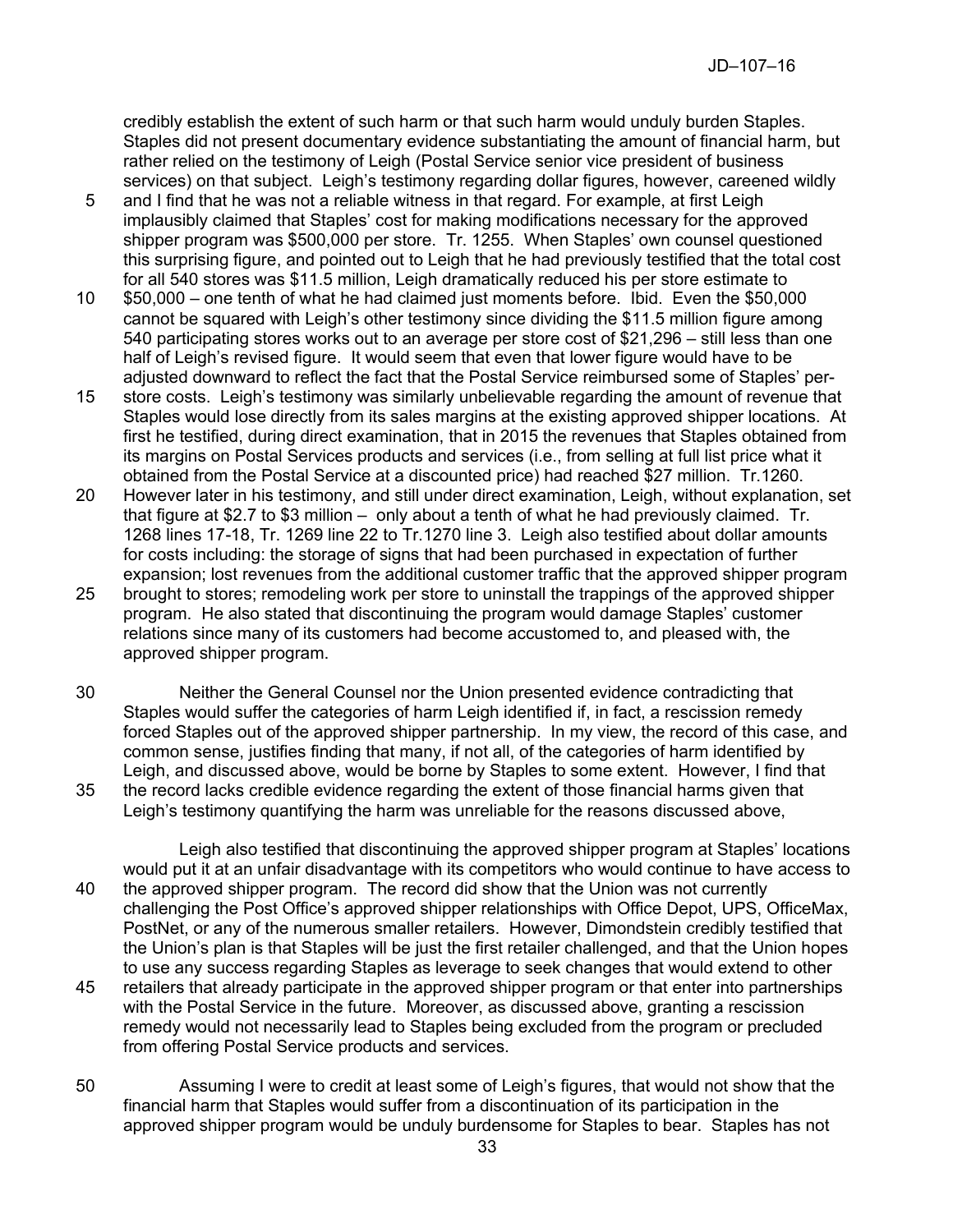credibly establish the extent of such harm or that such harm would unduly burden Staples. Staples did not present documentary evidence substantiating the amount of financial harm, but rather relied on the testimony of Leigh (Postal Service senior vice president of business services) on that subject. Leigh's testimony regarding dollar figures, however, careened wildly and I find that he was not a reliable witness in that regard. For example, at first Leigh implausibly claimed that Staples' cost for making modifications necessary for the approved shipper program was $500,000 per store. Tr. 1255. When Staples' own counsel questioned this surprising figure, and pointed out to Leigh that he had previously testified that the total cost for all 540 stores was $11.5 million, Leigh dramatically reduced his per store estimate to $50,000 – one tenth of what he had claimed just moments before. Ibid. Even the $50,000 cannot be squared with Leigh's other testimony since dividing the $11.5 million figure among 540 participating stores works out to an average per store cost of $21,296 – still less than one half of Leigh's revised figure. It would seem that even that lower figure would have to be adjusted downward to reflect the fact that the Postal Service reimbursed some of Staples' per-store costs. Leigh's testimony was similarly unbelievable regarding the amount of revenue that Staples would lose directly from its sales margins at the existing approved shipper locations. At first he testified, during direct examination, that in 2015 the revenues that Staples obtained from its margins on Postal Services products and services (i.e., from selling at full list price what it obtained from the Postal Service at a discounted price) had reached $27 million. Tr.1260. However later in his testimony, and still under direct examination, Leigh, without explanation, set that figure at $2.7 to $3 million – only about a tenth of what he had previously claimed. Tr. 1268 lines 17-18, Tr. 1269 line 22 to Tr.1270 line 3. Leigh also testified about dollar amounts for costs including: the storage of signs that had been purchased in expectation of further expansion; lost revenues from the additional customer traffic that the approved shipper program brought to stores; remodeling work per store to uninstall the trappings of the approved shipper program. He also stated that discontinuing the program would damage Staples' customer relations since many of its customers had become accustomed to, and pleased with, the approved shipper program.

Neither the General Counsel nor the Union presented evidence contradicting that Staples would suffer the categories of harm Leigh identified if, in fact, a rescission remedy forced Staples out of the approved shipper partnership. In my view, the record of this case, and common sense, justifies finding that many, if not all, of the categories of harm identified by Leigh, and discussed above, would be borne by Staples to some extent. However, I find that the record lacks credible evidence regarding the extent of those financial harms given that Leigh's testimony quantifying the harm was unreliable for the reasons discussed above,

Leigh also testified that discontinuing the approved shipper program at Staples' locations would put it at an unfair disadvantage with its competitors who would continue to have access to the approved shipper program. The record did show that the Union was not currently challenging the Post Office's approved shipper relationships with Office Depot, UPS, OfficeMax, PostNet, or any of the numerous smaller retailers. However, Dimondstein credibly testified that the Union's plan is that Staples will be just the first retailer challenged, and that the Union hopes to use any success regarding Staples as leverage to seek changes that would extend to other retailers that already participate in the approved shipper program or that enter into partnerships with the Postal Service in the future. Moreover, as discussed above, granting a rescission remedy would not necessarily lead to Staples being excluded from the program or precluded from offering Postal Service products and services.

Assuming I were to credit at least some of Leigh's figures, that would not show that the financial harm that Staples would suffer from a discontinuation of its participation in the approved shipper program would be unduly burdensome for Staples to bear. Staples has not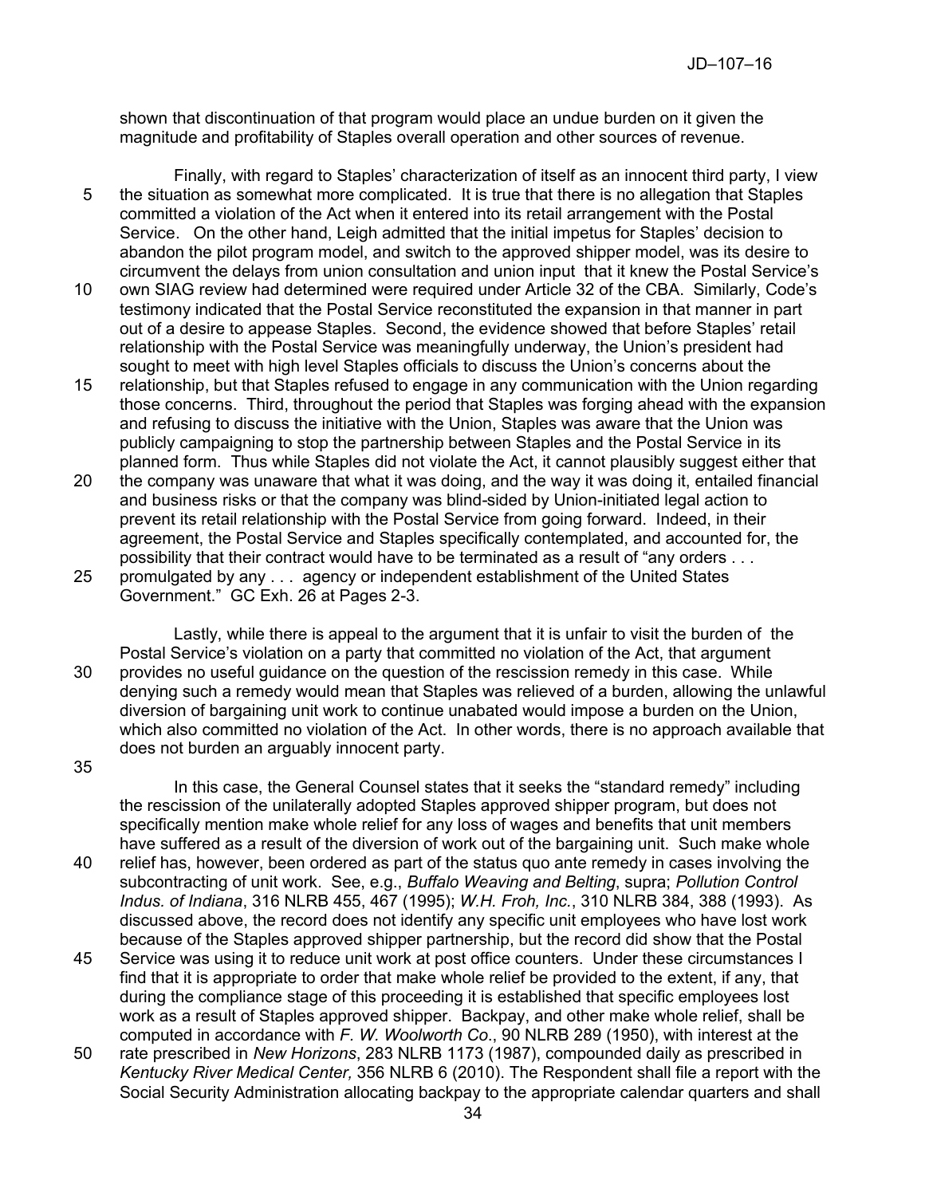shown that discontinuation of that program would place an undue burden on it given the magnitude and profitability of Staples overall operation and other sources of revenue.

Finally, with regard to Staples' characterization of itself as an innocent third party, I view the situation as somewhat more complicated. It is true that there is no allegation that Staples committed a violation of the Act when it entered into its retail arrangement with the Postal Service. On the other hand, Leigh admitted that the initial impetus for Staples' decision to abandon the pilot program model, and switch to the approved shipper model, was its desire to circumvent the delays from union consultation and union input that it knew the Postal Service's own SIAG review had determined were required under Article 32 of the CBA. Similarly, Code's testimony indicated that the Postal Service reconstituted the expansion in that manner in part out of a desire to appease Staples. Second, the evidence showed that before Staples' retail relationship with the Postal Service was meaningfully underway, the Union's president had sought to meet with high level Staples officials to discuss the Union's concerns about the relationship, but that Staples refused to engage in any communication with the Union regarding those concerns. Third, throughout the period that Staples was forging ahead with the expansion and refusing to discuss the initiative with the Union, Staples was aware that the Union was publicly campaigning to stop the partnership between Staples and the Postal Service in its planned form. Thus while Staples did not violate the Act, it cannot plausibly suggest either that the company was unaware that what it was doing, and the way it was doing it, entailed financial and business risks or that the company was blind-sided by Union-initiated legal action to prevent its retail relationship with the Postal Service from going forward. Indeed, in their agreement, the Postal Service and Staples specifically contemplated, and accounted for, the possibility that their contract would have to be terminated as a result of "any orders . . . promulgated by any . . . agency or independent establishment of the United States Government." GC Exh. 26 at Pages 2-3.

Lastly, while there is appeal to the argument that it is unfair to visit the burden of the Postal Service's violation on a party that committed no violation of the Act, that argument provides no useful guidance on the question of the rescission remedy in this case. While denying such a remedy would mean that Staples was relieved of a burden, allowing the unlawful diversion of bargaining unit work to continue unabated would impose a burden on the Union, which also committed no violation of the Act. In other words, there is no approach available that does not burden an arguably innocent party.

In this case, the General Counsel states that it seeks the "standard remedy" including the rescission of the unilaterally adopted Staples approved shipper program, but does not specifically mention make whole relief for any loss of wages and benefits that unit members have suffered as a result of the diversion of work out of the bargaining unit. Such make whole relief has, however, been ordered as part of the status quo ante remedy in cases involving the subcontracting of unit work. See, e.g., *Buffalo Weaving and Belting*, supra; *Pollution Control Indus. of Indiana*, 316 NLRB 455, 467 (1995); *W.H. Froh, Inc.*, 310 NLRB 384, 388 (1993). As discussed above, the record does not identify any specific unit employees who have lost work because of the Staples approved shipper partnership, but the record did show that the Postal Service was using it to reduce unit work at post office counters. Under these circumstances I find that it is appropriate to order that make whole relief be provided to the extent, if any, that during the compliance stage of this proceeding it is established that specific employees lost work as a result of Staples approved shipper. Backpay, and other make whole relief, shall be computed in accordance with *F. W. Woolworth Co*., 90 NLRB 289 (1950), with interest at the rate prescribed in *New Horizons*, 283 NLRB 1173 (1987), compounded daily as prescribed in *Kentucky River Medical Center,* 356 NLRB 6 (2010). The Respondent shall file a report with the Social Security Administration allocating backpay to the appropriate calendar quarters and shall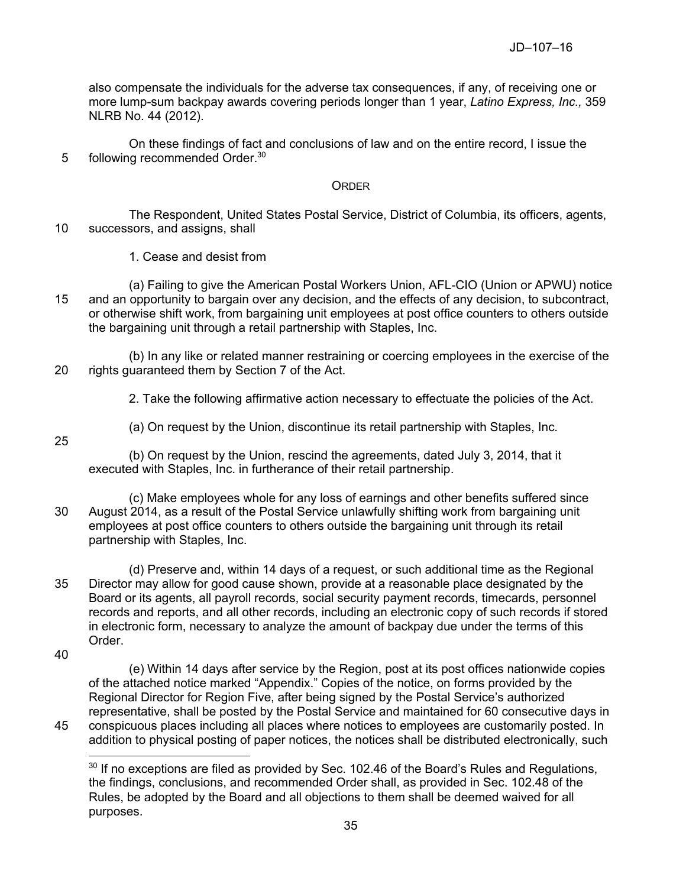also compensate the individuals for the adverse tax consequences, if any, of receiving one or more lump-sum backpay awards covering periods longer than 1 year, *Latino Express, Inc.,* 359 NLRB No. 44 (2012).

On these findings of fact and conclusions of law and on the entire record, I issue the following recommended Order.[30]

## ORDER

The Respondent, United States Postal Service, District of Columbia, its officers, agents, successors, and assigns, shall

1. Cease and desist from

(a) Failing to give the American Postal Workers Union, AFL-CIO (Union or APWU) notice and an opportunity to bargain over any decision, and the effects of any decision, to subcontract, or otherwise shift work, from bargaining unit employees at post office counters to others outside the bargaining unit through a retail partnership with Staples, Inc.

(b) In any like or related manner restraining or coercing employees in the exercise of the rights guaranteed them by Section 7 of the Act.

2. Take the following affirmative action necessary to effectuate the policies of the Act.

(a) On request by the Union, discontinue its retail partnership with Staples, Inc.

(b) On request by the Union, rescind the agreements, dated July 3, 2014, that it executed with Staples, Inc. in furtherance of their retail partnership.

(c) Make employees whole for any loss of earnings and other benefits suffered since August 2014, as a result of the Postal Service unlawfully shifting work from bargaining unit employees at post office counters to others outside the bargaining unit through its retail partnership with Staples, Inc.

(d) Preserve and, within 14 days of a request, or such additional time as the Regional Director may allow for good cause shown, provide at a reasonable place designated by the Board or its agents, all payroll records, social security payment records, timecards, personnel records and reports, and all other records, including an electronic copy of such records if stored in electronic form, necessary to analyze the amount of backpay due under the terms of this Order.

(e) Within 14 days after service by the Region, post at its post offices nationwide copies of the attached notice marked "Appendix." Copies of the notice, on forms provided by the Regional Director for Region Five, after being signed by the Postal Service's authorized representative, shall be posted by the Postal Service and maintained for 60 consecutive days in conspicuous places including all places where notices to employees are customarily posted. In addition to physical posting of paper notices, the notices shall be distributed electronically, such

---

[30] If no exceptions are filed as provided by Sec. 102.46 of the Board's Rules and Regulations, the findings, conclusions, and recommended Order shall, as provided in Sec. 102.48 of the Rules, be adopted by the Board and all objections to them shall be deemed waived for all purposes.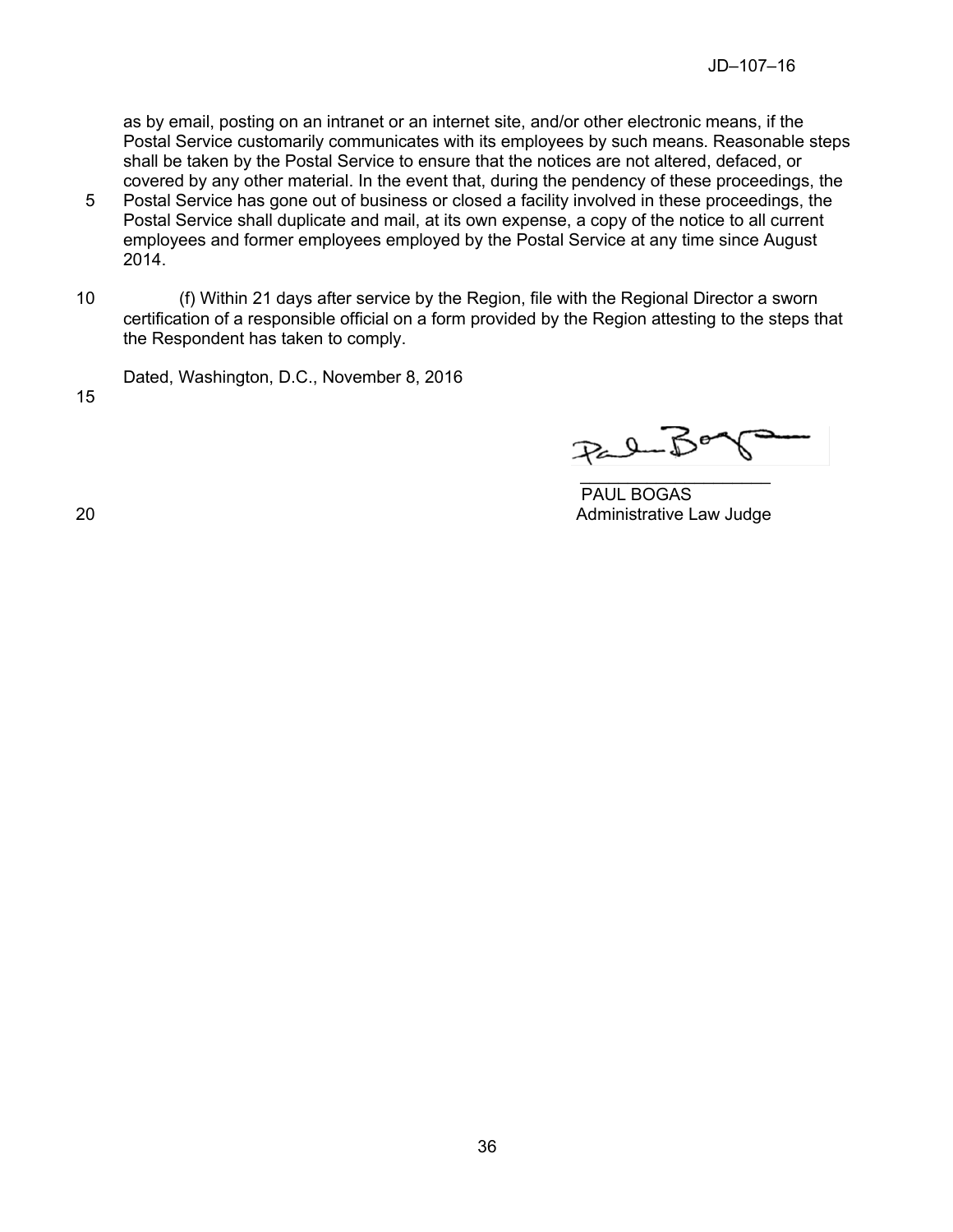as by email, posting on an intranet or an internet site, and/or other electronic means, if the Postal Service customarily communicates with its employees by such means. Reasonable steps shall be taken by the Postal Service to ensure that the notices are not altered, defaced, or covered by any other material. In the event that, during the pendency of these proceedings, the Postal Service has gone out of business or closed a facility involved in these proceedings, the Postal Service shall duplicate and mail, at its own expense, a copy of the notice to all current employees and former employees employed by the Postal Service at any time since August 2014.

(f) Within 21 days after service by the Region, file with the Regional Director a sworn certification of a responsible official on a form provided by the Region attesting to the steps that the Respondent has taken to comply.

Dated, Washington, D.C., November 8, 2016

PAUL BOGAS
Administrative Law Judge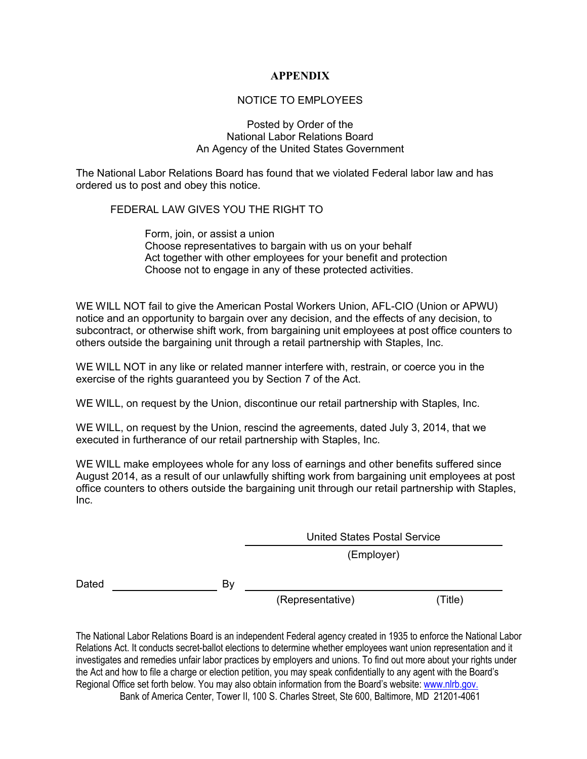# APPENDIX

NOTICE TO EMPLOYEES

Posted by Order of the
National Labor Relations Board
An Agency of the United States Government

The National Labor Relations Board has found that we violated Federal labor law and has ordered us to post and obey this notice.

FEDERAL LAW GIVES YOU THE RIGHT TO

Form, join, or assist a union
Choose representatives to bargain with us on your behalf
Act together with other employees for your benefit and protection
Choose not to engage in any of these protected activities.

WE WILL NOT fail to give the American Postal Workers Union, AFL-CIO (Union or APWU) notice and an opportunity to bargain over any decision, and the effects of any decision, to subcontract, or otherwise shift work, from bargaining unit employees at post office counters to others outside the bargaining unit through a retail partnership with Staples, Inc.

WE WILL NOT in any like or related manner interfere with, restrain, or coerce you in the exercise of the rights guaranteed you by Section 7 of the Act.

WE WILL, on request by the Union, discontinue our retail partnership with Staples, Inc.

WE WILL, on request by the Union, rescind the agreements, dated July 3, 2014, that we executed in furtherance of our retail partnership with Staples, Inc.

WE WILL make employees whole for any loss of earnings and other benefits suffered since August 2014, as a result of our unlawfully shifting work from bargaining unit employees at post office counters to others outside the bargaining unit through our retail partnership with Staples, Inc.

United States Postal Service
(Employer)

Dated \_\_\_\_\_\_\_\_\_\_\_\_\_\_\_\_ By \_\_\_\_\_\_\_\_\_\_\_\_\_\_\_\_\_\_\_\_\_\_\_\_\_\_\_\_\_\_\_\_
(Representative) (Title)

The National Labor Relations Board is an independent Federal agency created in 1935 to enforce the National Labor Relations Act. It conducts secret-ballot elections to determine whether employees want union representation and it investigates and remedies unfair labor practices by employers and unions. To find out more about your rights under the Act and how to file a charge or election petition, you may speak confidentially to any agent with the Board's Regional Office set forth below. You may also obtain information from the Board's website: www.nlrb.gov.

Bank of America Center, Tower II, 100 S. Charles Street, Ste 600, Baltimore, MD 21201-4061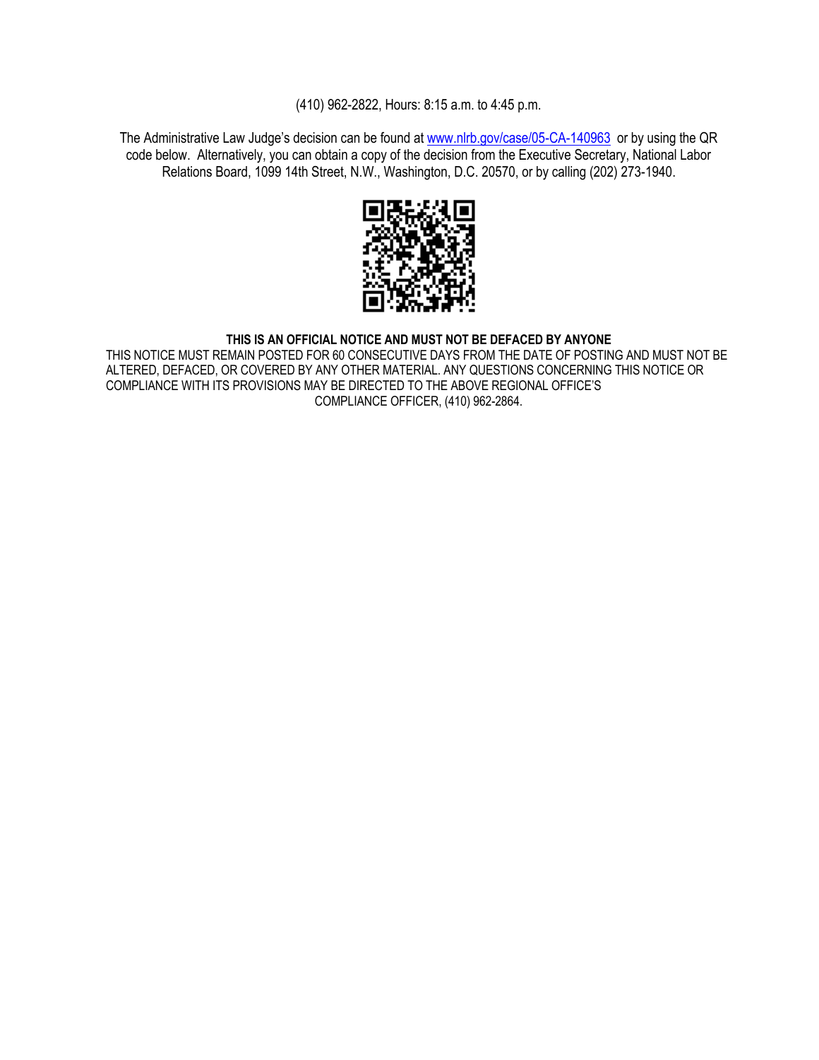(410) 962-2822, Hours: 8:15 a.m. to 4:45 p.m.

The Administrative Law Judge's decision can be found at [www.nlrb.gov/case/05-CA-140963](http://www.nlrb.gov/case/05-CA-140963) or by using the QR code below. Alternatively, you can obtain a copy of the decision from the Executive Secretary, National Labor Relations Board, 1099 14th Street, N.W., Washington, D.C. 20570, or by calling (202) 273-1940.

**THIS IS AN OFFICIAL NOTICE AND MUST NOT BE DEFACED BY ANYONE**

THIS NOTICE MUST REMAIN POSTED FOR 60 CONSECUTIVE DAYS FROM THE DATE OF POSTING AND MUST NOT BE ALTERED, DEFACED, OR COVERED BY ANY OTHER MATERIAL. ANY QUESTIONS CONCERNING THIS NOTICE OR COMPLIANCE WITH ITS PROVISIONS MAY BE DIRECTED TO THE ABOVE REGIONAL OFFICE'S COMPLIANCE OFFICER, (410) 962-2864.